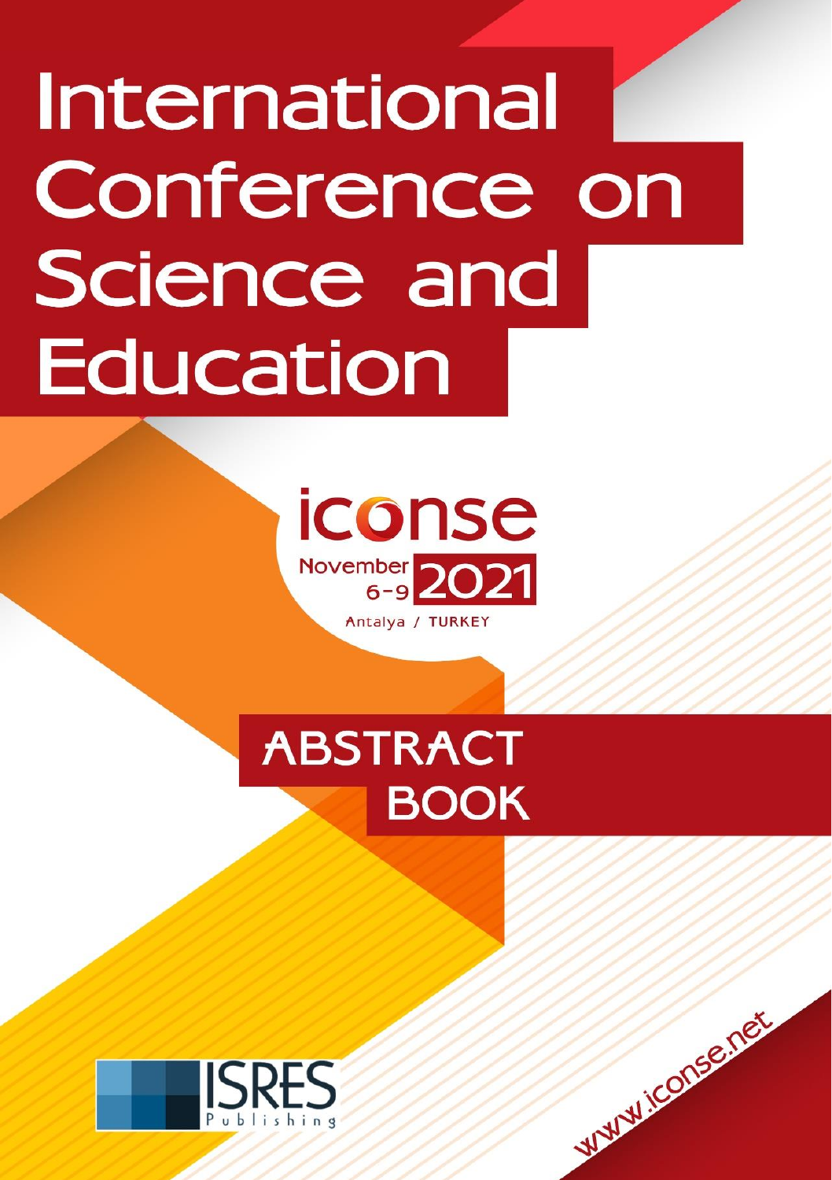# International Conference on Science and Education

iconse

November 6-9 2021

Antalya / TURKEY

## ABSTRACT BOOK

ISRES Publishing

www.iconse.net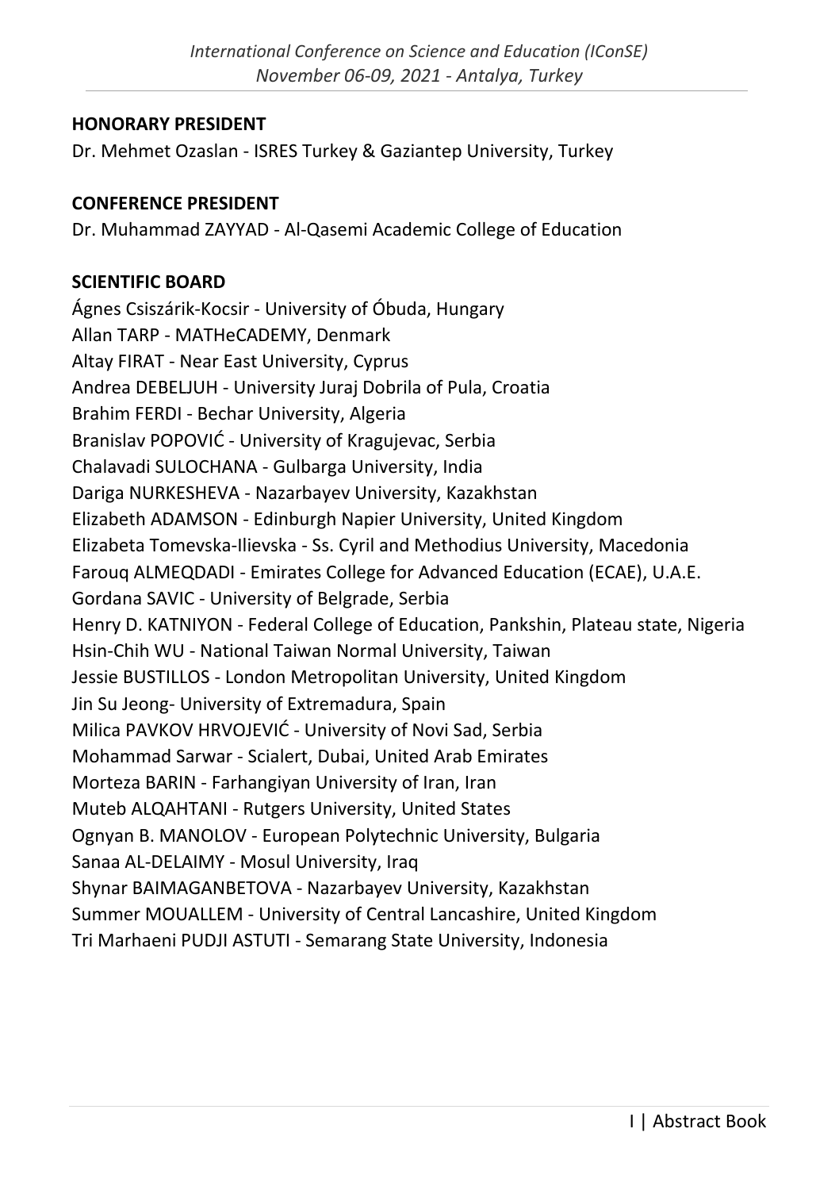**HONORARY PRESIDENT**

Dr. Mehmet Ozaslan - ISRES Turkey & Gaziantep University, Turkey

**CONFERENCE PRESIDENT**

Dr. Muhammad ZAYYAD - Al-Qasemi Academic College of Education

**SCIENTIFIC BOARD**

Ágnes Csiszárik-Kocsir - University of Óbuda, Hungary
Allan TARP - MATHeCADEMY, Denmark
Altay FIRAT - Near East University, Cyprus
Andrea DEBELJUH - University Juraj Dobrila of Pula, Croatia
Brahim FERDI - Bechar University, Algeria
Branislav POPOVIĆ - University of Kragujevac, Serbia
Chalavadi SULOCHANA - Gulbarga University, India
Dariga NURKESHEVA - Nazarbayev University, Kazakhstan
Elizabeth ADAMSON - Edinburgh Napier University, United Kingdom
Elizabeta Tomevska-Ilievska - Ss. Cyril and Methodius University, Macedonia
Farouq ALMEQDADI - Emirates College for Advanced Education (ECAE), U.A.E.
Gordana SAVIC - University of Belgrade, Serbia
Henry D. KATNIYON - Federal College of Education, Pankshin, Plateau state, Nigeria
Hsin-Chih WU - National Taiwan Normal University, Taiwan
Jessie BUSTILLOS - London Metropolitan University, United Kingdom
Jin Su Jeong- University of Extremadura, Spain
Milica PAVKOV HRVOJEVIĆ - University of Novi Sad, Serbia
Mohammad Sarwar - Scialert, Dubai, United Arab Emirates
Morteza BARIN - Farhangiyan University of Iran, Iran
Muteb ALQAHTANI - Rutgers University, United States
Ognyan B. MANOLOV - European Polytechnic University, Bulgaria
Sanaa AL-DELAIMY - Mosul University, Iraq
Shynar BAIMAGANBETOVA - Nazarbayev University, Kazakhstan
Summer MOUALLEM - University of Central Lancashire, United Kingdom
Tri Marhaeni PUDJI ASTUTI - Semarang State University, Indonesia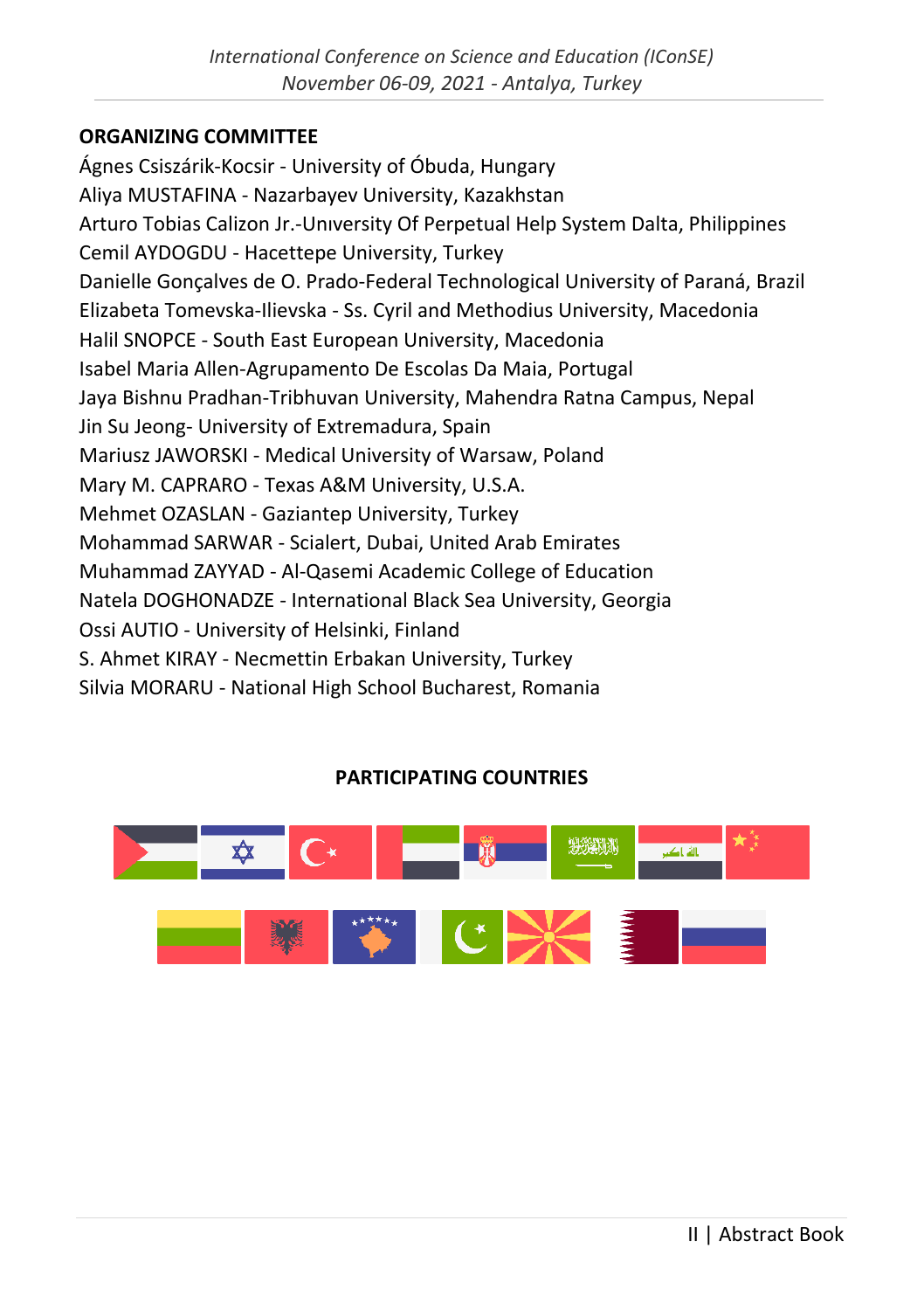## ORGANIZING COMMITTEE

Ágnes Csiszárik-Kocsir - University of Óbuda, Hungary
Aliya MUSTAFINA - Nazarbayev University, Kazakhstan
Arturo Tobias Calizon Jr.-Unıversity Of Perpetual Help System Dalta, Philippines
Cemil AYDOGDU - Hacettepe University, Turkey
Danielle Gonçalves de O. Prado-Federal Technological University of Paraná, Brazil
Elizabeta Tomevska-Ilievska - Ss. Cyril and Methodius University, Macedonia
Halil SNOPCE - South East European University, Macedonia
Isabel Maria Allen-Agrupamento De Escolas Da Maia, Portugal
Jaya Bishnu Pradhan-Tribhuvan University, Mahendra Ratna Campus, Nepal
Jin Su Jeong- University of Extremadura, Spain
Mariusz JAWORSKI - Medical University of Warsaw, Poland
Mary M. CAPRARO - Texas A&M University, U.S.A.
Mehmet OZASLAN - Gaziantep University, Turkey
Mohammad SARWAR - Scialert, Dubai, United Arab Emirates
Muhammad ZAYYAD - Al-Qasemi Academic College of Education
Natela DOGHONADZE - International Black Sea University, Georgia
Ossi AUTIO - University of Helsinki, Finland
S. Ahmet KIRAY - Necmettin Erbakan University, Turkey
Silvia MORARU - National High School Bucharest, Romania

## PARTICIPATING COUNTRIES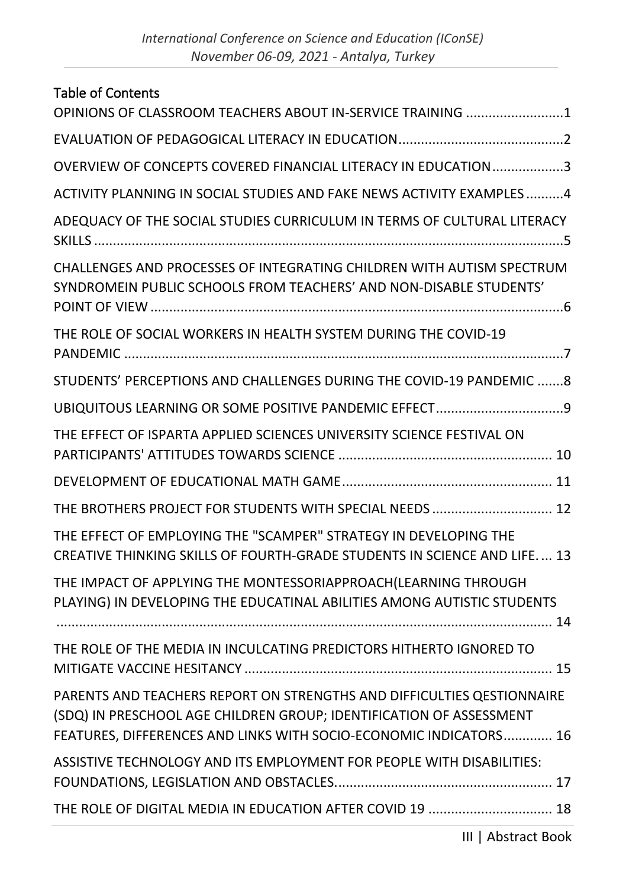## Table of Contents

OPINIONS OF CLASSROOM TEACHERS ABOUT IN-SERVICE TRAINING ..........................1

EVALUATION OF PEDAGOGICAL LITERACY IN EDUCATION...........................................2

OVERVIEW OF CONCEPTS COVERED FINANCIAL LITERACY IN EDUCATION..................3

ACTIVITY PLANNING IN SOCIAL STUDIES AND FAKE NEWS ACTIVITY EXAMPLES ..........4

ADEQUACY OF THE SOCIAL STUDIES CURRICULUM IN TERMS OF CULTURAL LITERACY SKILLS ..........................................................................................................5

CHALLENGES AND PROCESSES OF INTEGRATING CHILDREN WITH AUTISM SPECTRUM SYNDROMEIN PUBLIC SCHOOLS FROM TEACHERS' AND NON-DISABLE STUDENTS' POINT OF VIEW ..........................................................................................................6

THE ROLE OF SOCIAL WORKERS IN HEALTH SYSTEM DURING THE COVID-19 PANDEMIC ..........................................................................................................7

STUDENTS' PERCEPTIONS AND CHALLENGES DURING THE COVID-19 PANDEMIC .......8

UBIQUITOUS LEARNING OR SOME POSITIVE PANDEMIC EFFECT.................................9

THE EFFECT OF ISPARTA APPLIED SCIENCES UNIVERSITY SCIENCE FESTIVAL ON PARTICIPANTS' ATTITUDES TOWARDS SCIENCE ........................................................ 10

DEVELOPMENT OF EDUCATIONAL MATH GAME....................................................... 11

THE BROTHERS PROJECT FOR STUDENTS WITH SPECIAL NEEDS ................................ 12

THE EFFECT OF EMPLOYING THE "SCAMPER" STRATEGY IN DEVELOPING THE CREATIVE THINKING SKILLS OF FOURTH-GRADE STUDENTS IN SCIENCE AND LIFE. ... 13

THE IMPACT OF APPLYING THE MONTESSORIAPPROACH(LEARNING THROUGH PLAYING) IN DEVELOPING THE EDUCATINAL ABILITIES AMONG AUTISTIC STUDENTS ..................................................................................................................... 14

THE ROLE OF THE MEDIA IN INCULCATING PREDICTORS HITHERTO IGNORED TO MITIGATE VACCINE HESITANCY .................................................................................. 15

PARENTS AND TEACHERS REPORT ON STRENGTHS AND DIFFICULTIES QESTIONNAIRE (SDQ) IN PRESCHOOL AGE CHILDREN GROUP; IDENTIFICATION OF ASSESSMENT FEATURES, DIFFERENCES AND LINKS WITH SOCIO-ECONOMIC INDICATORS............. 16

ASSISTIVE TECHNOLOGY AND ITS EMPLOYMENT FOR PEOPLE WITH DISABILITIES: FOUNDATIONS, LEGISLATION AND OBSTACLES.......................................................... 17

THE ROLE OF DIGITAL MEDIA IN EDUCATION AFTER COVID 19 ................................. 18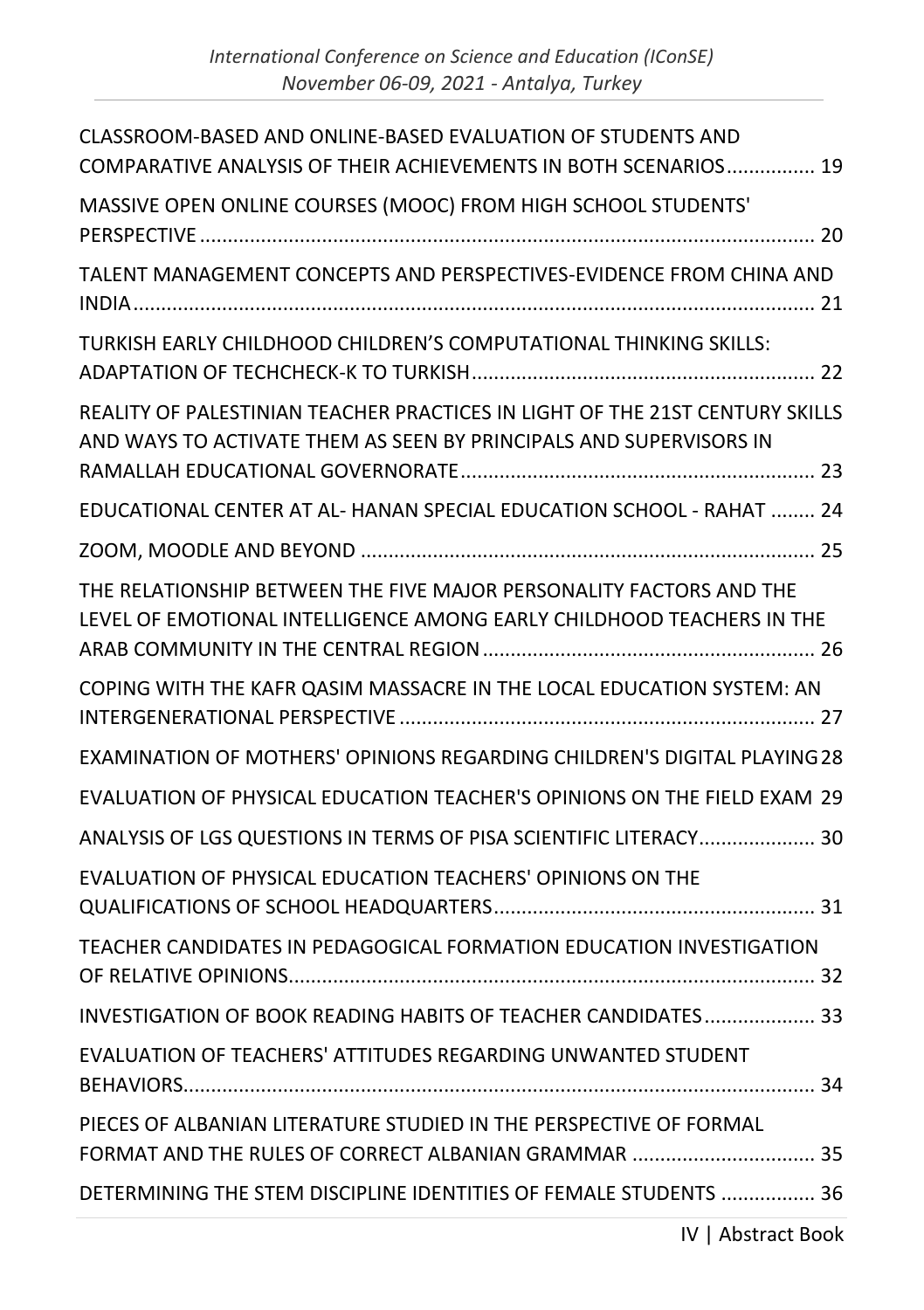CLASSROOM-BASED AND ONLINE-BASED EVALUATION OF STUDENTS AND COMPARATIVE ANALYSIS OF THEIR ACHIEVEMENTS IN BOTH SCENARIOS ................ 19

MASSIVE OPEN ONLINE COURSES (MOOC) FROM HIGH SCHOOL STUDENTS' PERSPECTIVE ................ 20

TALENT MANAGEMENT CONCEPTS AND PERSPECTIVES-EVIDENCE FROM CHINA AND INDIA ................ 21

TURKISH EARLY CHILDHOOD CHILDREN'S COMPUTATIONAL THINKING SKILLS: ADAPTATION OF TECHCHECK-K TO TURKISH ................ 22

REALITY OF PALESTINIAN TEACHER PRACTICES IN LIGHT OF THE 21ST CENTURY SKILLS AND WAYS TO ACTIVATE THEM AS SEEN BY PRINCIPALS AND SUPERVISORS IN RAMALLAH EDUCATIONAL GOVERNORATE ................ 23

EDUCATIONAL CENTER AT AL- HANAN SPECIAL EDUCATION SCHOOL - RAHAT ........ 24

ZOOM, MOODLE AND BEYOND ................ 25

THE RELATIONSHIP BETWEEN THE FIVE MAJOR PERSONALITY FACTORS AND THE LEVEL OF EMOTIONAL INTELLIGENCE AMONG EARLY CHILDHOOD TEACHERS IN THE ARAB COMMUNITY IN THE CENTRAL REGION ................ 26

COPING WITH THE KAFR QASIM MASSACRE IN THE LOCAL EDUCATION SYSTEM: AN INTERGENERATIONAL PERSPECTIVE ................ 27

EXAMINATION OF MOTHERS' OPINIONS REGARDING CHILDREN'S DIGITAL PLAYING 28

EVALUATION OF PHYSICAL EDUCATION TEACHER'S OPINIONS ON THE FIELD EXAM 29

ANALYSIS OF LGS QUESTIONS IN TERMS OF PISA SCIENTIFIC LITERACY ................ 30

EVALUATION OF PHYSICAL EDUCATION TEACHERS' OPINIONS ON THE QUALIFICATIONS OF SCHOOL HEADQUARTERS ................ 31

TEACHER CANDIDATES IN PEDAGOGICAL FORMATION EDUCATION INVESTIGATION OF RELATIVE OPINIONS ................ 32

INVESTIGATION OF BOOK READING HABITS OF TEACHER CANDIDATES ................ 33

EVALUATION OF TEACHERS' ATTITUDES REGARDING UNWANTED STUDENT BEHAVIORS ................ 34

PIECES OF ALBANIAN LITERATURE STUDIED IN THE PERSPECTIVE OF FORMAL FORMAT AND THE RULES OF CORRECT ALBANIAN GRAMMAR ................ 35

DETERMINING THE STEM DISCIPLINE IDENTITIES OF FEMALE STUDENTS ................ 36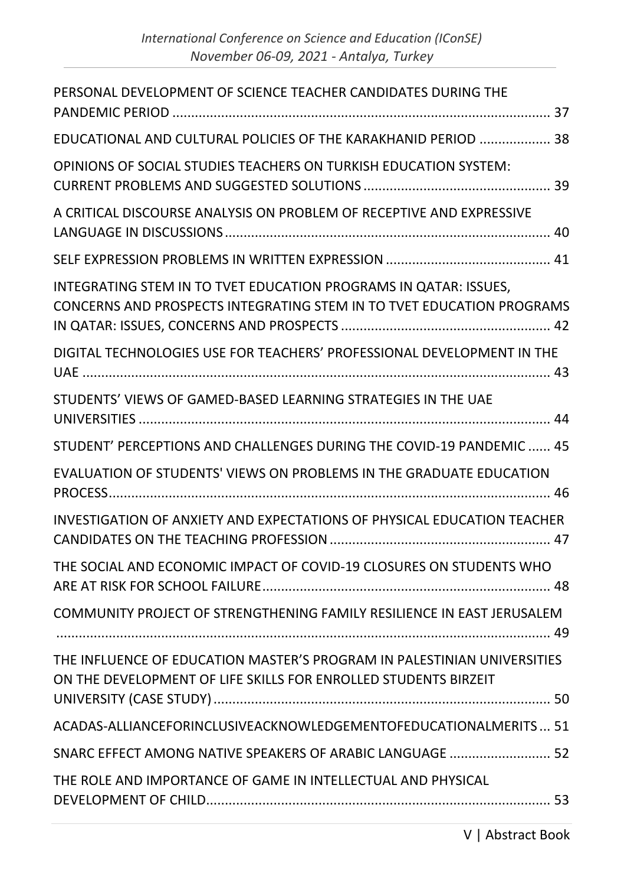PERSONAL DEVELOPMENT OF SCIENCE TEACHER CANDIDATES DURING THE PANDEMIC PERIOD ........ 37

EDUCATIONAL AND CULTURAL POLICIES OF THE KARAKHANID PERIOD ........ 38

OPINIONS OF SOCIAL STUDIES TEACHERS ON TURKISH EDUCATION SYSTEM: CURRENT PROBLEMS AND SUGGESTED SOLUTIONS ........ 39

A CRITICAL DISCOURSE ANALYSIS ON PROBLEM OF RECEPTIVE AND EXPRESSIVE LANGUAGE IN DISCUSSIONS ........ 40

SELF EXPRESSION PROBLEMS IN WRITTEN EXPRESSION ........ 41

INTEGRATING STEM IN TO TVET EDUCATION PROGRAMS IN QATAR: ISSUES, CONCERNS AND PROSPECTS INTEGRATING STEM IN TO TVET EDUCATION PROGRAMS IN QATAR: ISSUES, CONCERNS AND PROSPECTS ........ 42

DIGITAL TECHNOLOGIES USE FOR TEACHERS' PROFESSIONAL DEVELOPMENT IN THE UAE ........ 43

STUDENTS' VIEWS OF GAMED-BASED LEARNING STRATEGIES IN THE UAE UNIVERSITIES ........ 44

STUDENT' PERCEPTIONS AND CHALLENGES DURING THE COVID-19 PANDEMIC ........ 45

EVALUATION OF STUDENTS' VIEWS ON PROBLEMS IN THE GRADUATE EDUCATION PROCESS ........ 46

INVESTIGATION OF ANXIETY AND EXPECTATIONS OF PHYSICAL EDUCATION TEACHER CANDIDATES ON THE TEACHING PROFESSION ........ 47

THE SOCIAL AND ECONOMIC IMPACT OF COVID-19 CLOSURES ON STUDENTS WHO ARE AT RISK FOR SCHOOL FAILURE ........ 48

COMMUNITY PROJECT OF STRENGTHENING FAMILY RESILIENCE IN EAST JERUSALEM ........ 49

THE INFLUENCE OF EDUCATION MASTER'S PROGRAM IN PALESTINIAN UNIVERSITIES ON THE DEVELOPMENT OF LIFE SKILLS FOR ENROLLED STUDENTS BIRZEIT UNIVERSITY (CASE STUDY) ........ 50

ACADAS-ALLIANCEFORINCLUSIVEACKNOWLEDGEMENTOFEDUCATIONALMERITS ... 51

SNARC EFFECT AMONG NATIVE SPEAKERS OF ARABIC LANGUAGE ........ 52

THE ROLE AND IMPORTANCE OF GAME IN INTELLECTUAL AND PHYSICAL DEVELOPMENT OF CHILD ........ 53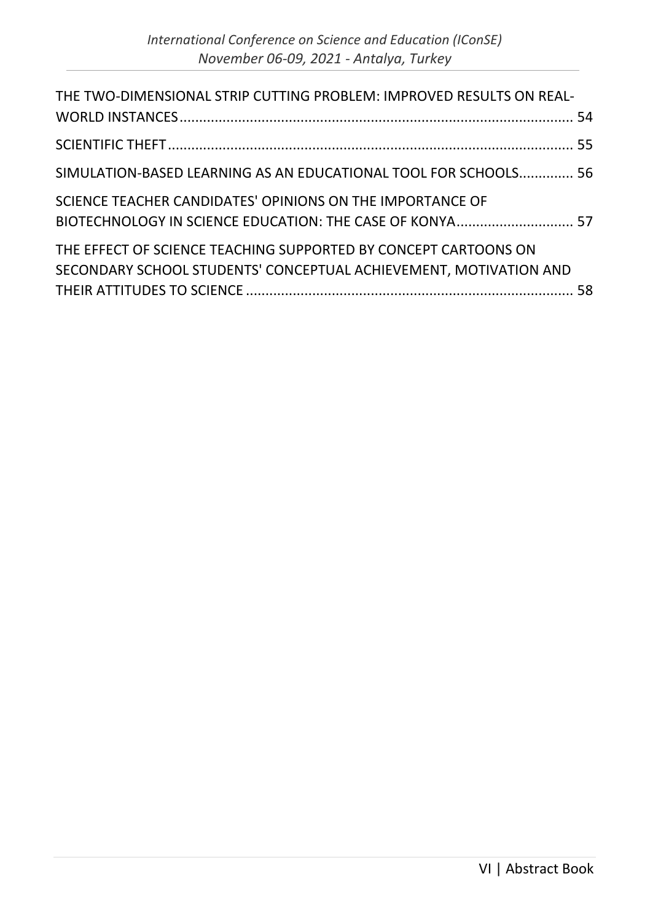THE TWO-DIMENSIONAL STRIP CUTTING PROBLEM: IMPROVED RESULTS ON REAL-WORLD INSTANCES ........................................................................................................ 54

SCIENTIFIC THEFT ........................................................................................................ 55

SIMULATION-BASED LEARNING AS AN EDUCATIONAL TOOL FOR SCHOOLS.............. 56

SCIENCE TEACHER CANDIDATES' OPINIONS ON THE IMPORTANCE OF BIOTECHNOLOGY IN SCIENCE EDUCATION: THE CASE OF KONYA............................. 57

THE EFFECT OF SCIENCE TEACHING SUPPORTED BY CONCEPT CARTOONS ON SECONDARY SCHOOL STUDENTS' CONCEPTUAL ACHIEVEMENT, MOTIVATION AND THEIR ATTITUDES TO SCIENCE .................................................................................... 58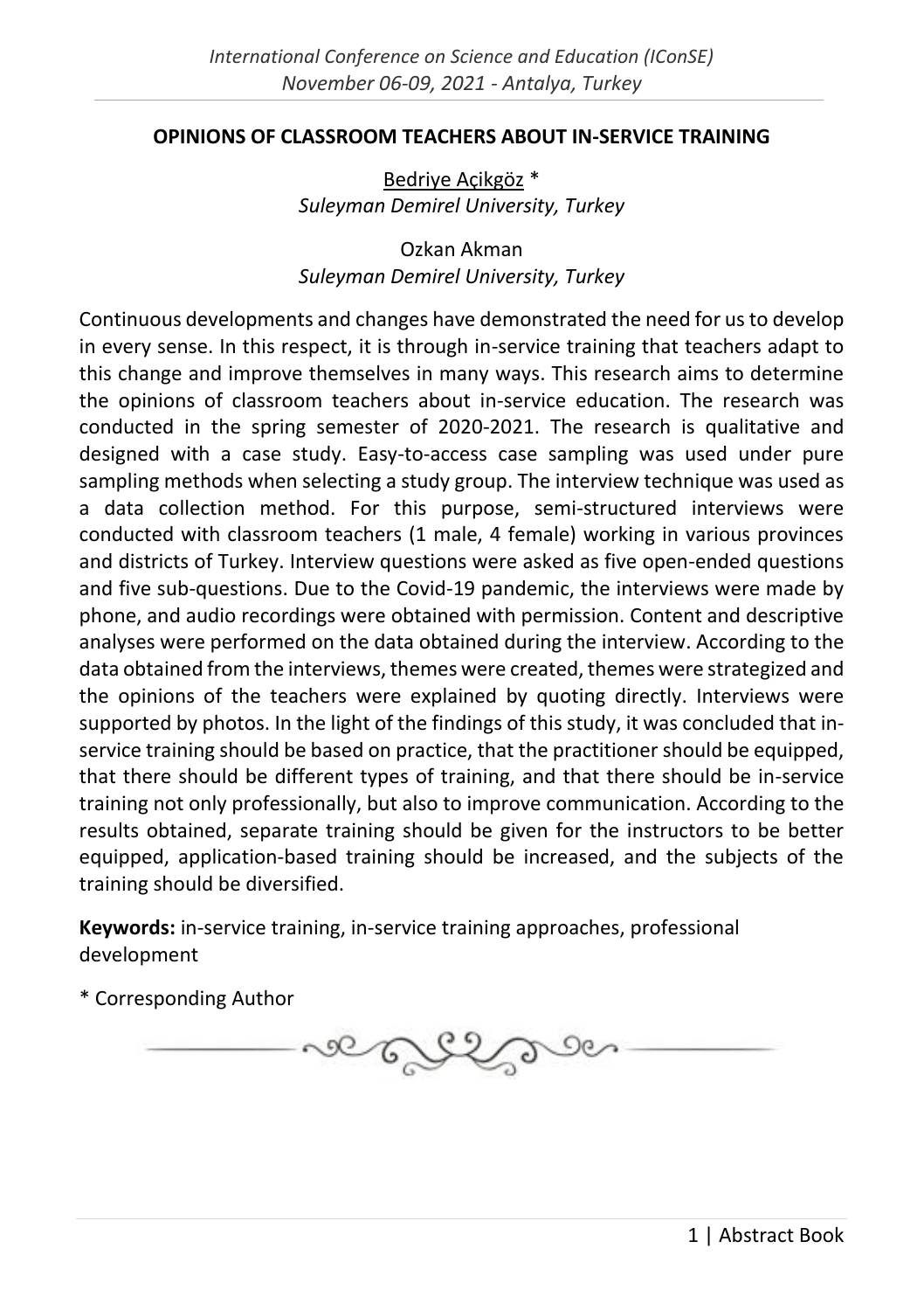## OPINIONS OF CLASSROOM TEACHERS ABOUT IN-SERVICE TRAINING

Bedriye Açikgöz *
*Suleyman Demirel University, Turkey*

Ozkan Akman
*Suleyman Demirel University, Turkey*

Continuous developments and changes have demonstrated the need for us to develop in every sense. In this respect, it is through in-service training that teachers adapt to this change and improve themselves in many ways. This research aims to determine the opinions of classroom teachers about in-service education. The research was conducted in the spring semester of 2020-2021. The research is qualitative and designed with a case study. Easy-to-access case sampling was used under pure sampling methods when selecting a study group. The interview technique was used as a data collection method. For this purpose, semi-structured interviews were conducted with classroom teachers (1 male, 4 female) working in various provinces and districts of Turkey. Interview questions were asked as five open-ended questions and five sub-questions. Due to the Covid-19 pandemic, the interviews were made by phone, and audio recordings were obtained with permission. Content and descriptive analyses were performed on the data obtained during the interview. According to the data obtained from the interviews, themes were created, themes were strategized and the opinions of the teachers were explained by quoting directly. Interviews were supported by photos. In the light of the findings of this study, it was concluded that in-service training should be based on practice, that the practitioner should be equipped, that there should be different types of training, and that there should be in-service training not only professionally, but also to improve communication. According to the results obtained, separate training should be given for the instructors to be better equipped, application-based training should be increased, and the subjects of the training should be diversified.

**Keywords:** in-service training, in-service training approaches, professional development

\* Corresponding Author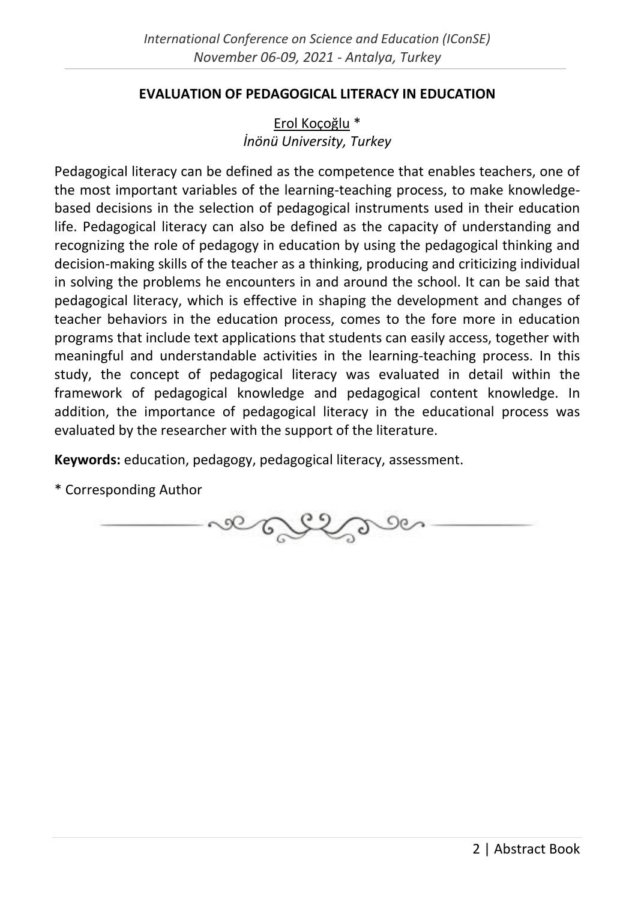## EVALUATION OF PEDAGOGICAL LITERACY IN EDUCATION

Erol Koçoğlu *
*İnönü University, Turkey*

Pedagogical literacy can be defined as the competence that enables teachers, one of the most important variables of the learning-teaching process, to make knowledge-based decisions in the selection of pedagogical instruments used in their education life. Pedagogical literacy can also be defined as the capacity of understanding and recognizing the role of pedagogy in education by using the pedagogical thinking and decision-making skills of the teacher as a thinking, producing and criticizing individual in solving the problems he encounters in and around the school. It can be said that pedagogical literacy, which is effective in shaping the development and changes of teacher behaviors in the education process, comes to the fore more in education programs that include text applications that students can easily access, together with meaningful and understandable activities in the learning-teaching process. In this study, the concept of pedagogical literacy was evaluated in detail within the framework of pedagogical knowledge and pedagogical content knowledge. In addition, the importance of pedagogical literacy in the educational process was evaluated by the researcher with the support of the literature.

**Keywords:** education, pedagogy, pedagogical literacy, assessment.

* Corresponding Author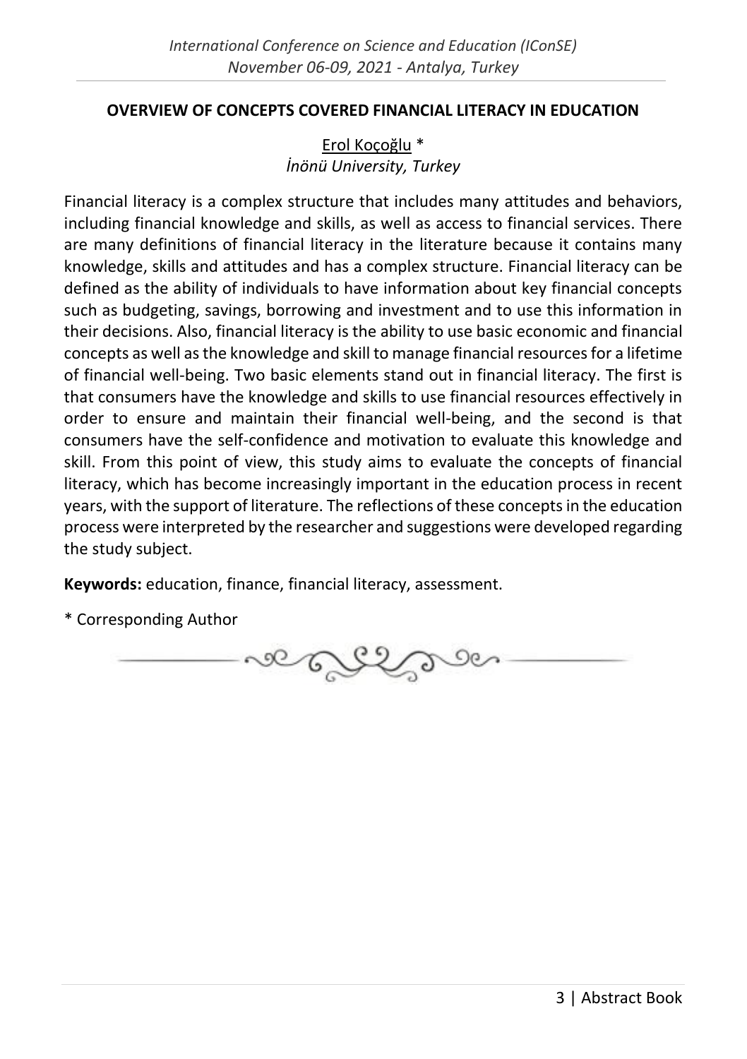## OVERVIEW OF CONCEPTS COVERED FINANCIAL LITERACY IN EDUCATION

Erol Koçoğlu *
*İnönü University, Turkey*

Financial literacy is a complex structure that includes many attitudes and behaviors, including financial knowledge and skills, as well as access to financial services. There are many definitions of financial literacy in the literature because it contains many knowledge, skills and attitudes and has a complex structure. Financial literacy can be defined as the ability of individuals to have information about key financial concepts such as budgeting, savings, borrowing and investment and to use this information in their decisions. Also, financial literacy is the ability to use basic economic and financial concepts as well as the knowledge and skill to manage financial resources for a lifetime of financial well-being. Two basic elements stand out in financial literacy. The first is that consumers have the knowledge and skills to use financial resources effectively in order to ensure and maintain their financial well-being, and the second is that consumers have the self-confidence and motivation to evaluate this knowledge and skill. From this point of view, this study aims to evaluate the concepts of financial literacy, which has become increasingly important in the education process in recent years, with the support of literature. The reflections of these concepts in the education process were interpreted by the researcher and suggestions were developed regarding the study subject.

**Keywords:** education, finance, financial literacy, assessment.

* Corresponding Author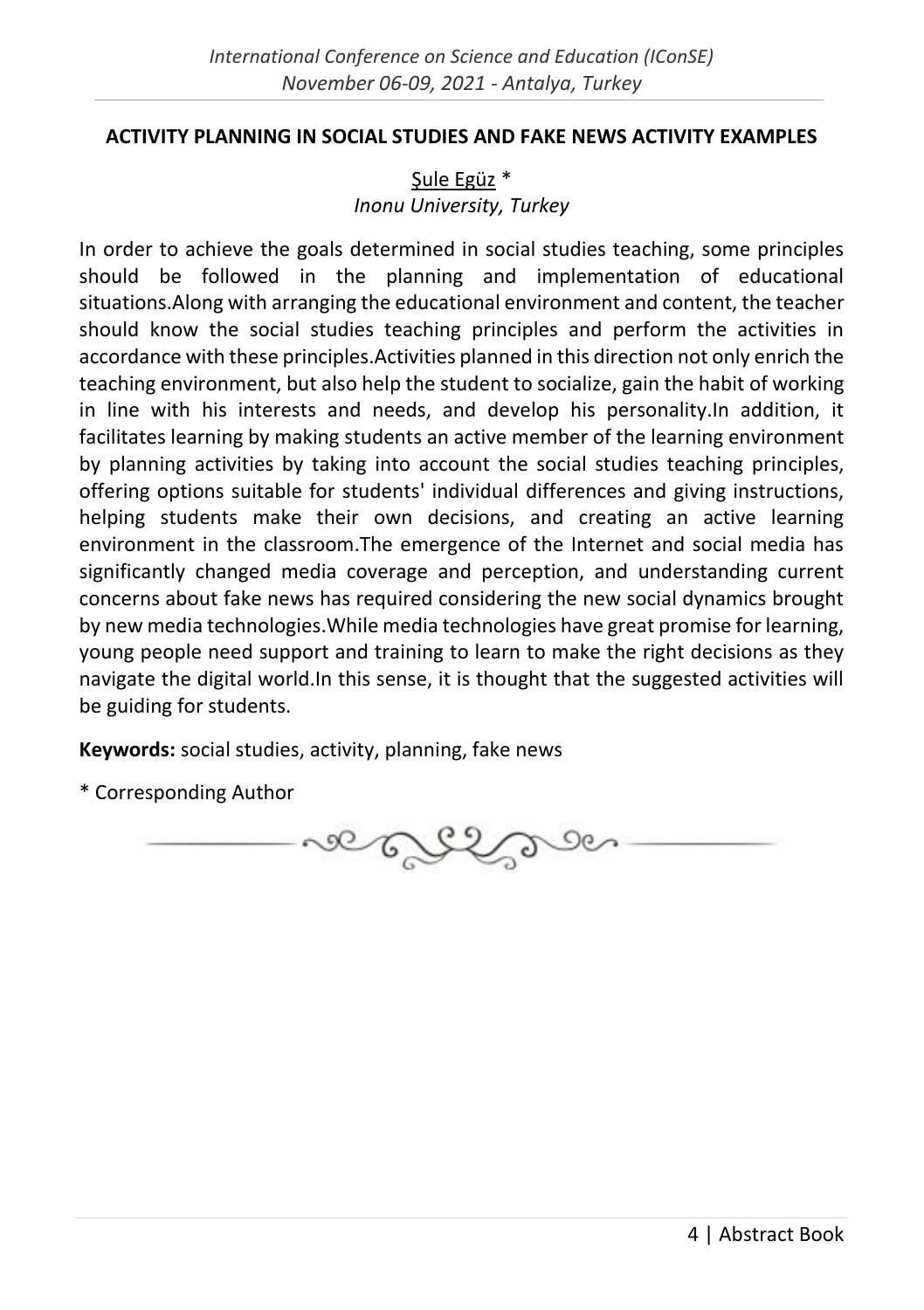## ACTIVITY PLANNING IN SOCIAL STUDIES AND FAKE NEWS ACTIVITY EXAMPLES

Şule Egüz *
*Inonu University, Turkey*

In order to achieve the goals determined in social studies teaching, some principles should be followed in the planning and implementation of educational situations.Along with arranging the educational environment and content, the teacher should know the social studies teaching principles and perform the activities in accordance with these principles.Activities planned in this direction not only enrich the teaching environment, but also help the student to socialize, gain the habit of working in line with his interests and needs, and develop his personality.In addition, it facilitates learning by making students an active member of the learning environment by planning activities by taking into account the social studies teaching principles, offering options suitable for students' individual differences and giving instructions, helping students make their own decisions, and creating an active learning environment in the classroom.The emergence of the Internet and social media has significantly changed media coverage and perception, and understanding current concerns about fake news has required considering the new social dynamics brought by new media technologies.While media technologies have great promise for learning, young people need support and training to learn to make the right decisions as they navigate the digital world.In this sense, it is thought that the suggested activities will be guiding for students.

**Keywords:** social studies, activity, planning, fake news

* Corresponding Author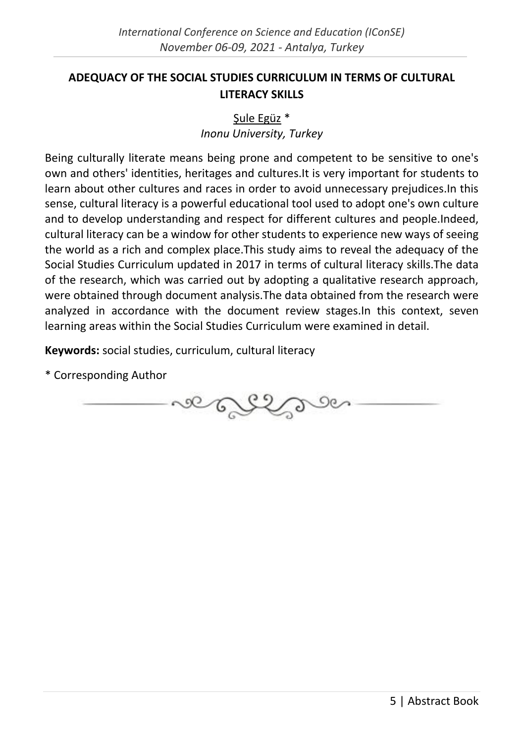## ADEQUACY OF THE SOCIAL STUDIES CURRICULUM IN TERMS OF CULTURAL LITERACY SKILLS

Şule Egüz *
*Inonu University, Turkey*

Being culturally literate means being prone and competent to be sensitive to one's own and others' identities, heritages and cultures.It is very important for students to learn about other cultures and races in order to avoid unnecessary prejudices.In this sense, cultural literacy is a powerful educational tool used to adopt one's own culture and to develop understanding and respect for different cultures and people.Indeed, cultural literacy can be a window for other students to experience new ways of seeing the world as a rich and complex place.This study aims to reveal the adequacy of the Social Studies Curriculum updated in 2017 in terms of cultural literacy skills.The data of the research, which was carried out by adopting a qualitative research approach, were obtained through document analysis.The data obtained from the research were analyzed in accordance with the document review stages.In this context, seven learning areas within the Social Studies Curriculum were examined in detail.

**Keywords:** social studies, curriculum, cultural literacy

* Corresponding Author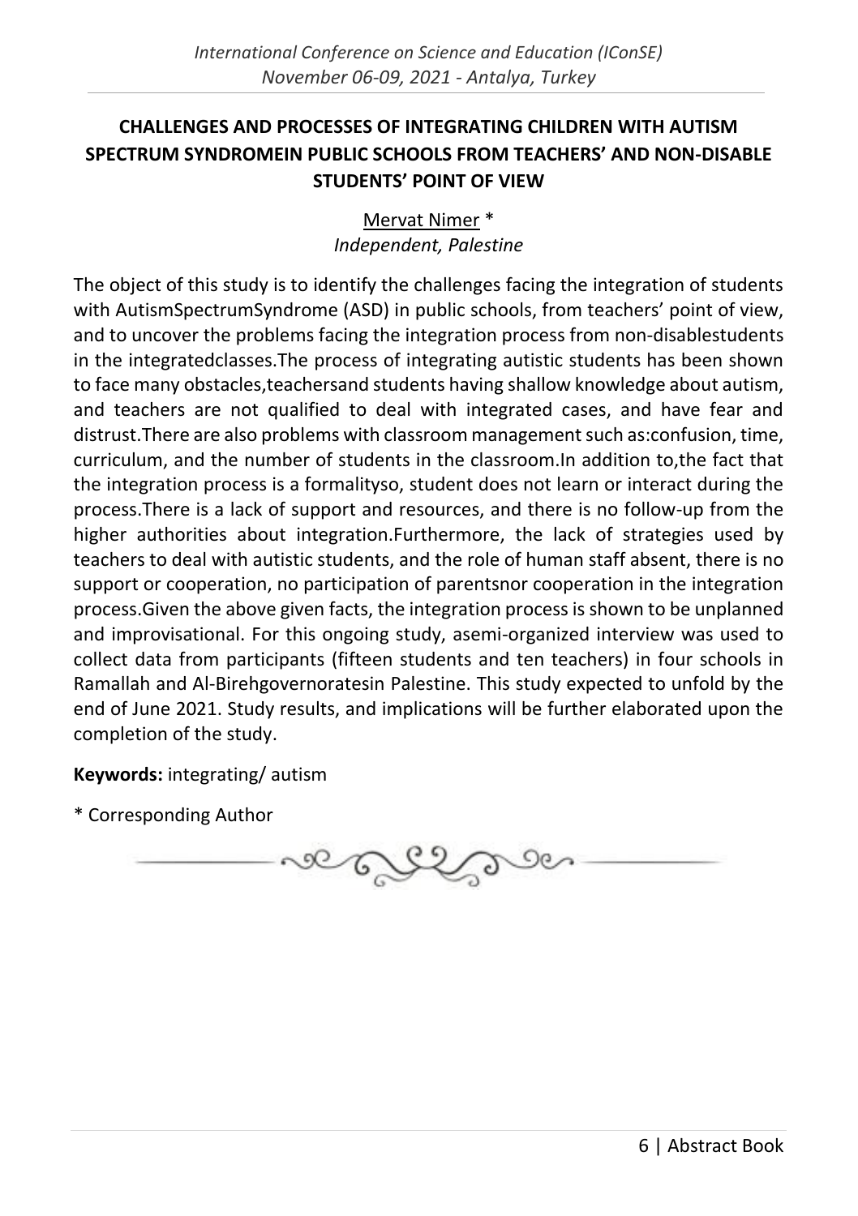# CHALLENGES AND PROCESSES OF INTEGRATING CHILDREN WITH AUTISM SPECTRUM SYNDROMEIN PUBLIC SCHOOLS FROM TEACHERS' AND NON-DISABLE STUDENTS' POINT OF VIEW

Mervat Nimer *
*Independent, Palestine*

The object of this study is to identify the challenges facing the integration of students with AutismSpectrumSyndrome (ASD) in public schools, from teachers' point of view, and to uncover the problems facing the integration process from non-disablestudents in the integratedclasses.The process of integrating autistic students has been shown to face many obstacles,teachersand students having shallow knowledge about autism, and teachers are not qualified to deal with integrated cases, and have fear and distrust.There are also problems with classroom management such as:confusion, time, curriculum, and the number of students in the classroom.In addition to,the fact that the integration process is a formalityso, student does not learn or interact during the process.There is a lack of support and resources, and there is no follow-up from the higher authorities about integration.Furthermore, the lack of strategies used by teachers to deal with autistic students, and the role of human staff absent, there is no support or cooperation, no participation of parentsnor cooperation in the integration process.Given the above given facts, the integration process is shown to be unplanned and improvisational. For this ongoing study, asemi-organized interview was used to collect data from participants (fifteen students and ten teachers) in four schools in Ramallah and Al-Birehgovernoratesin Palestine. This study expected to unfold by the end of June 2021. Study results, and implications will be further elaborated upon the completion of the study.

**Keywords:** integrating/ autism

\* Corresponding Author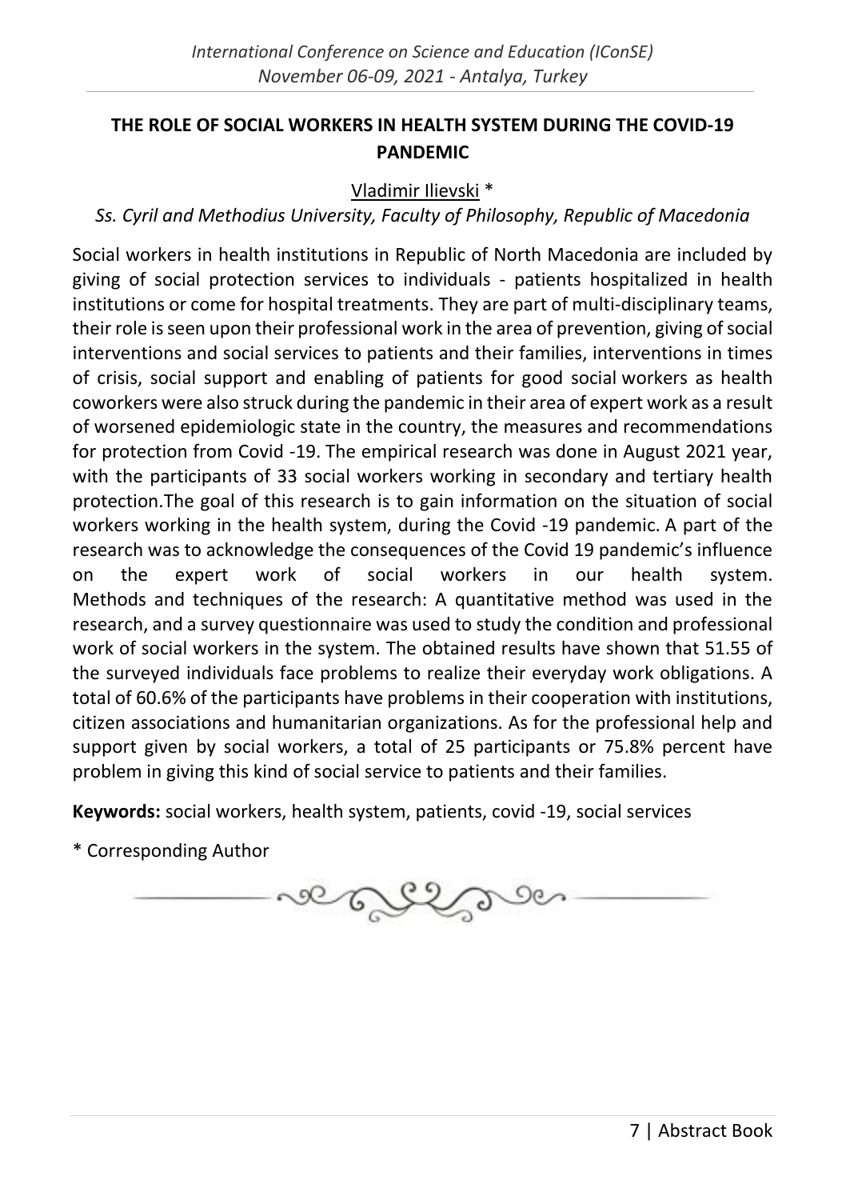# THE ROLE OF SOCIAL WORKERS IN HEALTH SYSTEM DURING THE COVID-19 PANDEMIC

Vladimir Ilievski *

*Ss. Cyril and Methodius University, Faculty of Philosophy, Republic of Macedonia*

Social workers in health institutions in Republic of North Macedonia are included by giving of social protection services to individuals - patients hospitalized in health institutions or come for hospital treatments. They are part of multi-disciplinary teams, their role is seen upon their professional work in the area of prevention, giving of social interventions and social services to patients and their families, interventions in times of crisis, social support and enabling of patients for good social workers as health coworkers were also struck during the pandemic in their area of expert work as a result of worsened epidemiologic state in the country, the measures and recommendations for protection from Covid -19. The empirical research was done in August 2021 year, with the participants of 33 social workers working in secondary and tertiary health protection.The goal of this research is to gain information on the situation of social workers working in the health system, during the Covid -19 pandemic. A part of the research was to acknowledge the consequences of the Covid 19 pandemic's influence on the expert work of social workers in our health system. Methods and techniques of the research: A quantitative method was used in the research, and a survey questionnaire was used to study the condition and professional work of social workers in the system. The obtained results have shown that 51.55 of the surveyed individuals face problems to realize their everyday work obligations. A total of 60.6% of the participants have problems in their cooperation with institutions, citizen associations and humanitarian organizations. As for the professional help and support given by social workers, a total of 25 participants or 75.8% percent have problem in giving this kind of social service to patients and their families.

**Keywords:** social workers, health system, patients, covid -19, social services

\* Corresponding Author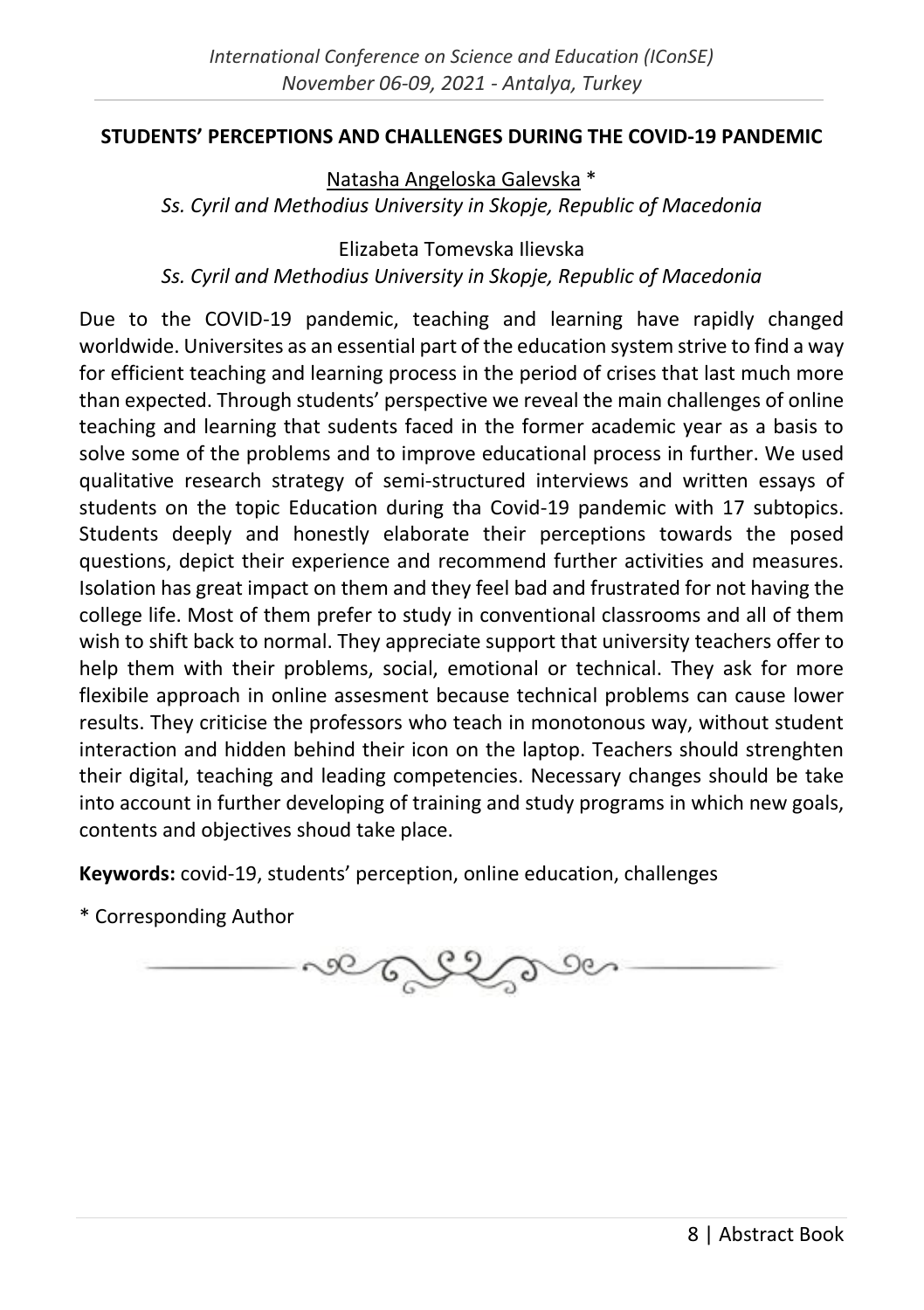## STUDENTS' PERCEPTIONS AND CHALLENGES DURING THE COVID-19 PANDEMIC

Natasha Angeloska Galevska *
*Ss. Cyril and Methodius University in Skopje, Republic of Macedonia*

Elizabeta Tomevska Ilievska
*Ss. Cyril and Methodius University in Skopje, Republic of Macedonia*

Due to the COVID-19 pandemic, teaching and learning have rapidly changed worldwide. Universites as an essential part of the education system strive to find a way for efficient teaching and learning process in the period of crises that last much more than expected. Through students' perspective we reveal the main challenges of online teaching and learning that sudents faced in the former academic year as a basis to solve some of the problems and to improve educational process in further. We used qualitative research strategy of semi-structured interviews and written essays of students on the topic Education during tha Covid-19 pandemic with 17 subtopics. Students deeply and honestly elaborate their perceptions towards the posed questions, depict their experience and recommend further activities and measures. Isolation has great impact on them and they feel bad and frustrated for not having the college life. Most of them prefer to study in conventional classrooms and all of them wish to shift back to normal. They appreciate support that university teachers offer to help them with their problems, social, emotional or technical. They ask for more flexibile approach in online assesment because technical problems can cause lower results. They criticise the professors who teach in monotonous way, without student interaction and hidden behind their icon on the laptop. Teachers should strenghten their digital, teaching and leading competencies. Necessary changes should be take into account in further developing of training and study programs in which new goals, contents and objectives shoud take place.

**Keywords:** covid-19, students' perception, online education, challenges

\* Corresponding Author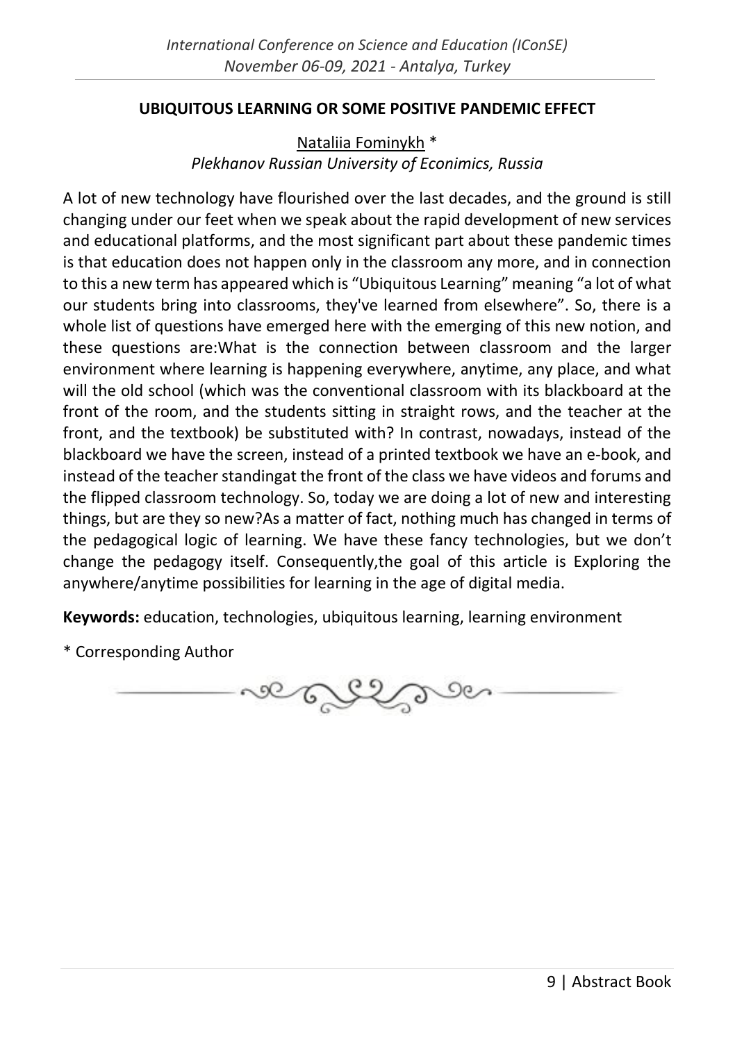## UBIQUITOUS LEARNING OR SOME POSITIVE PANDEMIC EFFECT

Nataliia Fominykh *
*Plekhanov Russian University of Econimics, Russia*

A lot of new technology have flourished over the last decades, and the ground is still changing under our feet when we speak about the rapid development of new services and educational platforms, and the most significant part about these pandemic times is that education does not happen only in the classroom any more, and in connection to this a new term has appeared which is "Ubiquitous Learning" meaning "a lot of what our students bring into classrooms, they've learned from elsewhere". So, there is a whole list of questions have emerged here with the emerging of this new notion, and these questions are:What is the connection between classroom and the larger environment where learning is happening everywhere, anytime, any place, and what will the old school (which was the conventional classroom with its blackboard at the front of the room, and the students sitting in straight rows, and the teacher at the front, and the textbook) be substituted with? In contrast, nowadays, instead of the blackboard we have the screen, instead of a printed textbook we have an e-book, and instead of the teacher standingat the front of the class we have videos and forums and the flipped classroom technology. So, today we are doing a lot of new and interesting things, but are they so new?As a matter of fact, nothing much has changed in terms of the pedagogical logic of learning. We have these fancy technologies, but we don't change the pedagogy itself. Consequently,the goal of this article is Exploring the anywhere/anytime possibilities for learning in the age of digital media.

**Keywords:** education, technologies, ubiquitous learning, learning environment

* Corresponding Author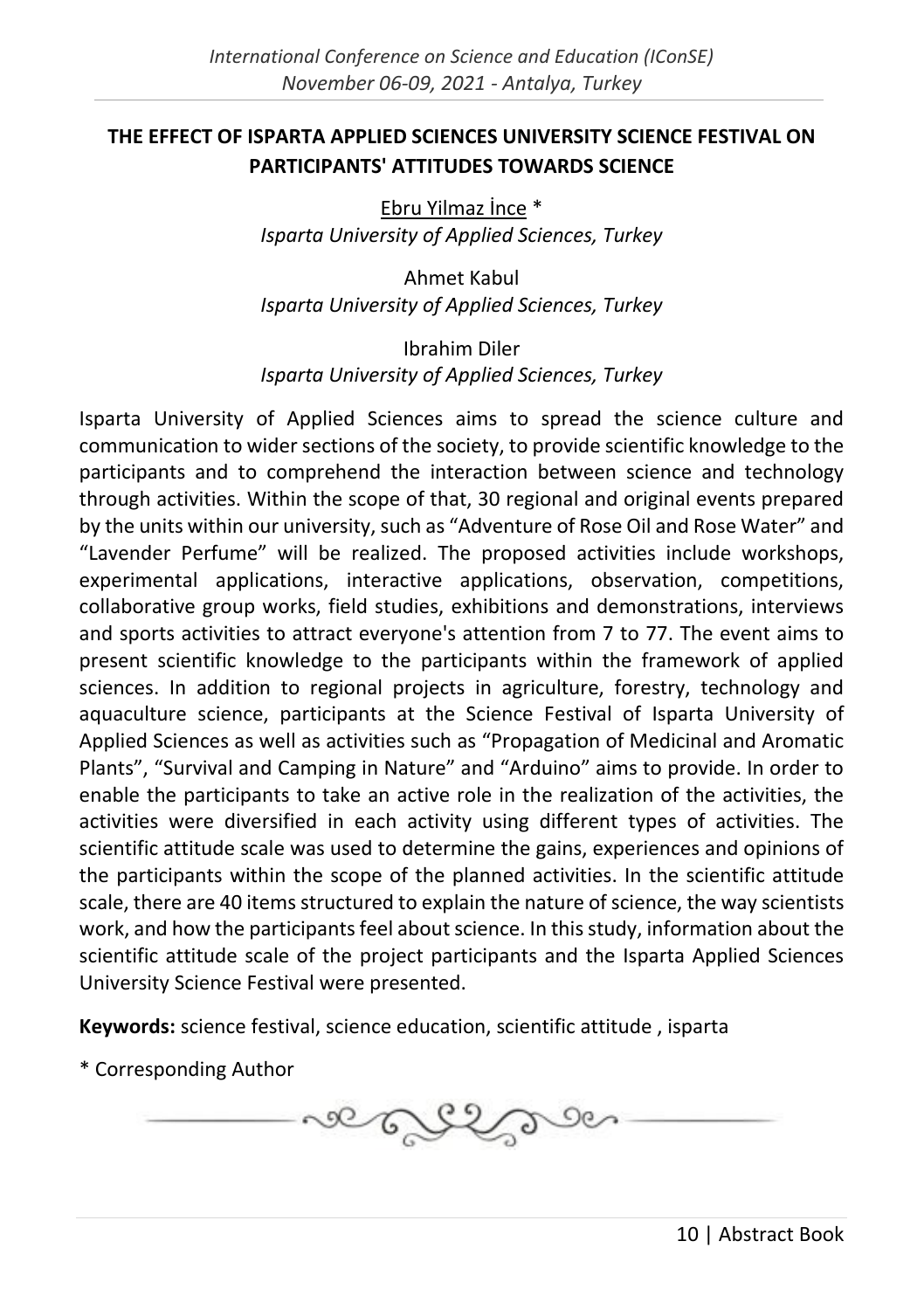## THE EFFECT OF ISPARTA APPLIED SCIENCES UNIVERSITY SCIENCE FESTIVAL ON PARTICIPANTS' ATTITUDES TOWARDS SCIENCE

Ebru Yilmaz İnce *
*Isparta University of Applied Sciences, Turkey*

Ahmet Kabul
*Isparta University of Applied Sciences, Turkey*

Ibrahim Diler
*Isparta University of Applied Sciences, Turkey*

Isparta University of Applied Sciences aims to spread the science culture and communication to wider sections of the society, to provide scientific knowledge to the participants and to comprehend the interaction between science and technology through activities. Within the scope of that, 30 regional and original events prepared by the units within our university, such as "Adventure of Rose Oil and Rose Water" and "Lavender Perfume" will be realized. The proposed activities include workshops, experimental applications, interactive applications, observation, competitions, collaborative group works, field studies, exhibitions and demonstrations, interviews and sports activities to attract everyone's attention from 7 to 77. The event aims to present scientific knowledge to the participants within the framework of applied sciences. In addition to regional projects in agriculture, forestry, technology and aquaculture science, participants at the Science Festival of Isparta University of Applied Sciences as well as activities such as "Propagation of Medicinal and Aromatic Plants", "Survival and Camping in Nature" and "Arduino" aims to provide. In order to enable the participants to take an active role in the realization of the activities, the activities were diversified in each activity using different types of activities. The scientific attitude scale was used to determine the gains, experiences and opinions of the participants within the scope of the planned activities. In the scientific attitude scale, there are 40 items structured to explain the nature of science, the way scientists work, and how the participants feel about science. In this study, information about the scientific attitude scale of the project participants and the Isparta Applied Sciences University Science Festival were presented.

**Keywords:** science festival, science education, scientific attitude , isparta

\* Corresponding Author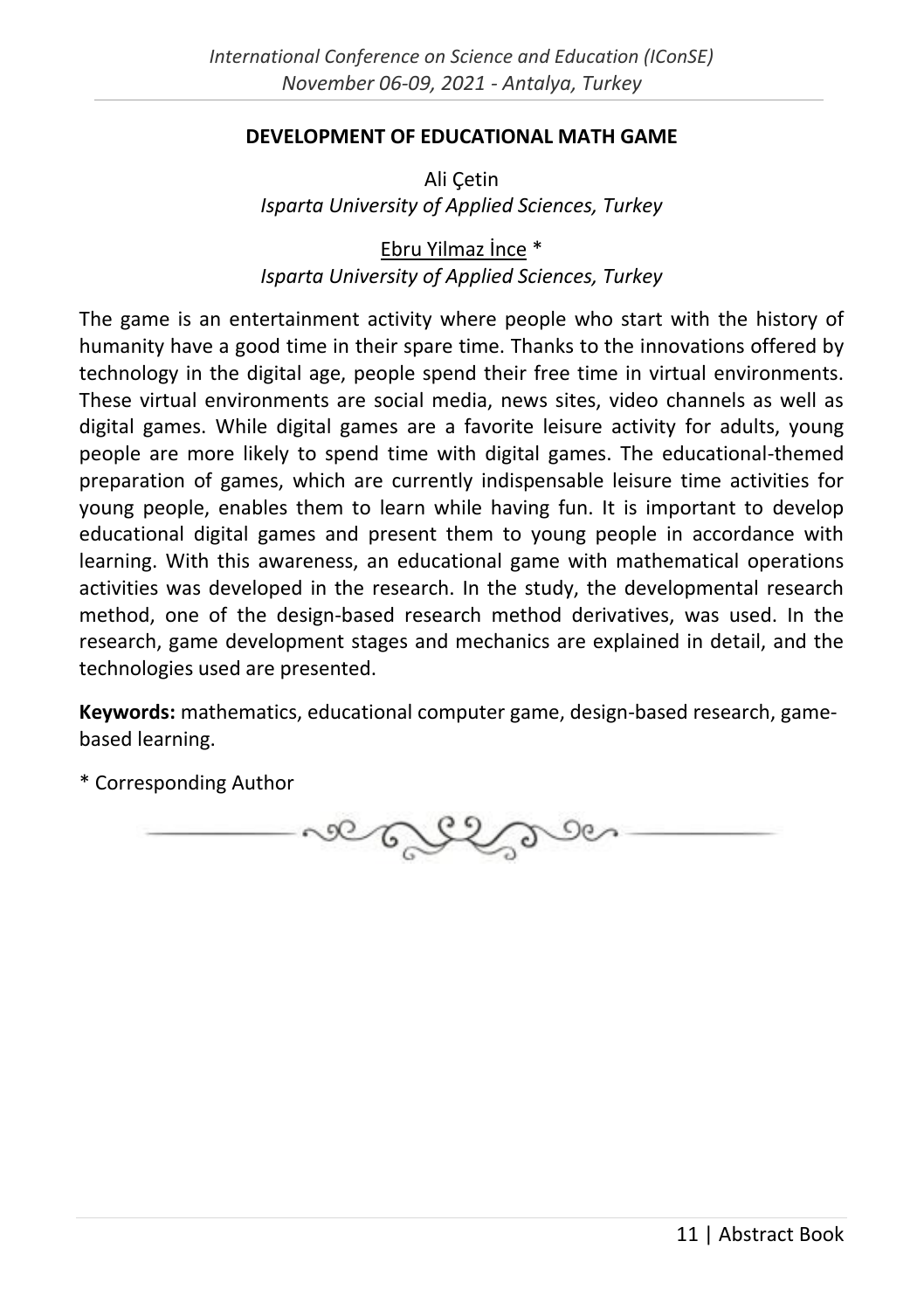## DEVELOPMENT OF EDUCATIONAL MATH GAME

Ali Çetin
*Isparta University of Applied Sciences, Turkey*

Ebru Yilmaz İnce *
*Isparta University of Applied Sciences, Turkey*

The game is an entertainment activity where people who start with the history of humanity have a good time in their spare time. Thanks to the innovations offered by technology in the digital age, people spend their free time in virtual environments. These virtual environments are social media, news sites, video channels as well as digital games. While digital games are a favorite leisure activity for adults, young people are more likely to spend time with digital games. The educational-themed preparation of games, which are currently indispensable leisure time activities for young people, enables them to learn while having fun. It is important to develop educational digital games and present them to young people in accordance with learning. With this awareness, an educational game with mathematical operations activities was developed in the research. In the study, the developmental research method, one of the design-based research method derivatives, was used. In the research, game development stages and mechanics are explained in detail, and the technologies used are presented.

**Keywords:** mathematics, educational computer game, design-based research, game-based learning.

* Corresponding Author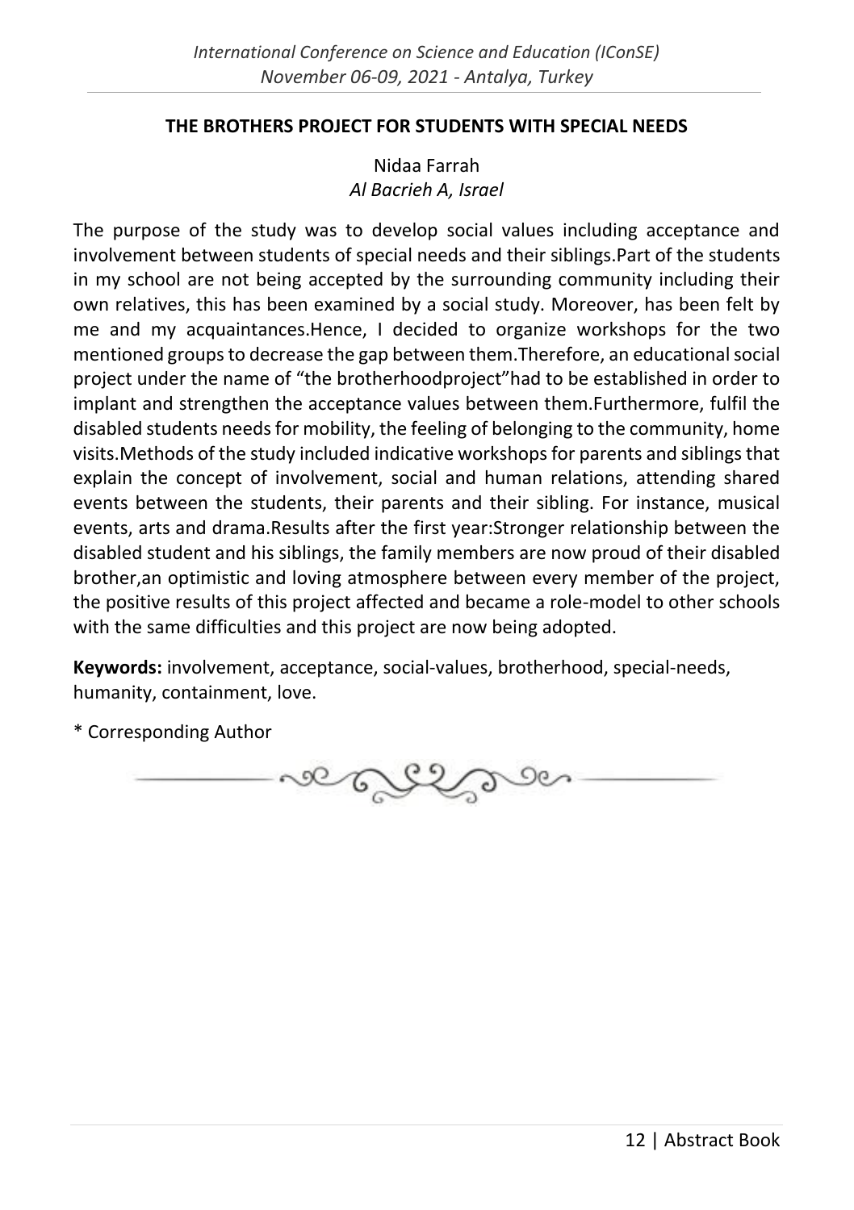## THE BROTHERS PROJECT FOR STUDENTS WITH SPECIAL NEEDS

Nidaa Farrah
*Al Bacrieh A, Israel*

The purpose of the study was to develop social values including acceptance and involvement between students of special needs and their siblings.Part of the students in my school are not being accepted by the surrounding community including their own relatives, this has been examined by a social study. Moreover, has been felt by me and my acquaintances.Hence, I decided to organize workshops for the two mentioned groups to decrease the gap between them.Therefore, an educational social project under the name of "the brotherhoodproject"had to be established in order to implant and strengthen the acceptance values between them.Furthermore, fulfil the disabled students needs for mobility, the feeling of belonging to the community, home visits.Methods of the study included indicative workshops for parents and siblings that explain the concept of involvement, social and human relations, attending shared events between the students, their parents and their sibling. For instance, musical events, arts and drama.Results after the first year:Stronger relationship between the disabled student and his siblings, the family members are now proud of their disabled brother,an optimistic and loving atmosphere between every member of the project, the positive results of this project affected and became a role-model to other schools with the same difficulties and this project are now being adopted.

**Keywords:** involvement, acceptance, social-values, brotherhood, special-needs, humanity, containment, love.

\* Corresponding Author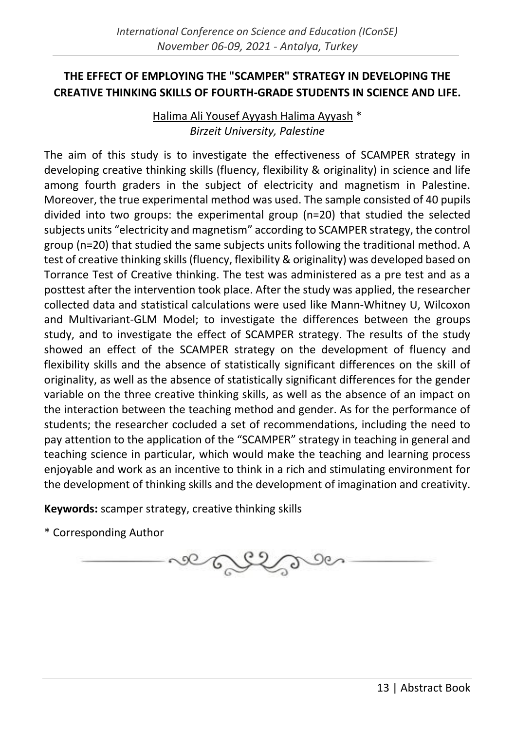# THE EFFECT OF EMPLOYING THE "SCAMPER" STRATEGY IN DEVELOPING THE CREATIVE THINKING SKILLS OF FOURTH-GRADE STUDENTS IN SCIENCE AND LIFE.

Halima Ali Yousef Ayyash Halima Ayyash *
*Birzeit University, Palestine*

The aim of this study is to investigate the effectiveness of SCAMPER strategy in developing creative thinking skills (fluency, flexibility & originality) in science and life among fourth graders in the subject of electricity and magnetism in Palestine. Moreover, the true experimental method was used. The sample consisted of 40 pupils divided into two groups: the experimental group (n=20) that studied the selected subjects units "electricity and magnetism" according to SCAMPER strategy, the control group (n=20) that studied the same subjects units following the traditional method. A test of creative thinking skills (fluency, flexibility & originality) was developed based on Torrance Test of Creative thinking. The test was administered as a pre test and as a posttest after the intervention took place. After the study was applied, the researcher collected data and statistical calculations were used like Mann-Whitney U, Wilcoxon and Multivariant-GLM Model; to investigate the differences between the groups study, and to investigate the effect of SCAMPER strategy. The results of the study showed an effect of the SCAMPER strategy on the development of fluency and flexibility skills and the absence of statistically significant differences on the skill of originality, as well as the absence of statistically significant differences for the gender variable on the three creative thinking skills, as well as the absence of an impact on the interaction between the teaching method and gender. As for the performance of students; the researcher cocluded a set of recommendations, including the need to pay attention to the application of the "SCAMPER" strategy in teaching in general and teaching science in particular, which would make the teaching and learning process enjoyable and work as an incentive to think in a rich and stimulating environment for the development of thinking skills and the development of imagination and creativity.

**Keywords:** scamper strategy, creative thinking skills

* Corresponding Author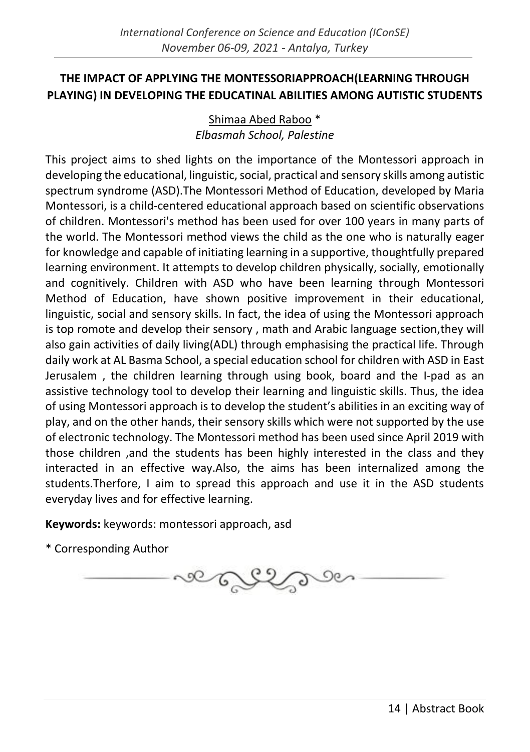## THE IMPACT OF APPLYING THE MONTESSORIAPPROACH(LEARNING THROUGH PLAYING) IN DEVELOPING THE EDUCATINAL ABILITIES AMONG AUTISTIC STUDENTS

Shimaa Abed Raboo *
*Elbasmah School, Palestine*

This project aims to shed lights on the importance of the Montessori approach in developing the educational, linguistic, social, practical and sensory skills among autistic spectrum syndrome (ASD).The Montessori Method of Education, developed by Maria Montessori, is a child-centered educational approach based on scientific observations of children. Montessori's method has been used for over 100 years in many parts of the world. The Montessori method views the child as the one who is naturally eager for knowledge and capable of initiating learning in a supportive, thoughtfully prepared learning environment. It attempts to develop children physically, socially, emotionally and cognitively. Children with ASD who have been learning through Montessori Method of Education, have shown positive improvement in their educational, linguistic, social and sensory skills. In fact, the idea of using the Montessori approach is top romote and develop their sensory , math and Arabic language section,they will also gain activities of daily living(ADL) through emphasising the practical life. Through daily work at AL Basma School, a special education school for children with ASD in East Jerusalem , the children learning through using book, board and the I-pad as an assistive technology tool to develop their learning and linguistic skills. Thus, the idea of using Montessori approach is to develop the student's abilities in an exciting way of play, and on the other hands, their sensory skills which were not supported by the use of electronic technology. The Montessori method has been used since April 2019 with those children ,and the students has been highly interested in the class and they interacted in an effective way.Also, the aims has been internalized among the students.Therfore, I aim to spread this approach and use it in the ASD students everyday lives and for effective learning.

**Keywords:** keywords: montessori approach, asd

* Corresponding Author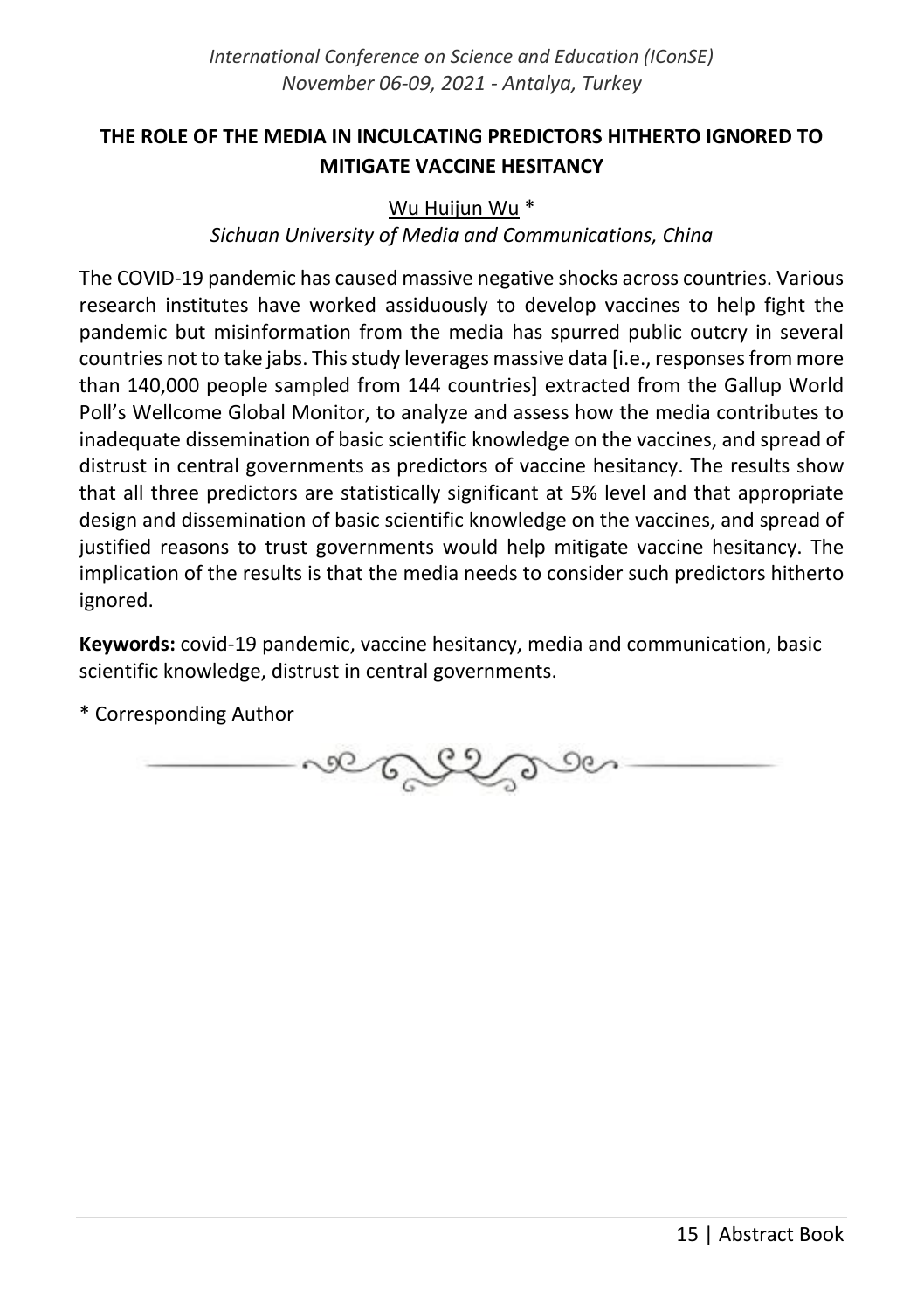## THE ROLE OF THE MEDIA IN INCULCATING PREDICTORS HITHERTO IGNORED TO MITIGATE VACCINE HESITANCY

Wu Huijun Wu *

*Sichuan University of Media and Communications, China*

The COVID-19 pandemic has caused massive negative shocks across countries. Various research institutes have worked assiduously to develop vaccines to help fight the pandemic but misinformation from the media has spurred public outcry in several countries not to take jabs. This study leverages massive data [i.e., responses from more than 140,000 people sampled from 144 countries] extracted from the Gallup World Poll's Wellcome Global Monitor, to analyze and assess how the media contributes to inadequate dissemination of basic scientific knowledge on the vaccines, and spread of distrust in central governments as predictors of vaccine hesitancy. The results show that all three predictors are statistically significant at 5% level and that appropriate design and dissemination of basic scientific knowledge on the vaccines, and spread of justified reasons to trust governments would help mitigate vaccine hesitancy. The implication of the results is that the media needs to consider such predictors hitherto ignored.

**Keywords:** covid-19 pandemic, vaccine hesitancy, media and communication, basic scientific knowledge, distrust in central governments.

\* Corresponding Author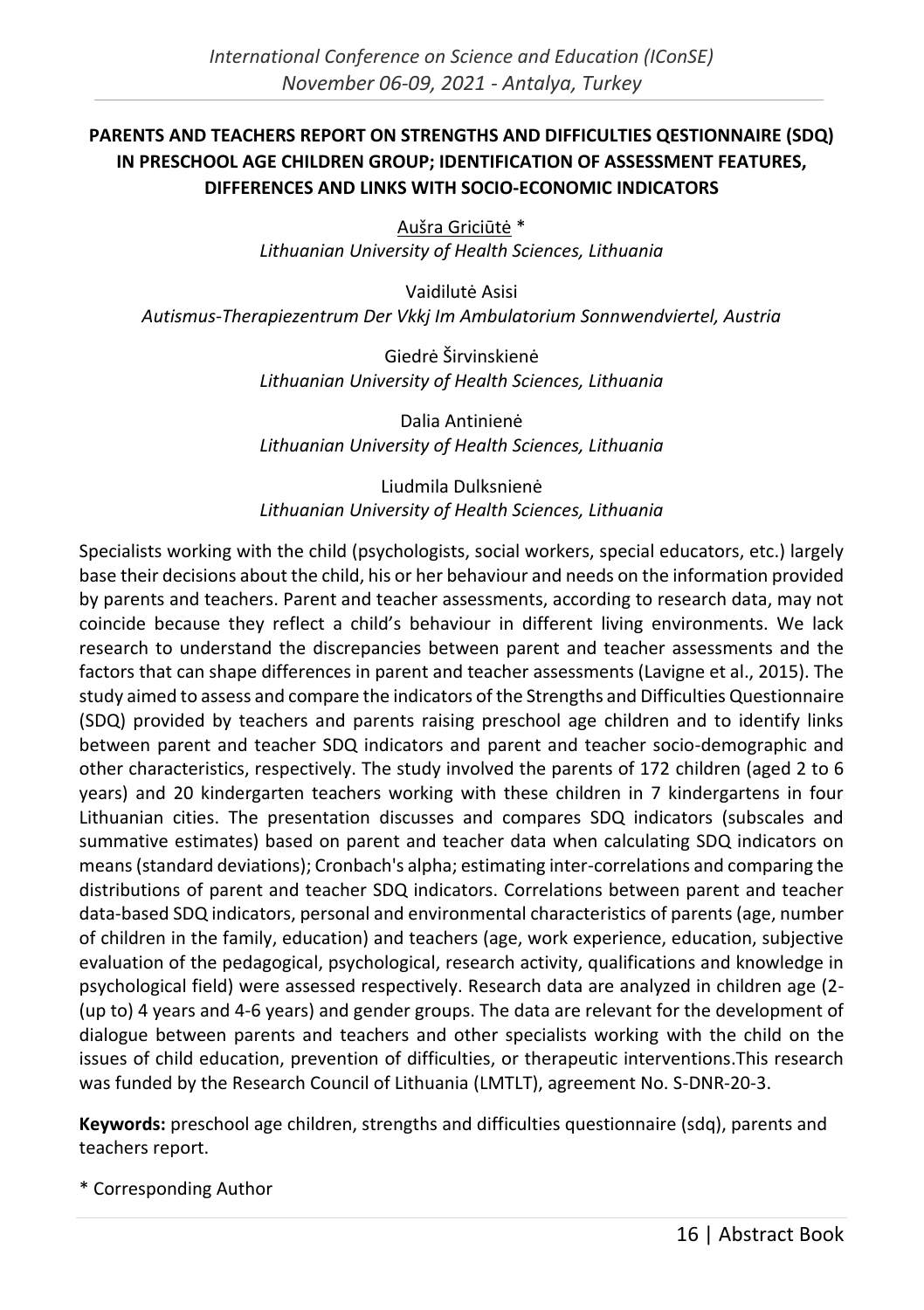# PARENTS AND TEACHERS REPORT ON STRENGTHS AND DIFFICULTIES QESTIONNAIRE (SDQ) IN PRESCHOOL AGE CHILDREN GROUP; IDENTIFICATION OF ASSESSMENT FEATURES, DIFFERENCES AND LINKS WITH SOCIO-ECONOMIC INDICATORS

Aušra Griciūtė *
*Lithuanian University of Health Sciences, Lithuania*

Vaidilutė Asisi
*Autismus-Therapiezentrum Der Vkkj Im Ambulatorium Sonnwendviertel, Austria*

Giedrė Širvinskienė
*Lithuanian University of Health Sciences, Lithuania*

Dalia Antinienė
*Lithuanian University of Health Sciences, Lithuania*

Liudmila Dulksnienė
*Lithuanian University of Health Sciences, Lithuania*

Specialists working with the child (psychologists, social workers, special educators, etc.) largely base their decisions about the child, his or her behaviour and needs on the information provided by parents and teachers. Parent and teacher assessments, according to research data, may not coincide because they reflect a child's behaviour in different living environments. We lack research to understand the discrepancies between parent and teacher assessments and the factors that can shape differences in parent and teacher assessments (Lavigne et al., 2015). The study aimed to assess and compare the indicators of the Strengths and Difficulties Questionnaire (SDQ) provided by teachers and parents raising preschool age children and to identify links between parent and teacher SDQ indicators and parent and teacher socio-demographic and other characteristics, respectively. The study involved the parents of 172 children (aged 2 to 6 years) and 20 kindergarten teachers working with these children in 7 kindergartens in four Lithuanian cities. The presentation discusses and compares SDQ indicators (subscales and summative estimates) based on parent and teacher data when calculating SDQ indicators on means (standard deviations); Cronbach's alpha; estimating inter-correlations and comparing the distributions of parent and teacher SDQ indicators. Correlations between parent and teacher data-based SDQ indicators, personal and environmental characteristics of parents (age, number of children in the family, education) and teachers (age, work experience, education, subjective evaluation of the pedagogical, psychological, research activity, qualifications and knowledge in psychological field) were assessed respectively. Research data are analyzed in children age (2-(up to) 4 years and 4-6 years) and gender groups. The data are relevant for the development of dialogue between parents and teachers and other specialists working with the child on the issues of child education, prevention of difficulties, or therapeutic interventions.This research was funded by the Research Council of Lithuania (LMTLT), agreement No. S-DNR-20-3.

**Keywords:** preschool age children, strengths and difficulties questionnaire (sdq), parents and teachers report.

* Corresponding Author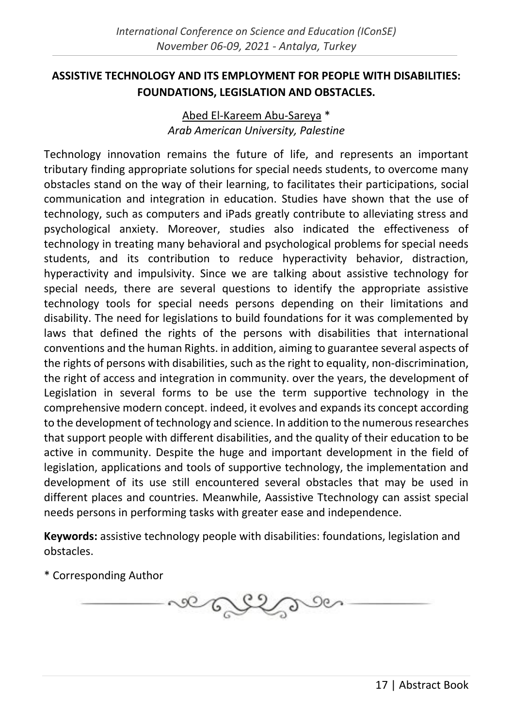## ASSISTIVE TECHNOLOGY AND ITS EMPLOYMENT FOR PEOPLE WITH DISABILITIES: FOUNDATIONS, LEGISLATION AND OBSTACLES.

Abed El-Kareem Abu-Sareya *
*Arab American University, Palestine*

Technology innovation remains the future of life, and represents an important tributary finding appropriate solutions for special needs students, to overcome many obstacles stand on the way of their learning, to facilitates their participations, social communication and integration in education. Studies have shown that the use of technology, such as computers and iPads greatly contribute to alleviating stress and psychological anxiety. Moreover, studies also indicated the effectiveness of technology in treating many behavioral and psychological problems for special needs students, and its contribution to reduce hyperactivity behavior, distraction, hyperactivity and impulsivity. Since we are talking about assistive technology for special needs, there are several questions to identify the appropriate assistive technology tools for special needs persons depending on their limitations and disability. The need for legislations to build foundations for it was complemented by laws that defined the rights of the persons with disabilities that international conventions and the human Rights. in addition, aiming to guarantee several aspects of the rights of persons with disabilities, such as the right to equality, non-discrimination, the right of access and integration in community. over the years, the development of Legislation in several forms to be use the term supportive technology in the comprehensive modern concept. indeed, it evolves and expands its concept according to the development of technology and science. In addition to the numerous researches that support people with different disabilities, and the quality of their education to be active in community. Despite the huge and important development in the field of legislation, applications and tools of supportive technology, the implementation and development of its use still encountered several obstacles that may be used in different places and countries. Meanwhile, Aassistive Ttechnology can assist special needs persons in performing tasks with greater ease and independence.

**Keywords:** assistive technology people with disabilities: foundations, legislation and obstacles.

\* Corresponding Author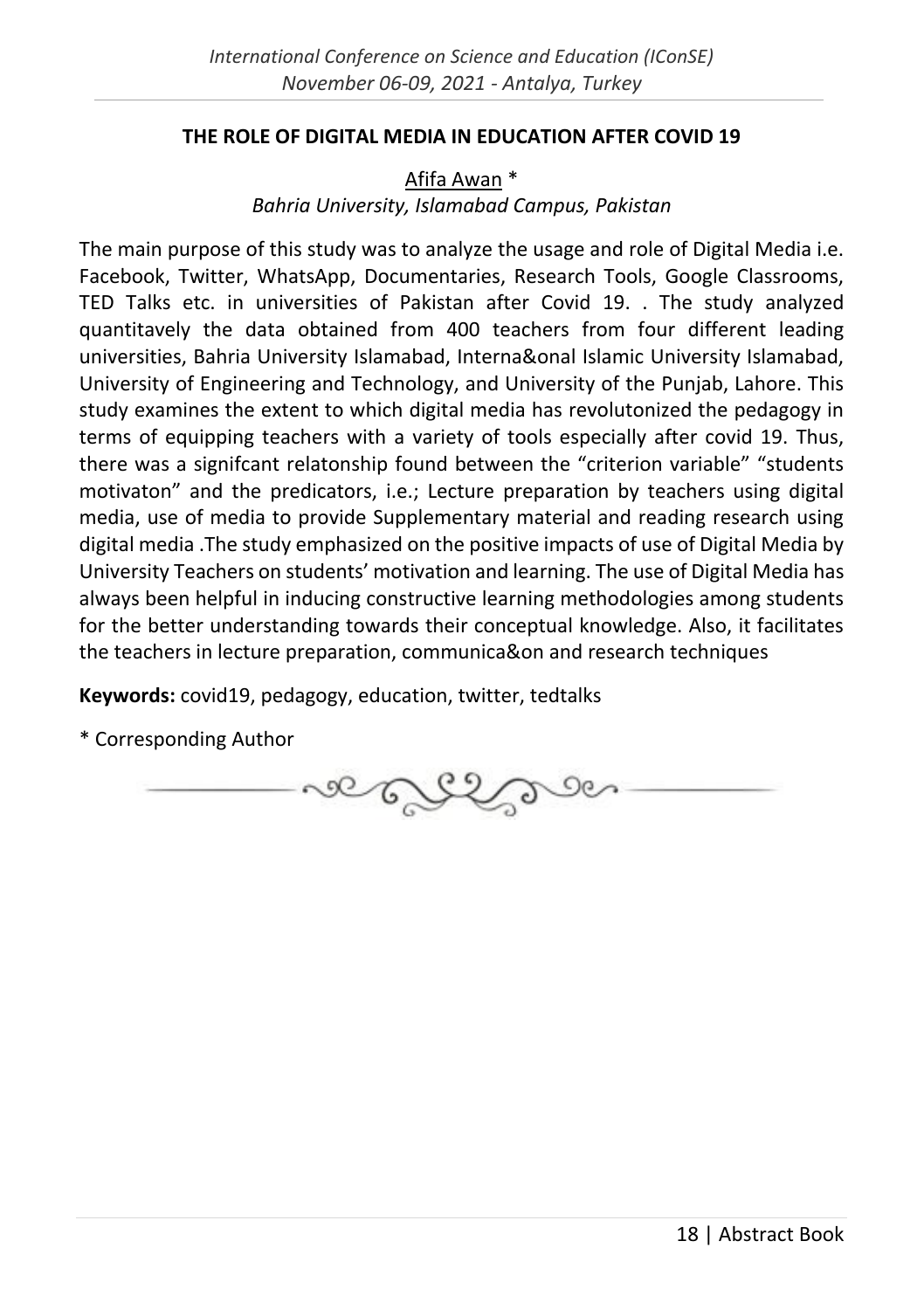## THE ROLE OF DIGITAL MEDIA IN EDUCATION AFTER COVID 19

Afifa Awan *

*Bahria University, Islamabad Campus, Pakistan*

The main purpose of this study was to analyze the usage and role of Digital Media i.e. Facebook, Twitter, WhatsApp, Documentaries, Research Tools, Google Classrooms, TED Talks etc. in universities of Pakistan after Covid 19. . The study analyzed quantitavely the data obtained from 400 teachers from four different leading universities, Bahria University Islamabad, Interna&onal Islamic University Islamabad, University of Engineering and Technology, and University of the Punjab, Lahore. This study examines the extent to which digital media has revolutonized the pedagogy in terms of equipping teachers with a variety of tools especially after covid 19. Thus, there was a signifcant relatonship found between the "criterion variable" "students motivaton" and the predicators, i.e.; Lecture preparation by teachers using digital media, use of media to provide Supplementary material and reading research using digital media .The study emphasized on the positive impacts of use of Digital Media by University Teachers on students' motivation and learning. The use of Digital Media has always been helpful in inducing constructive learning methodologies among students for the better understanding towards their conceptual knowledge. Also, it facilitates the teachers in lecture preparation, communica&on and research techniques

**Keywords:** covid19, pedagogy, education, twitter, tedtalks

* Corresponding Author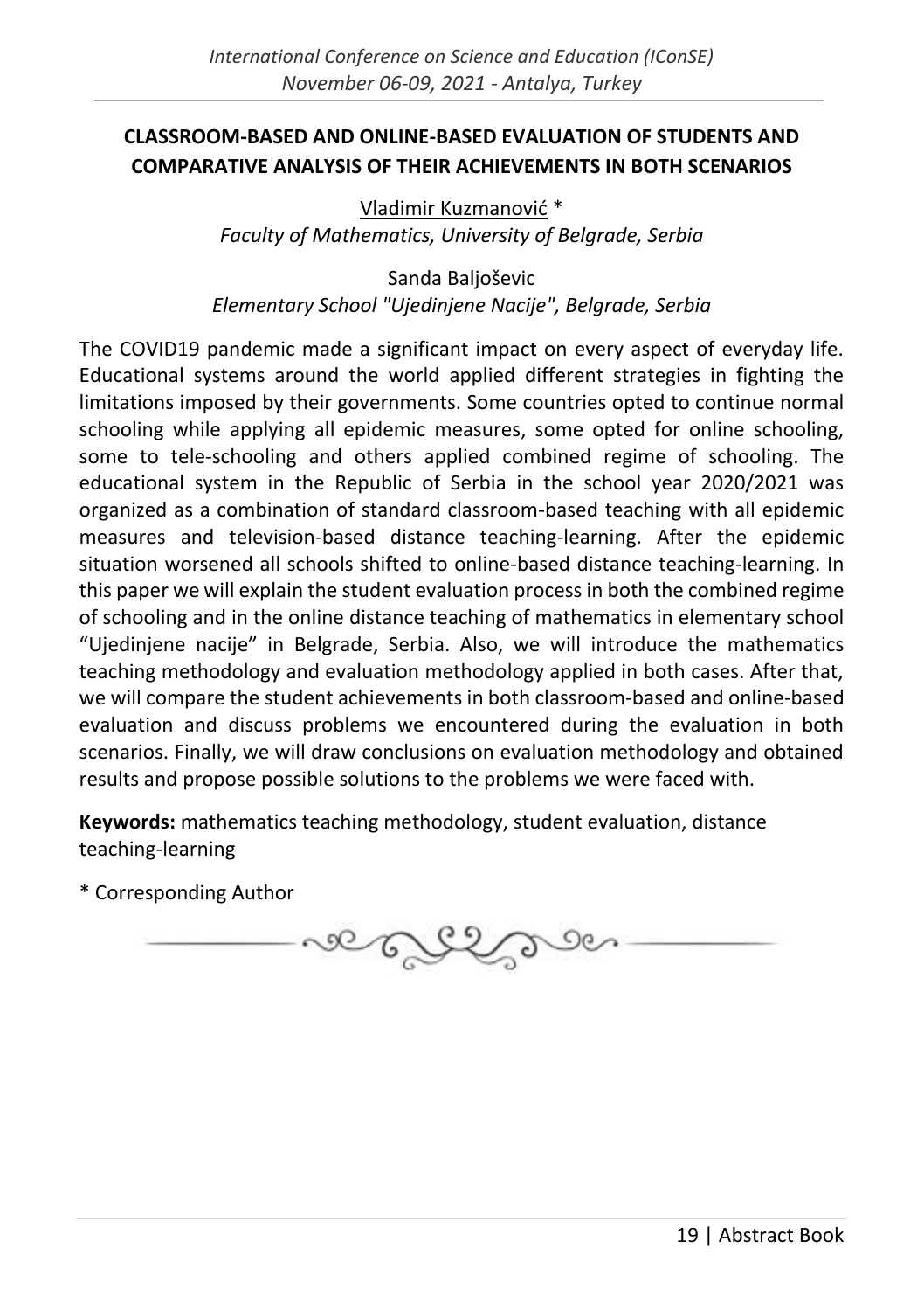## CLASSROOM-BASED AND ONLINE-BASED EVALUATION OF STUDENTS AND COMPARATIVE ANALYSIS OF THEIR ACHIEVEMENTS IN BOTH SCENARIOS

Vladimir Kuzmanović *
*Faculty of Mathematics, University of Belgrade, Serbia*

Sanda Baljoševic
*Elementary School "Ujedinjene Nacije", Belgrade, Serbia*

The COVID19 pandemic made a significant impact on every aspect of everyday life. Educational systems around the world applied different strategies in fighting the limitations imposed by their governments. Some countries opted to continue normal schooling while applying all epidemic measures, some opted for online schooling, some to tele-schooling and others applied combined regime of schooling. The educational system in the Republic of Serbia in the school year 2020/2021 was organized as a combination of standard classroom-based teaching with all epidemic measures and television-based distance teaching-learning. After the epidemic situation worsened all schools shifted to online-based distance teaching-learning. In this paper we will explain the student evaluation process in both the combined regime of schooling and in the online distance teaching of mathematics in elementary school "Ujedinjene nacije" in Belgrade, Serbia. Also, we will introduce the mathematics teaching methodology and evaluation methodology applied in both cases. After that, we will compare the student achievements in both classroom-based and online-based evaluation and discuss problems we encountered during the evaluation in both scenarios. Finally, we will draw conclusions on evaluation methodology and obtained results and propose possible solutions to the problems we were faced with.

**Keywords:** mathematics teaching methodology, student evaluation, distance teaching-learning

\* Corresponding Author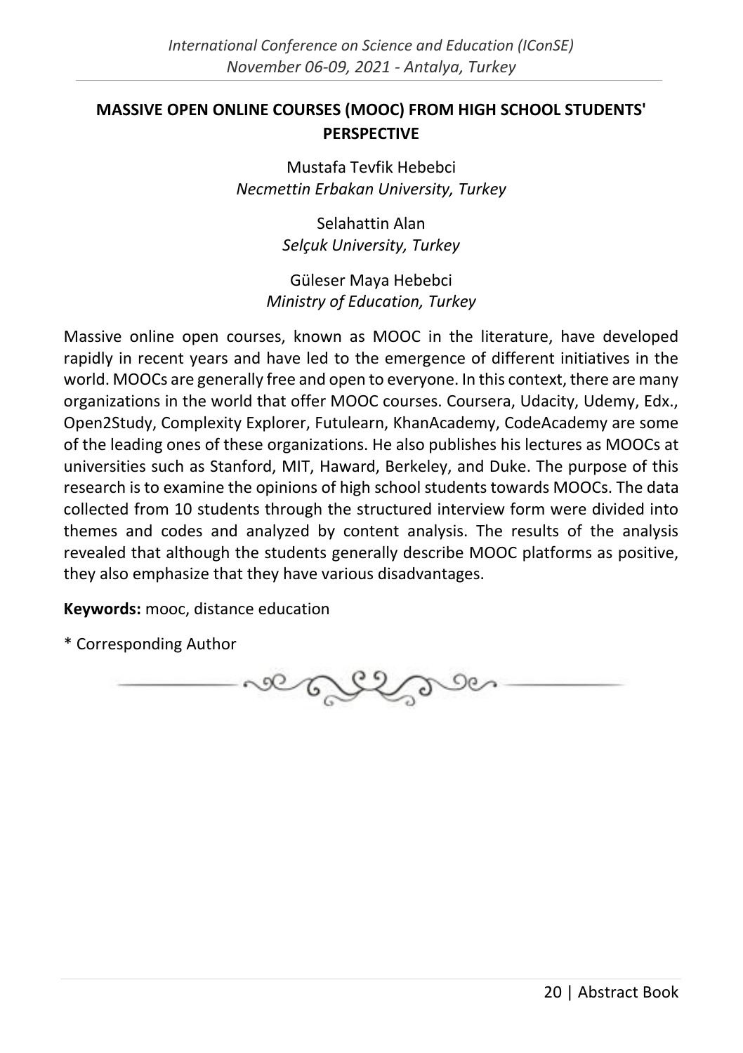## MASSIVE OPEN ONLINE COURSES (MOOC) FROM HIGH SCHOOL STUDENTS' PERSPECTIVE

Mustafa Tevfik Hebebci
*Necmettin Erbakan University, Turkey*

Selahattin Alan
*Selçuk University, Turkey*

Güleser Maya Hebebci
*Ministry of Education, Turkey*

Massive online open courses, known as MOOC in the literature, have developed rapidly in recent years and have led to the emergence of different initiatives in the world. MOOCs are generally free and open to everyone. In this context, there are many organizations in the world that offer MOOC courses. Coursera, Udacity, Udemy, Edx., Open2Study, Complexity Explorer, Futulearn, KhanAcademy, CodeAcademy are some of the leading ones of these organizations. He also publishes his lectures as MOOCs at universities such as Stanford, MIT, Haward, Berkeley, and Duke. The purpose of this research is to examine the opinions of high school students towards MOOCs. The data collected from 10 students through the structured interview form were divided into themes and codes and analyzed by content analysis. The results of the analysis revealed that although the students generally describe MOOC platforms as positive, they also emphasize that they have various disadvantages.

**Keywords:** mooc, distance education

* Corresponding Author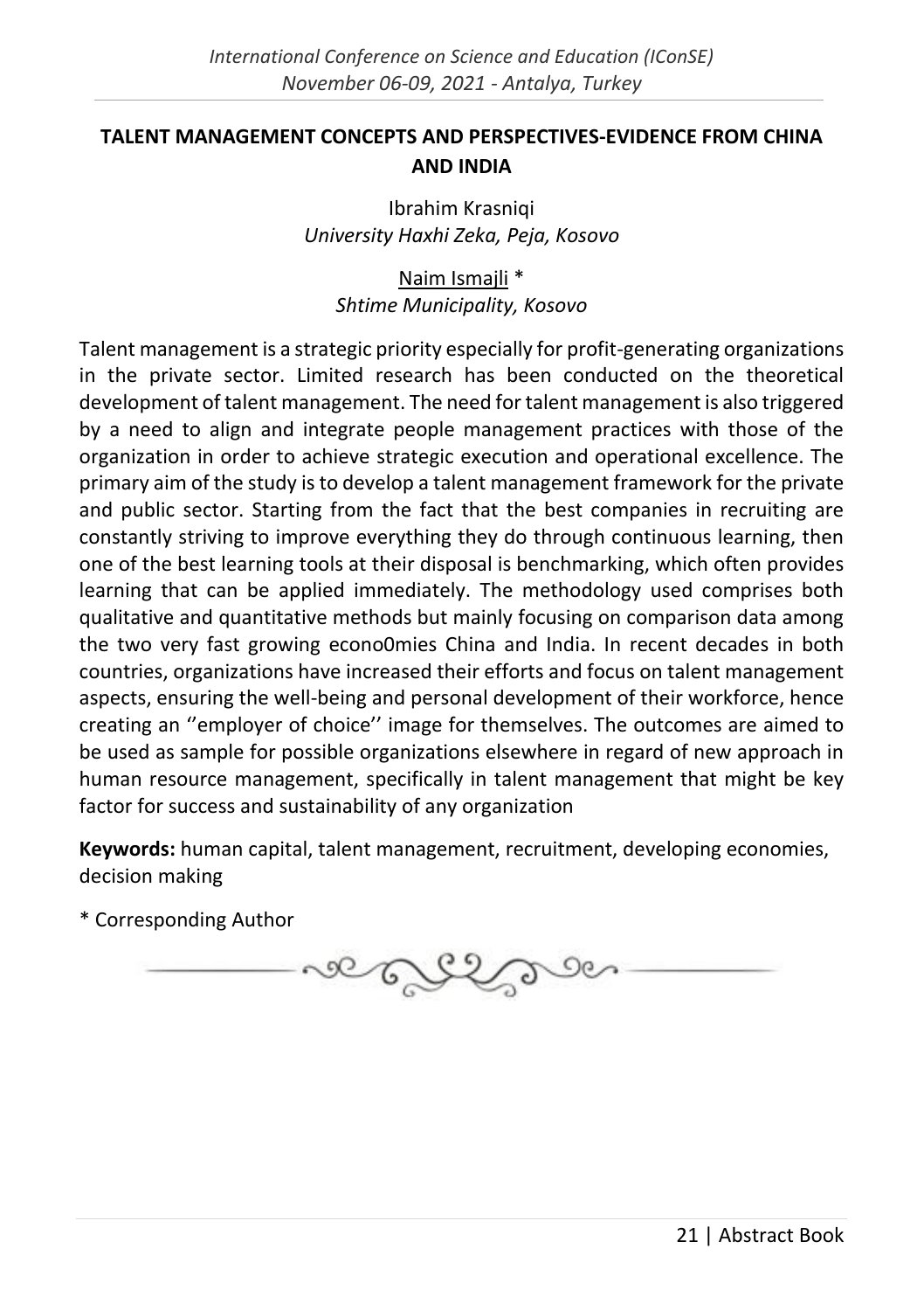## TALENT MANAGEMENT CONCEPTS AND PERSPECTIVES-EVIDENCE FROM CHINA AND INDIA

Ibrahim Krasniqi
*University Haxhi Zeka, Peja, Kosovo*

Naim Ismajli *
*Shtime Municipality, Kosovo*

Talent management is a strategic priority especially for profit-generating organizations in the private sector. Limited research has been conducted on the theoretical development of talent management. The need for talent management is also triggered by a need to align and integrate people management practices with those of the organization in order to achieve strategic execution and operational excellence. The primary aim of the study is to develop a talent management framework for the private and public sector. Starting from the fact that the best companies in recruiting are constantly striving to improve everything they do through continuous learning, then one of the best learning tools at their disposal is benchmarking, which often provides learning that can be applied immediately. The methodology used comprises both qualitative and quantitative methods but mainly focusing on comparison data among the two very fast growing econo0mies China and India. In recent decades in both countries, organizations have increased their efforts and focus on talent management aspects, ensuring the well-being and personal development of their workforce, hence creating an ''employer of choice'' image for themselves. The outcomes are aimed to be used as sample for possible organizations elsewhere in regard of new approach in human resource management, specifically in talent management that might be key factor for success and sustainability of any organization

**Keywords:** human capital, talent management, recruitment, developing economies, decision making

\* Corresponding Author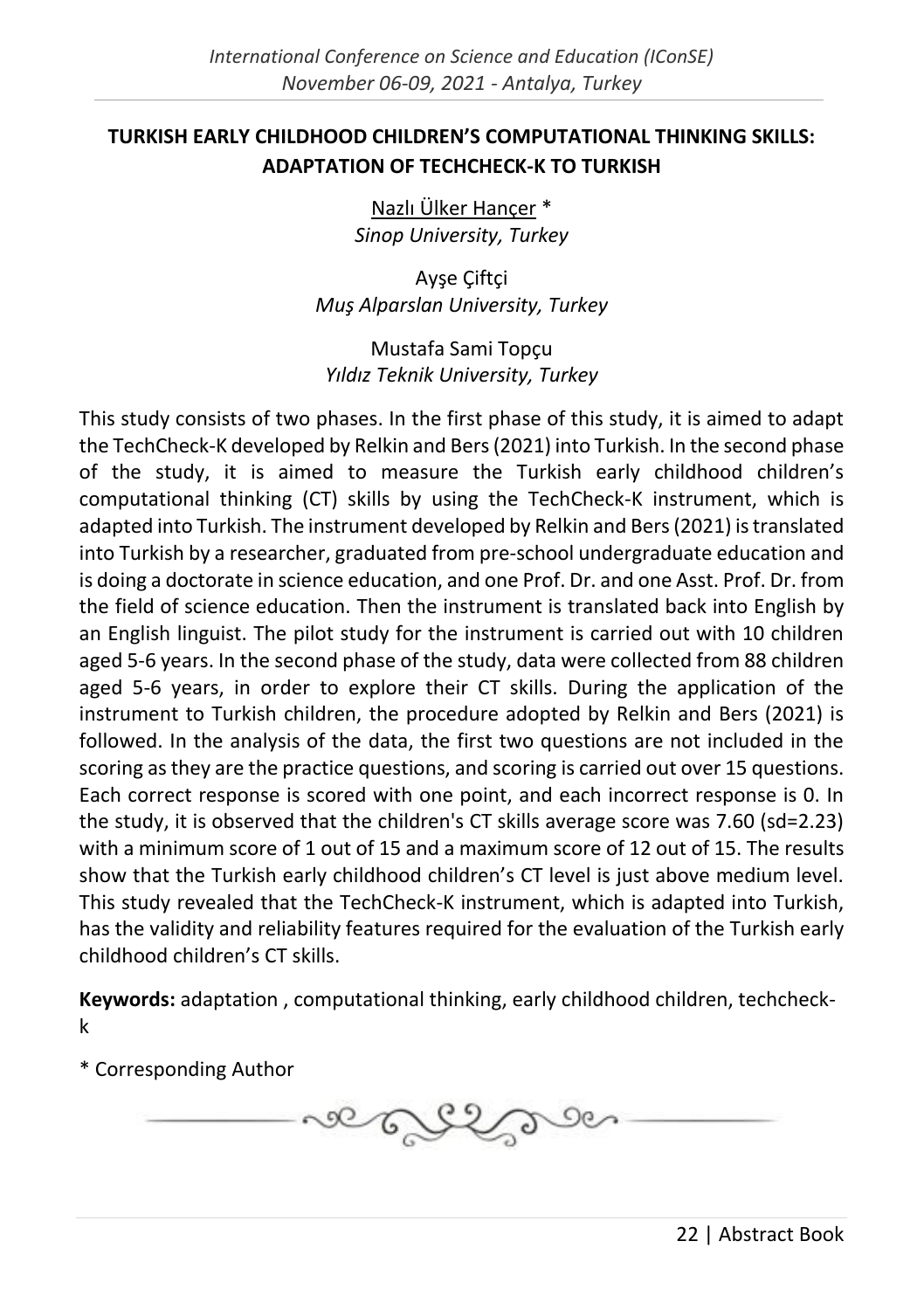## TURKISH EARLY CHILDHOOD CHILDREN'S COMPUTATIONAL THINKING SKILLS: ADAPTATION OF TECHCHECK-K TO TURKISH

Nazlı Ülker Hançer *
*Sinop University, Turkey*

Ayşe Çiftçi
*Muş Alparslan University, Turkey*

Mustafa Sami Topçu
*Yıldız Teknik University, Turkey*

This study consists of two phases. In the first phase of this study, it is aimed to adapt the TechCheck-K developed by Relkin and Bers (2021) into Turkish. In the second phase of the study, it is aimed to measure the Turkish early childhood children's computational thinking (CT) skills by using the TechCheck-K instrument, which is adapted into Turkish. The instrument developed by Relkin and Bers (2021) is translated into Turkish by a researcher, graduated from pre-school undergraduate education and is doing a doctorate in science education, and one Prof. Dr. and one Asst. Prof. Dr. from the field of science education. Then the instrument is translated back into English by an English linguist. The pilot study for the instrument is carried out with 10 children aged 5-6 years. In the second phase of the study, data were collected from 88 children aged 5-6 years, in order to explore their CT skills. During the application of the instrument to Turkish children, the procedure adopted by Relkin and Bers (2021) is followed. In the analysis of the data, the first two questions are not included in the scoring as they are the practice questions, and scoring is carried out over 15 questions. Each correct response is scored with one point, and each incorrect response is 0. In the study, it is observed that the children's CT skills average score was 7.60 (sd=2.23) with a minimum score of 1 out of 15 and a maximum score of 12 out of 15. The results show that the Turkish early childhood children's CT level is just above medium level. This study revealed that the TechCheck-K instrument, which is adapted into Turkish, has the validity and reliability features required for the evaluation of the Turkish early childhood children's CT skills.

**Keywords:** adaptation , computational thinking, early childhood children, techcheck-k

\* Corresponding Author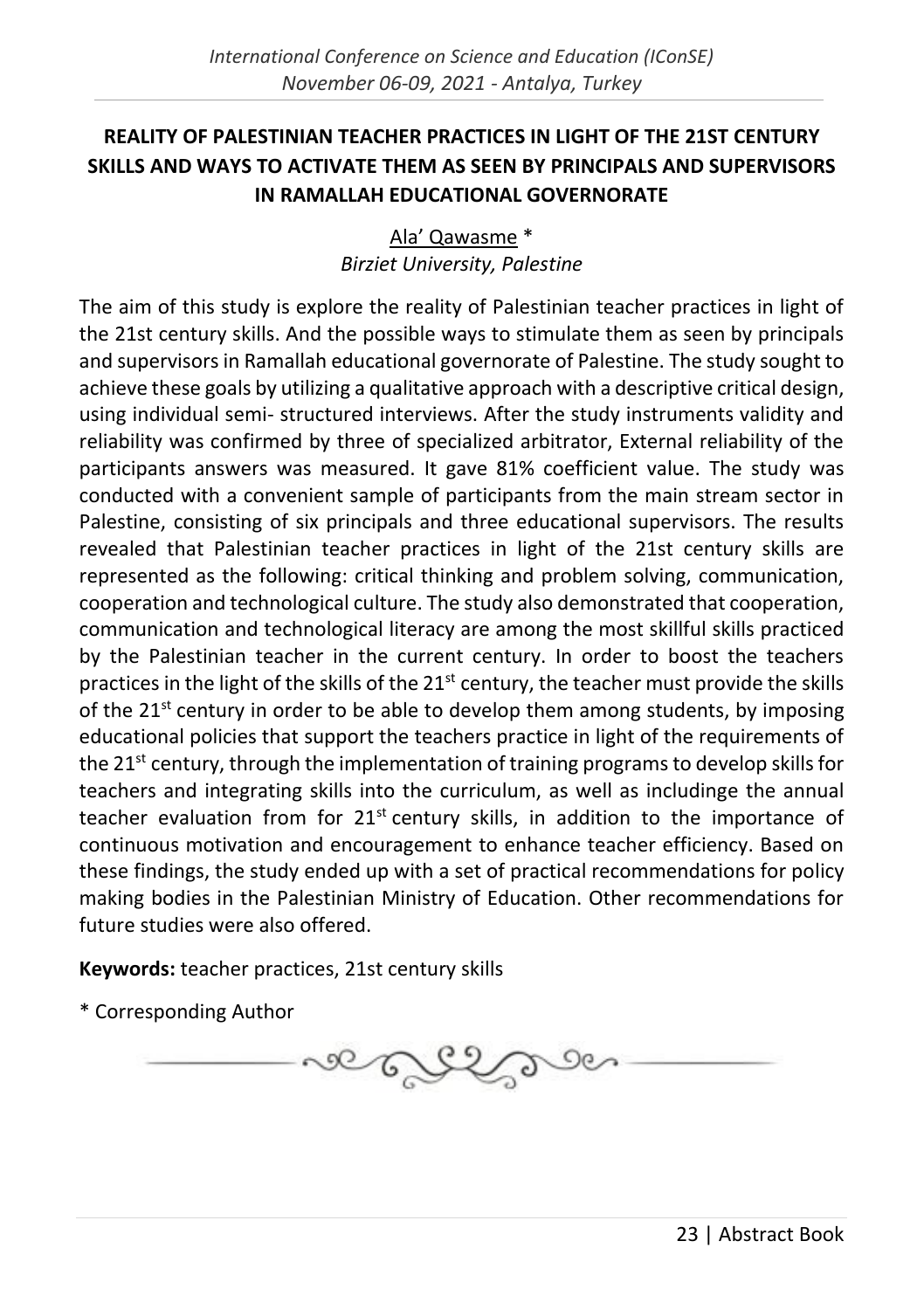## REALITY OF PALESTINIAN TEACHER PRACTICES IN LIGHT OF THE 21ST CENTURY SKILLS AND WAYS TO ACTIVATE THEM AS SEEN BY PRINCIPALS AND SUPERVISORS IN RAMALLAH EDUCATIONAL GOVERNORATE

Ala' Qawasme *
*Birziet University, Palestine*

The aim of this study is explore the reality of Palestinian teacher practices in light of the 21st century skills. And the possible ways to stimulate them as seen by principals and supervisors in Ramallah educational governorate of Palestine. The study sought to achieve these goals by utilizing a qualitative approach with a descriptive critical design, using individual semi- structured interviews. After the study instruments validity and reliability was confirmed by three of specialized arbitrator, External reliability of the participants answers was measured. It gave 81% coefficient value. The study was conducted with a convenient sample of participants from the main stream sector in Palestine, consisting of six principals and three educational supervisors. The results revealed that Palestinian teacher practices in light of the 21st century skills are represented as the following: critical thinking and problem solving, communication, cooperation and technological culture. The study also demonstrated that cooperation, communication and technological literacy are among the most skillful skills practiced by the Palestinian teacher in the current century. In order to boost the teachers practices in the light of the skills of the 21st century, the teacher must provide the skills of the 21st century in order to be able to develop them among students, by imposing educational policies that support the teachers practice in light of the requirements of the 21st century, through the implementation of training programs to develop skills for teachers and integrating skills into the curriculum, as well as includinge the annual teacher evaluation from for 21st century skills, in addition to the importance of continuous motivation and encouragement to enhance teacher efficiency. Based on these findings, the study ended up with a set of practical recommendations for policy making bodies in the Palestinian Ministry of Education. Other recommendations for future studies were also offered.

**Keywords:** teacher practices, 21st century skills

* Corresponding Author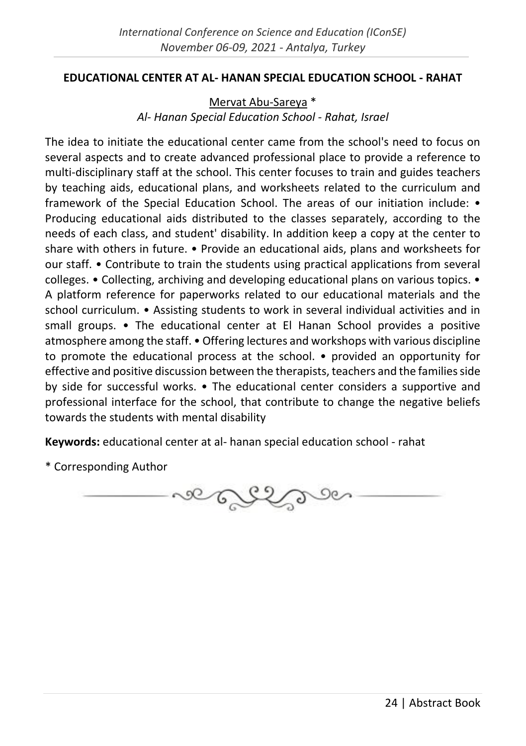## EDUCATIONAL CENTER AT AL- HANAN SPECIAL EDUCATION SCHOOL - RAHAT

Mervat Abu-Sareya *

*Al- Hanan Special Education School - Rahat, Israel*

The idea to initiate the educational center came from the school's need to focus on several aspects and to create advanced professional place to provide a reference to multi-disciplinary staff at the school. This center focuses to train and guides teachers by teaching aids, educational plans, and worksheets related to the curriculum and framework of the Special Education School. The areas of our initiation include: • Producing educational aids distributed to the classes separately, according to the needs of each class, and student' disability. In addition keep a copy at the center to share with others in future. • Provide an educational aids, plans and worksheets for our staff. • Contribute to train the students using practical applications from several colleges. • Collecting, archiving and developing educational plans on various topics. • A platform reference for paperworks related to our educational materials and the school curriculum. • Assisting students to work in several individual activities and in small groups. • The educational center at El Hanan School provides a positive atmosphere among the staff. • Offering lectures and workshops with various discipline to promote the educational process at the school. • provided an opportunity for effective and positive discussion between the therapists, teachers and the families side by side for successful works. • The educational center considers a supportive and professional interface for the school, that contribute to change the negative beliefs towards the students with mental disability

**Keywords:** educational center at al- hanan special education school - rahat

* Corresponding Author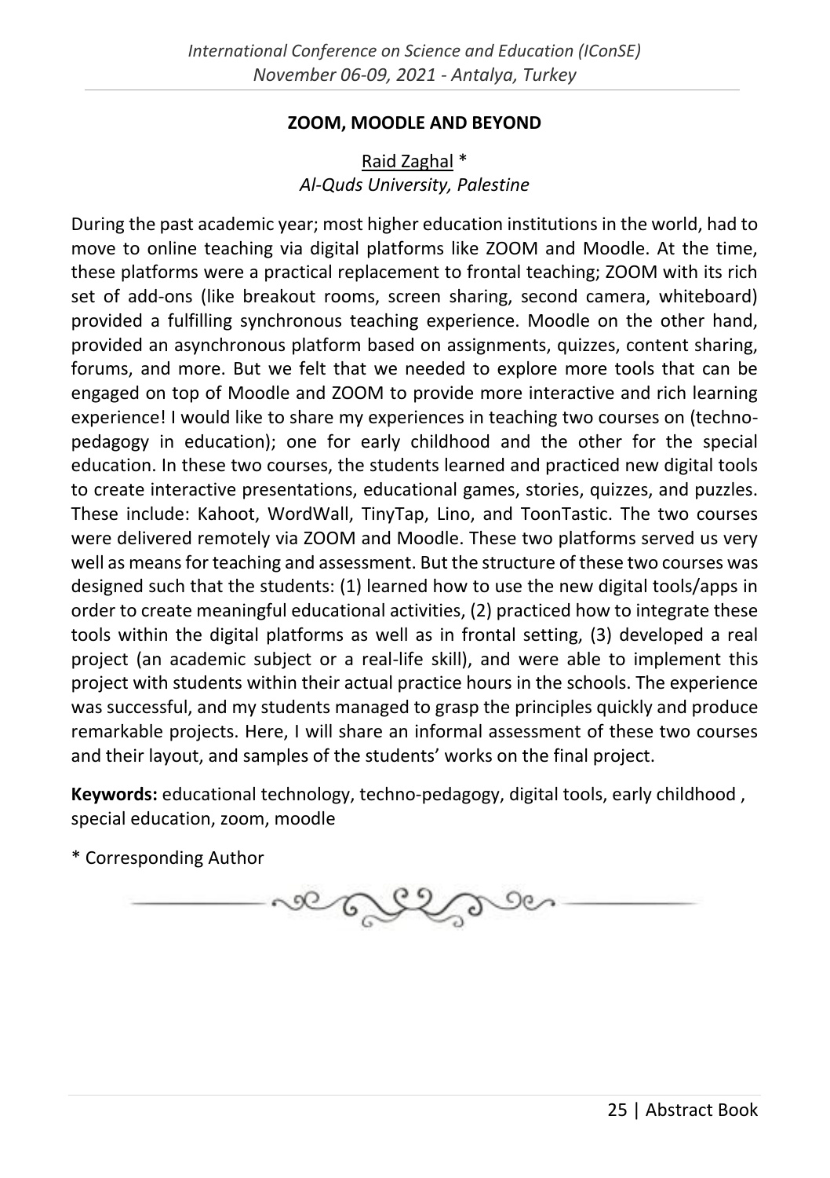## ZOOM, MOODLE AND BEYOND

Raid Zaghal *
*Al-Quds University, Palestine*

During the past academic year; most higher education institutions in the world, had to move to online teaching via digital platforms like ZOOM and Moodle. At the time, these platforms were a practical replacement to frontal teaching; ZOOM with its rich set of add-ons (like breakout rooms, screen sharing, second camera, whiteboard) provided a fulfilling synchronous teaching experience. Moodle on the other hand, provided an asynchronous platform based on assignments, quizzes, content sharing, forums, and more. But we felt that we needed to explore more tools that can be engaged on top of Moodle and ZOOM to provide more interactive and rich learning experience! I would like to share my experiences in teaching two courses on (techno-pedagogy in education); one for early childhood and the other for the special education. In these two courses, the students learned and practiced new digital tools to create interactive presentations, educational games, stories, quizzes, and puzzles. These include: Kahoot, WordWall, TinyTap, Lino, and ToonTastic. The two courses were delivered remotely via ZOOM and Moodle. These two platforms served us very well as means for teaching and assessment. But the structure of these two courses was designed such that the students: (1) learned how to use the new digital tools/apps in order to create meaningful educational activities, (2) practiced how to integrate these tools within the digital platforms as well as in frontal setting, (3) developed a real project (an academic subject or a real-life skill), and were able to implement this project with students within their actual practice hours in the schools. The experience was successful, and my students managed to grasp the principles quickly and produce remarkable projects. Here, I will share an informal assessment of these two courses and their layout, and samples of the students' works on the final project.

**Keywords:** educational technology, techno-pedagogy, digital tools, early childhood , special education, zoom, moodle

* Corresponding Author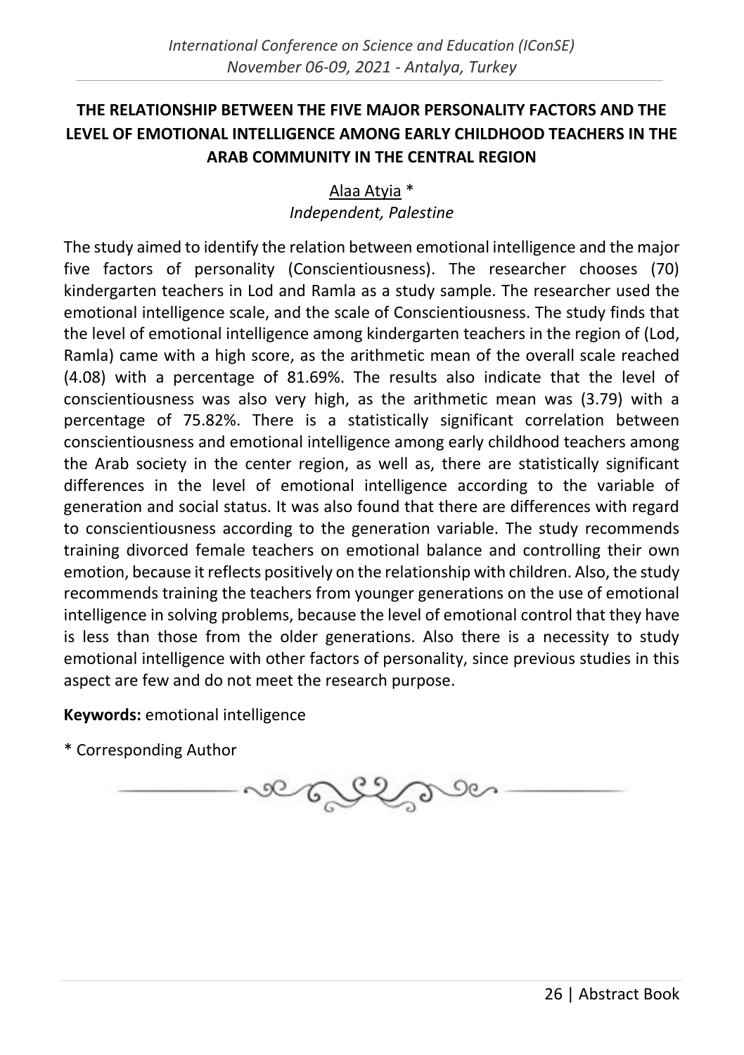## THE RELATIONSHIP BETWEEN THE FIVE MAJOR PERSONALITY FACTORS AND THE LEVEL OF EMOTIONAL INTELLIGENCE AMONG EARLY CHILDHOOD TEACHERS IN THE ARAB COMMUNITY IN THE CENTRAL REGION

Alaa Atyia *
*Independent, Palestine*

The study aimed to identify the relation between emotional intelligence and the major five factors of personality (Conscientiousness). The researcher chooses (70) kindergarten teachers in Lod and Ramla as a study sample. The researcher used the emotional intelligence scale, and the scale of Conscientiousness. The study finds that the level of emotional intelligence among kindergarten teachers in the region of (Lod, Ramla) came with a high score, as the arithmetic mean of the overall scale reached (4.08) with a percentage of 81.69%. The results also indicate that the level of conscientiousness was also very high, as the arithmetic mean was (3.79) with a percentage of 75.82%. There is a statistically significant correlation between conscientiousness and emotional intelligence among early childhood teachers among the Arab society in the center region, as well as, there are statistically significant differences in the level of emotional intelligence according to the variable of generation and social status. It was also found that there are differences with regard to conscientiousness according to the generation variable. The study recommends training divorced female teachers on emotional balance and controlling their own emotion, because it reflects positively on the relationship with children. Also, the study recommends training the teachers from younger generations on the use of emotional intelligence in solving problems, because the level of emotional control that they have is less than those from the older generations. Also there is a necessity to study emotional intelligence with other factors of personality, since previous studies in this aspect are few and do not meet the research purpose.

**Keywords:** emotional intelligence

\* Corresponding Author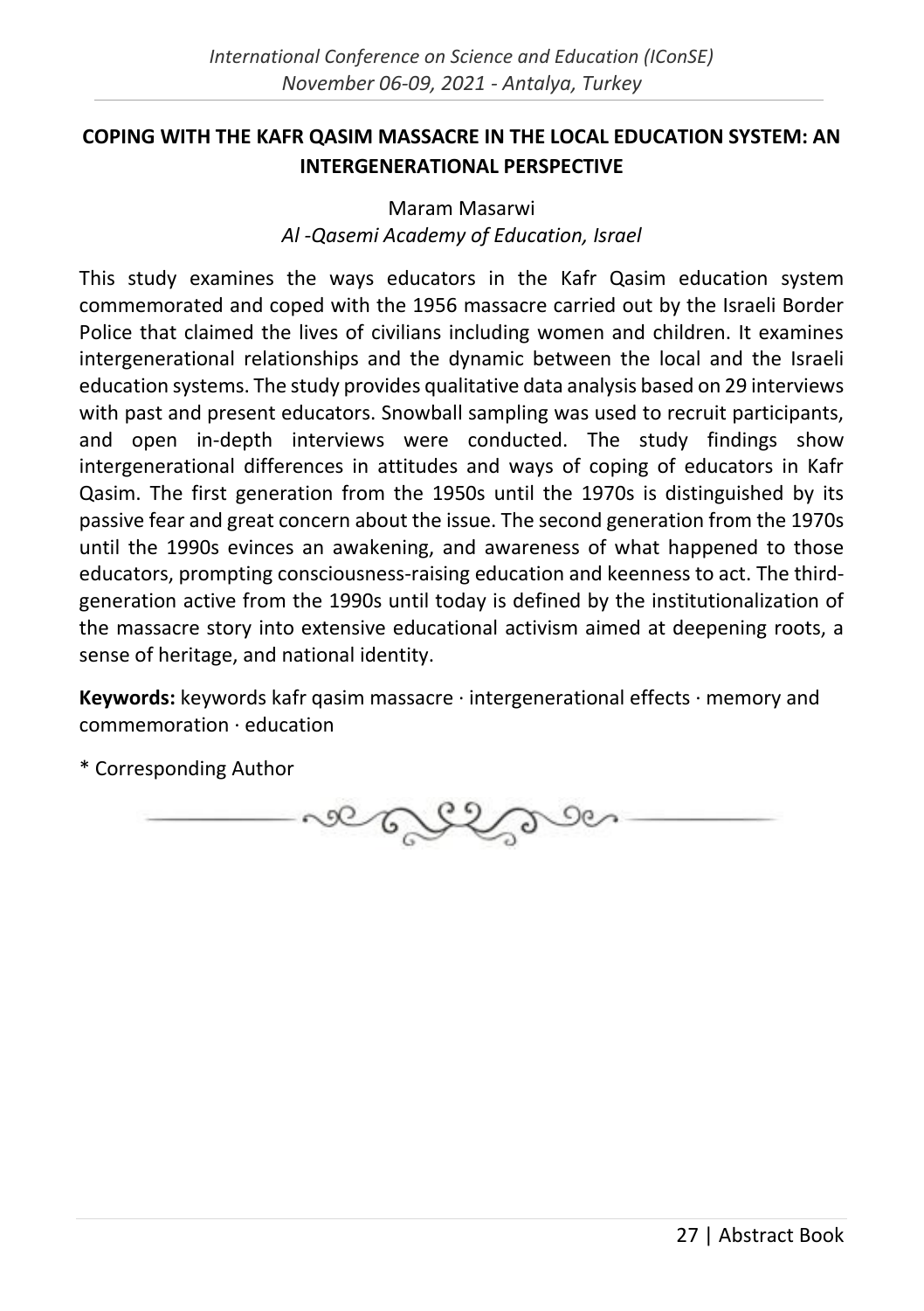## COPING WITH THE KAFR QASIM MASSACRE IN THE LOCAL EDUCATION SYSTEM: AN INTERGENERATIONAL PERSPECTIVE

Maram Masarwi
*Al -Qasemi Academy of Education, Israel*

This study examines the ways educators in the Kafr Qasim education system commemorated and coped with the 1956 massacre carried out by the Israeli Border Police that claimed the lives of civilians including women and children. It examines intergenerational relationships and the dynamic between the local and the Israeli education systems. The study provides qualitative data analysis based on 29 interviews with past and present educators. Snowball sampling was used to recruit participants, and open in-depth interviews were conducted. The study findings show intergenerational differences in attitudes and ways of coping of educators in Kafr Qasim. The first generation from the 1950s until the 1970s is distinguished by its passive fear and great concern about the issue. The second generation from the 1970s until the 1990s evinces an awakening, and awareness of what happened to those educators, prompting consciousness-raising education and keenness to act. The third-generation active from the 1990s until today is defined by the institutionalization of the massacre story into extensive educational activism aimed at deepening roots, a sense of heritage, and national identity.

**Keywords:** keywords kafr qasim massacre · intergenerational effects · memory and commemoration · education

\* Corresponding Author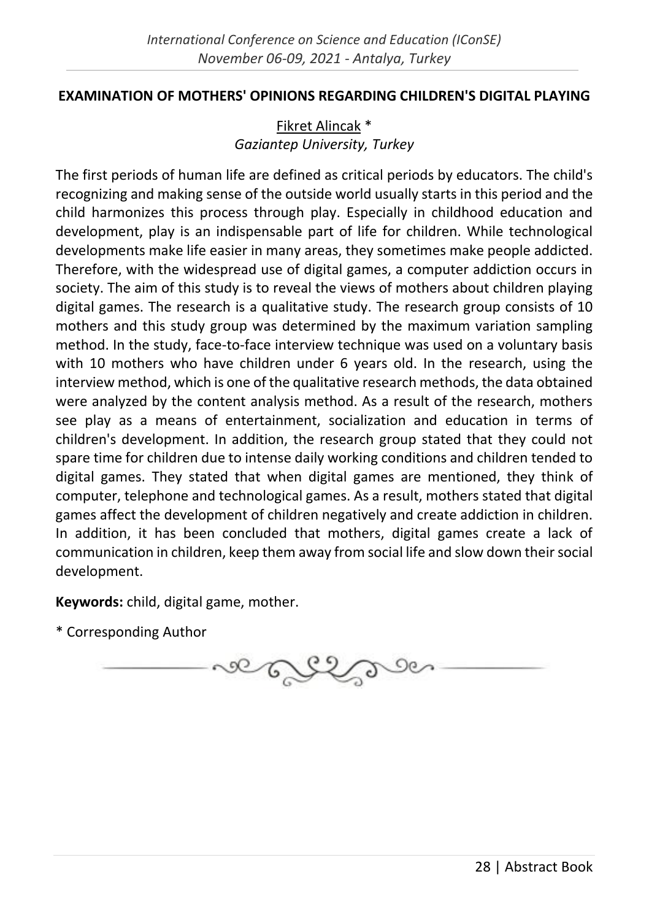## EXAMINATION OF MOTHERS' OPINIONS REGARDING CHILDREN'S DIGITAL PLAYING

Fikret Alincak *
*Gaziantep University, Turkey*

The first periods of human life are defined as critical periods by educators. The child's recognizing and making sense of the outside world usually starts in this period and the child harmonizes this process through play. Especially in childhood education and development, play is an indispensable part of life for children. While technological developments make life easier in many areas, they sometimes make people addicted. Therefore, with the widespread use of digital games, a computer addiction occurs in society. The aim of this study is to reveal the views of mothers about children playing digital games. The research is a qualitative study. The research group consists of 10 mothers and this study group was determined by the maximum variation sampling method. In the study, face-to-face interview technique was used on a voluntary basis with 10 mothers who have children under 6 years old. In the research, using the interview method, which is one of the qualitative research methods, the data obtained were analyzed by the content analysis method. As a result of the research, mothers see play as a means of entertainment, socialization and education in terms of children's development. In addition, the research group stated that they could not spare time for children due to intense daily working conditions and children tended to digital games. They stated that when digital games are mentioned, they think of computer, telephone and technological games. As a result, mothers stated that digital games affect the development of children negatively and create addiction in children. In addition, it has been concluded that mothers, digital games create a lack of communication in children, keep them away from social life and slow down their social development.

**Keywords:** child, digital game, mother.

* Corresponding Author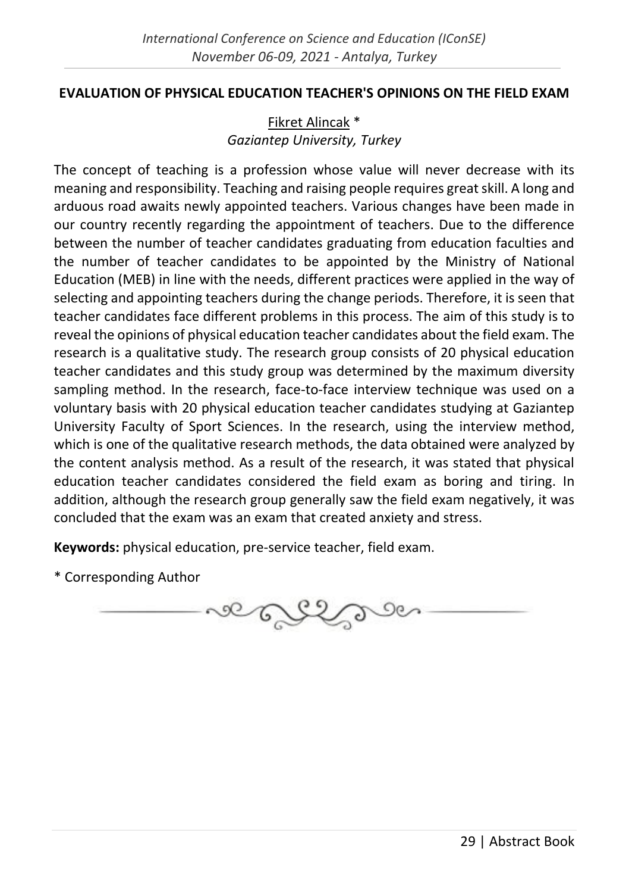## EVALUATION OF PHYSICAL EDUCATION TEACHER'S OPINIONS ON THE FIELD EXAM

Fikret Alincak *
*Gaziantep University, Turkey*

The concept of teaching is a profession whose value will never decrease with its meaning and responsibility. Teaching and raising people requires great skill. A long and arduous road awaits newly appointed teachers. Various changes have been made in our country recently regarding the appointment of teachers. Due to the difference between the number of teacher candidates graduating from education faculties and the number of teacher candidates to be appointed by the Ministry of National Education (MEB) in line with the needs, different practices were applied in the way of selecting and appointing teachers during the change periods. Therefore, it is seen that teacher candidates face different problems in this process. The aim of this study is to reveal the opinions of physical education teacher candidates about the field exam. The research is a qualitative study. The research group consists of 20 physical education teacher candidates and this study group was determined by the maximum diversity sampling method. In the research, face-to-face interview technique was used on a voluntary basis with 20 physical education teacher candidates studying at Gaziantep University Faculty of Sport Sciences. In the research, using the interview method, which is one of the qualitative research methods, the data obtained were analyzed by the content analysis method. As a result of the research, it was stated that physical education teacher candidates considered the field exam as boring and tiring. In addition, although the research group generally saw the field exam negatively, it was concluded that the exam was an exam that created anxiety and stress.

**Keywords:** physical education, pre-service teacher, field exam.

\* Corresponding Author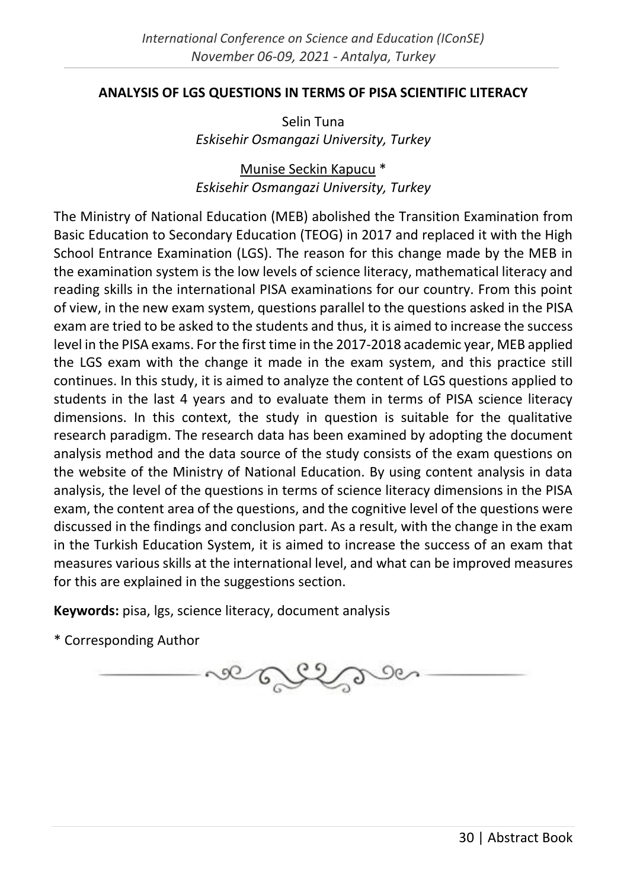## ANALYSIS OF LGS QUESTIONS IN TERMS OF PISA SCIENTIFIC LITERACY

Selin Tuna
*Eskisehir Osmangazi University, Turkey*

Munise Seckin Kapucu *
*Eskisehir Osmangazi University, Turkey*

The Ministry of National Education (MEB) abolished the Transition Examination from Basic Education to Secondary Education (TEOG) in 2017 and replaced it with the High School Entrance Examination (LGS). The reason for this change made by the MEB in the examination system is the low levels of science literacy, mathematical literacy and reading skills in the international PISA examinations for our country. From this point of view, in the new exam system, questions parallel to the questions asked in the PISA exam are tried to be asked to the students and thus, it is aimed to increase the success level in the PISA exams. For the first time in the 2017-2018 academic year, MEB applied the LGS exam with the change it made in the exam system, and this practice still continues. In this study, it is aimed to analyze the content of LGS questions applied to students in the last 4 years and to evaluate them in terms of PISA science literacy dimensions. In this context, the study in question is suitable for the qualitative research paradigm. The research data has been examined by adopting the document analysis method and the data source of the study consists of the exam questions on the website of the Ministry of National Education. By using content analysis in data analysis, the level of the questions in terms of science literacy dimensions in the PISA exam, the content area of the questions, and the cognitive level of the questions were discussed in the findings and conclusion part. As a result, with the change in the exam in the Turkish Education System, it is aimed to increase the success of an exam that measures various skills at the international level, and what can be improved measures for this are explained in the suggestions section.

**Keywords:** pisa, lgs, science literacy, document analysis

\* Corresponding Author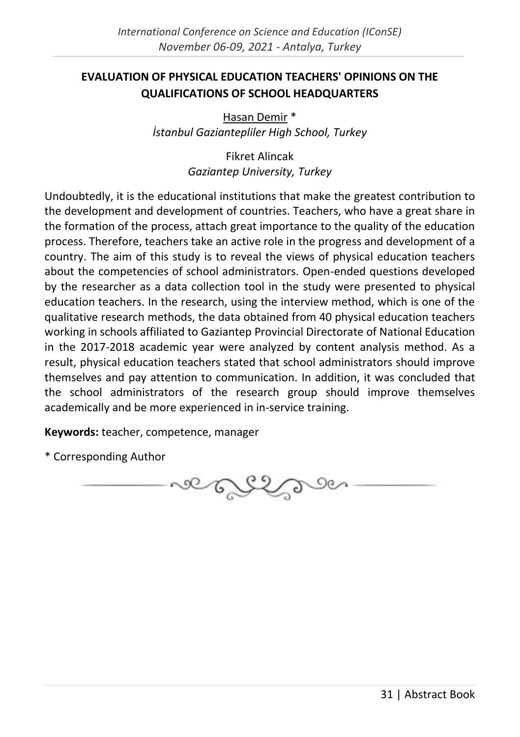## EVALUATION OF PHYSICAL EDUCATION TEACHERS' OPINIONS ON THE QUALIFICATIONS OF SCHOOL HEADQUARTERS

Hasan Demir *
*İstanbul Gaziantepliler High School, Turkey*

Fikret Alincak
*Gaziantep University, Turkey*

Undoubtedly, it is the educational institutions that make the greatest contribution to the development and development of countries. Teachers, who have a great share in the formation of the process, attach great importance to the quality of the education process. Therefore, teachers take an active role in the progress and development of a country. The aim of this study is to reveal the views of physical education teachers about the competencies of school administrators. Open-ended questions developed by the researcher as a data collection tool in the study were presented to physical education teachers. In the research, using the interview method, which is one of the qualitative research methods, the data obtained from 40 physical education teachers working in schools affiliated to Gaziantep Provincial Directorate of National Education in the 2017-2018 academic year were analyzed by content analysis method. As a result, physical education teachers stated that school administrators should improve themselves and pay attention to communication. In addition, it was concluded that the school administrators of the research group should improve themselves academically and be more experienced in in-service training.

**Keywords:** teacher, competence, manager

\* Corresponding Author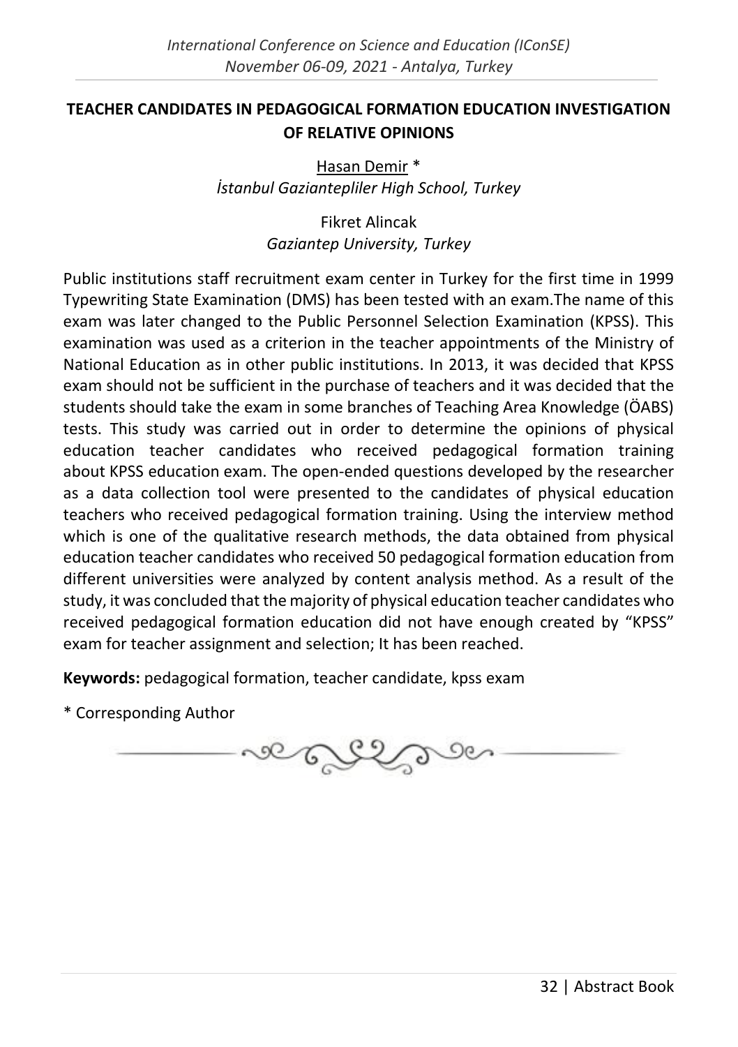## TEACHER CANDIDATES IN PEDAGOGICAL FORMATION EDUCATION INVESTIGATION OF RELATIVE OPINIONS

Hasan Demir *
*İstanbul Gaziantepliler High School, Turkey*

Fikret Alincak
*Gaziantep University, Turkey*

Public institutions staff recruitment exam center in Turkey for the first time in 1999 Typewriting State Examination (DMS) has been tested with an exam.The name of this exam was later changed to the Public Personnel Selection Examination (KPSS). This examination was used as a criterion in the teacher appointments of the Ministry of National Education as in other public institutions. In 2013, it was decided that KPSS exam should not be sufficient in the purchase of teachers and it was decided that the students should take the exam in some branches of Teaching Area Knowledge (ÖABS) tests. This study was carried out in order to determine the opinions of physical education teacher candidates who received pedagogical formation training about KPSS education exam. The open-ended questions developed by the researcher as a data collection tool were presented to the candidates of physical education teachers who received pedagogical formation training. Using the interview method which is one of the qualitative research methods, the data obtained from physical education teacher candidates who received 50 pedagogical formation education from different universities were analyzed by content analysis method. As a result of the study, it was concluded that the majority of physical education teacher candidates who received pedagogical formation education did not have enough created by "KPSS" exam for teacher assignment and selection; It has been reached.

**Keywords:** pedagogical formation, teacher candidate, kpss exam

* Corresponding Author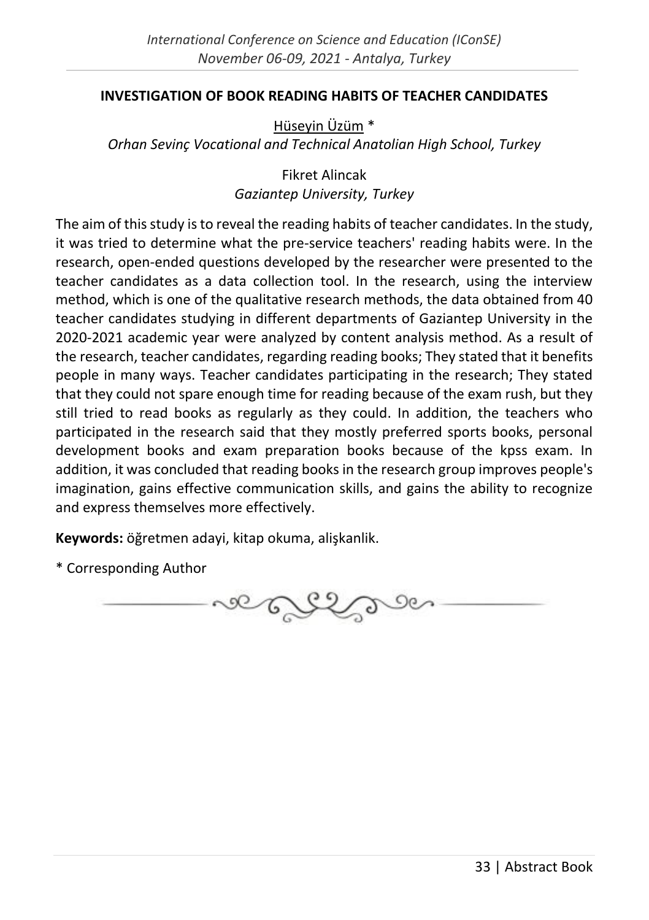## INVESTIGATION OF BOOK READING HABITS OF TEACHER CANDIDATES

Hüseyin Üzüm *
*Orhan Sevinç Vocational and Technical Anatolian High School, Turkey*

Fikret Alincak
*Gaziantep University, Turkey*

The aim of this study is to reveal the reading habits of teacher candidates. In the study, it was tried to determine what the pre-service teachers' reading habits were. In the research, open-ended questions developed by the researcher were presented to the teacher candidates as a data collection tool. In the research, using the interview method, which is one of the qualitative research methods, the data obtained from 40 teacher candidates studying in different departments of Gaziantep University in the 2020-2021 academic year were analyzed by content analysis method. As a result of the research, teacher candidates, regarding reading books; They stated that it benefits people in many ways. Teacher candidates participating in the research; They stated that they could not spare enough time for reading because of the exam rush, but they still tried to read books as regularly as they could. In addition, the teachers who participated in the research said that they mostly preferred sports books, personal development books and exam preparation books because of the kpss exam. In addition, it was concluded that reading books in the research group improves people's imagination, gains effective communication skills, and gains the ability to recognize and express themselves more effectively.

**Keywords:** öğretmen adayi, kitap okuma, alişkanlik.

\* Corresponding Author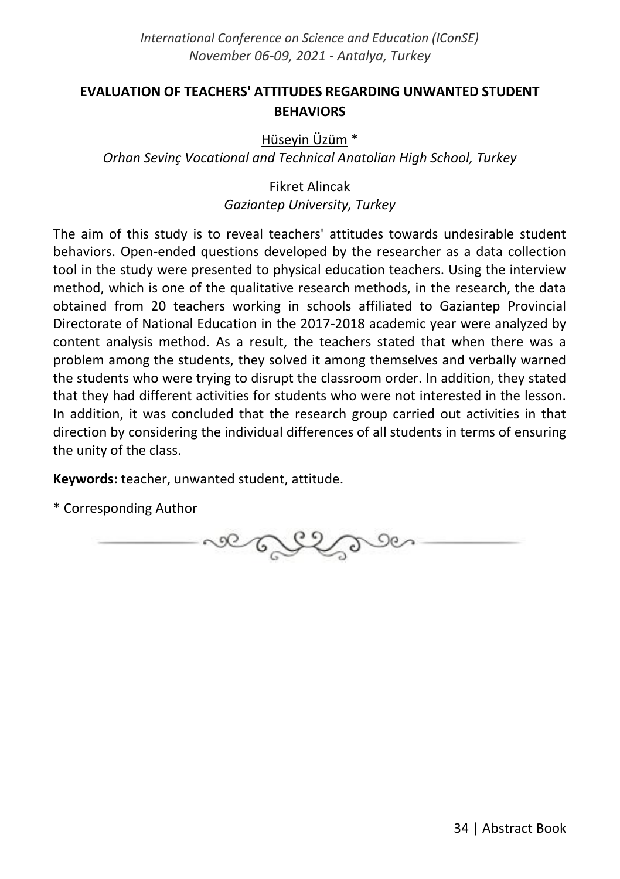## EVALUATION OF TEACHERS' ATTITUDES REGARDING UNWANTED STUDENT BEHAVIORS

Hüseyin Üzüm *
*Orhan Sevinç Vocational and Technical Anatolian High School, Turkey*

Fikret Alincak
*Gaziantep University, Turkey*

The aim of this study is to reveal teachers' attitudes towards undesirable student behaviors. Open-ended questions developed by the researcher as a data collection tool in the study were presented to physical education teachers. Using the interview method, which is one of the qualitative research methods, in the research, the data obtained from 20 teachers working in schools affiliated to Gaziantep Provincial Directorate of National Education in the 2017-2018 academic year were analyzed by content analysis method. As a result, the teachers stated that when there was a problem among the students, they solved it among themselves and verbally warned the students who were trying to disrupt the classroom order. In addition, they stated that they had different activities for students who were not interested in the lesson. In addition, it was concluded that the research group carried out activities in that direction by considering the individual differences of all students in terms of ensuring the unity of the class.

**Keywords:** teacher, unwanted student, attitude.

* Corresponding Author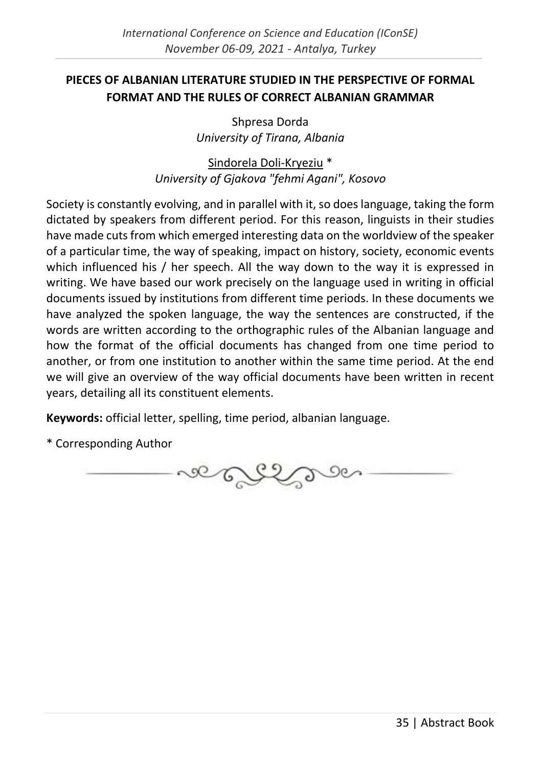## PIECES OF ALBANIAN LITERATURE STUDIED IN THE PERSPECTIVE OF FORMAL FORMAT AND THE RULES OF CORRECT ALBANIAN GRAMMAR

Shpresa Dorda
*University of Tirana, Albania*

Sindorela Doli-Kryeziu *
*University of Gjakova "fehmi Agani", Kosovo*

Society is constantly evolving, and in parallel with it, so does language, taking the form dictated by speakers from different period. For this reason, linguists in their studies have made cuts from which emerged interesting data on the worldview of the speaker of a particular time, the way of speaking, impact on history, society, economic events which influenced his / her speech. All the way down to the way it is expressed in writing. We have based our work precisely on the language used in writing in official documents issued by institutions from different time periods. In these documents we have analyzed the spoken language, the way the sentences are constructed, if the words are written according to the orthographic rules of the Albanian language and how the format of the official documents has changed from one time period to another, or from one institution to another within the same time period. At the end we will give an overview of the way official documents have been written in recent years, detailing all its constituent elements.

**Keywords:** official letter, spelling, time period, albanian language.

* Corresponding Author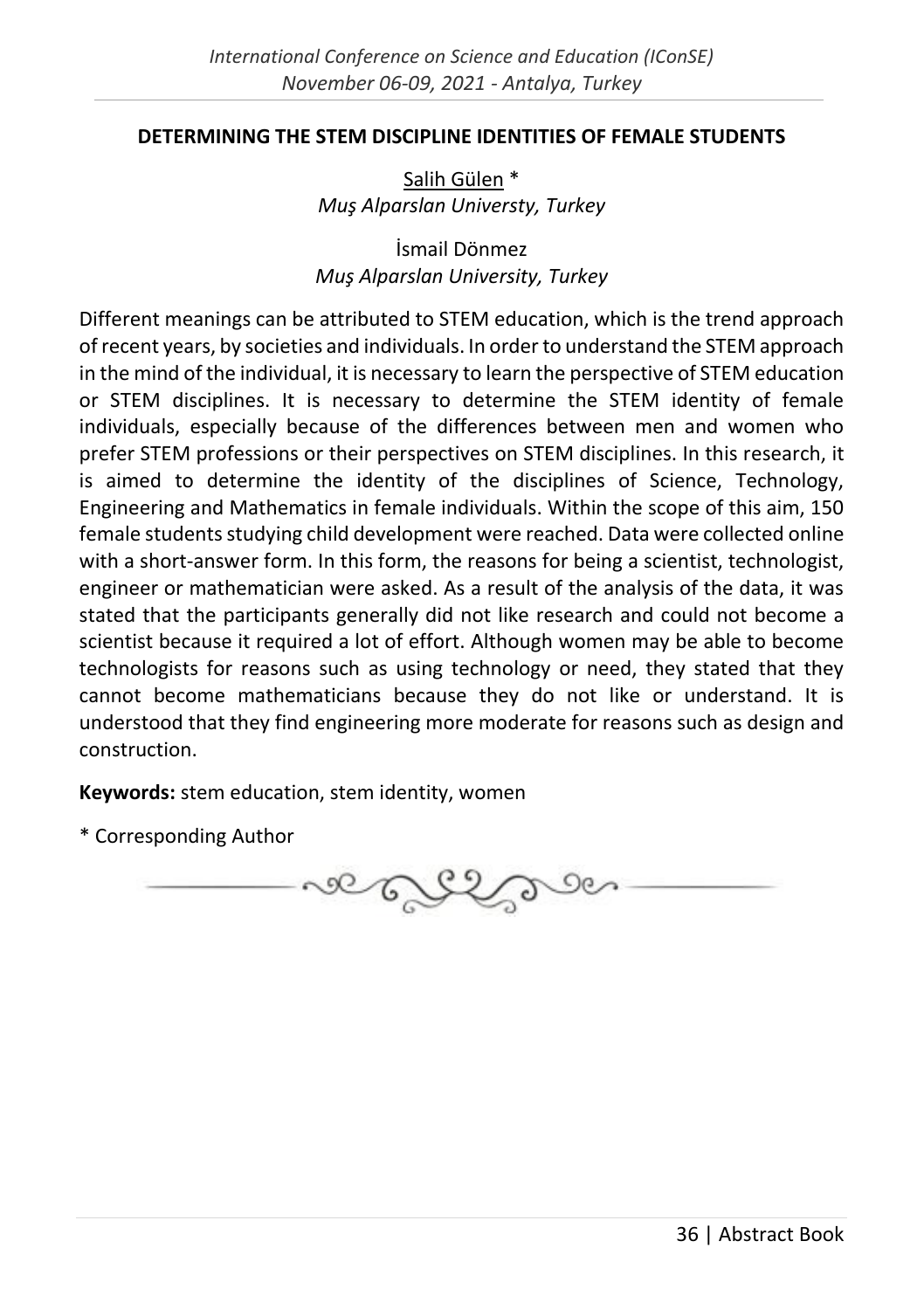## DETERMINING THE STEM DISCIPLINE IDENTITIES OF FEMALE STUDENTS

Salih Gülen *
*Muş Alparslan Universty, Turkey*

İsmail Dönmez
*Muş Alparslan University, Turkey*

Different meanings can be attributed to STEM education, which is the trend approach of recent years, by societies and individuals. In order to understand the STEM approach in the mind of the individual, it is necessary to learn the perspective of STEM education or STEM disciplines. It is necessary to determine the STEM identity of female individuals, especially because of the differences between men and women who prefer STEM professions or their perspectives on STEM disciplines. In this research, it is aimed to determine the identity of the disciplines of Science, Technology, Engineering and Mathematics in female individuals. Within the scope of this aim, 150 female students studying child development were reached. Data were collected online with a short-answer form. In this form, the reasons for being a scientist, technologist, engineer or mathematician were asked. As a result of the analysis of the data, it was stated that the participants generally did not like research and could not become a scientist because it required a lot of effort. Although women may be able to become technologists for reasons such as using technology or need, they stated that they cannot become mathematicians because they do not like or understand. It is understood that they find engineering more moderate for reasons such as design and construction.

**Keywords:** stem education, stem identity, women

* Corresponding Author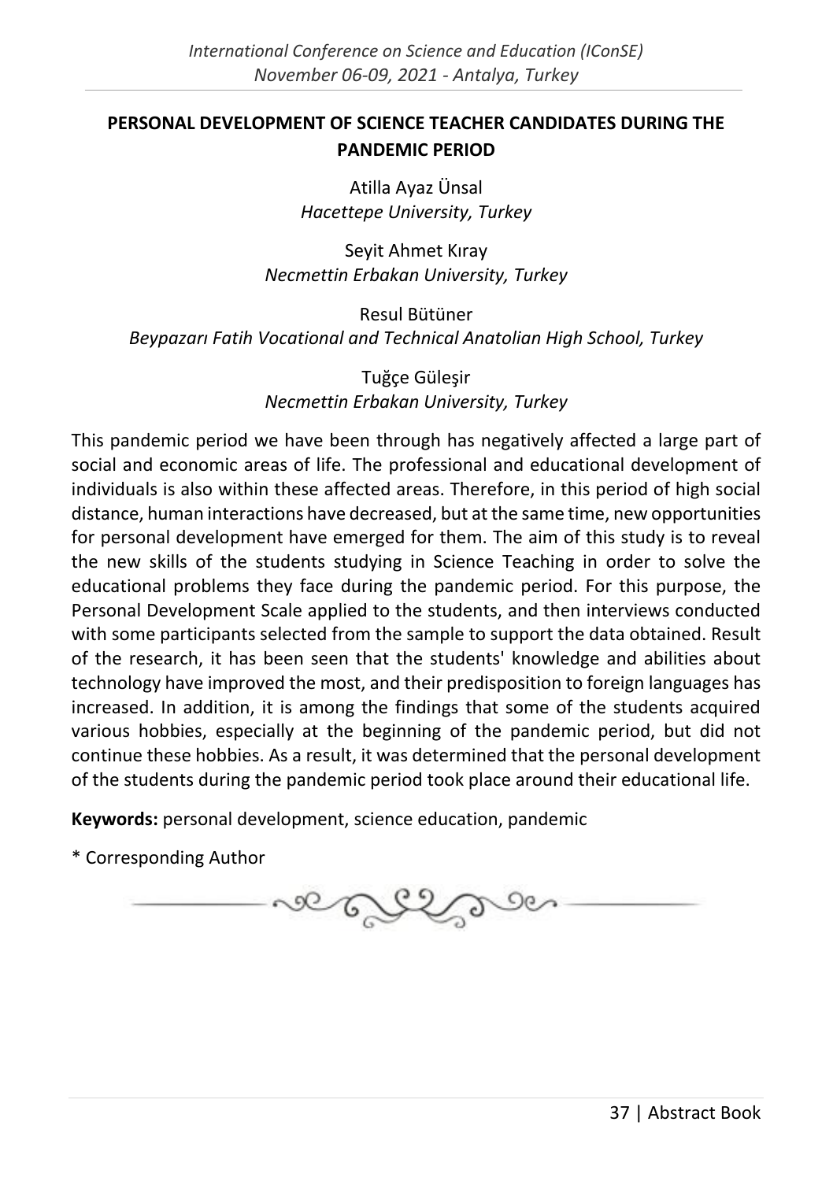## PERSONAL DEVELOPMENT OF SCIENCE TEACHER CANDIDATES DURING THE PANDEMIC PERIOD

Atilla Ayaz Ünsal
*Hacettepe University, Turkey*

Seyit Ahmet Kıray
*Necmettin Erbakan University, Turkey*

Resul Bütüner
*Beypazarı Fatih Vocational and Technical Anatolian High School, Turkey*

Tuğçe Güleşir
*Necmettin Erbakan University, Turkey*

This pandemic period we have been through has negatively affected a large part of social and economic areas of life. The professional and educational development of individuals is also within these affected areas. Therefore, in this period of high social distance, human interactions have decreased, but at the same time, new opportunities for personal development have emerged for them. The aim of this study is to reveal the new skills of the students studying in Science Teaching in order to solve the educational problems they face during the pandemic period. For this purpose, the Personal Development Scale applied to the students, and then interviews conducted with some participants selected from the sample to support the data obtained. Result of the research, it has been seen that the students' knowledge and abilities about technology have improved the most, and their predisposition to foreign languages has increased. In addition, it is among the findings that some of the students acquired various hobbies, especially at the beginning of the pandemic period, but did not continue these hobbies. As a result, it was determined that the personal development of the students during the pandemic period took place around their educational life.

**Keywords:** personal development, science education, pandemic

\* Corresponding Author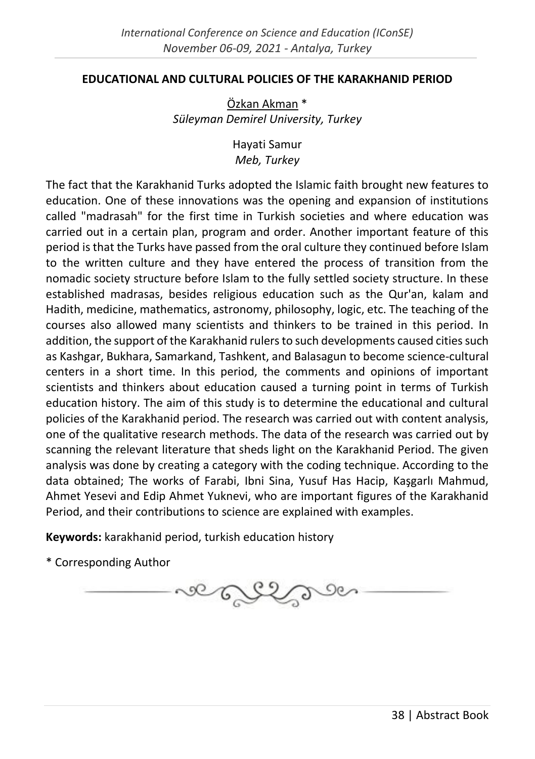## EDUCATIONAL AND CULTURAL POLICIES OF THE KARAKHANID PERIOD

Özkan Akman *
*Süleyman Demirel University, Turkey*

Hayati Samur
*Meb, Turkey*

The fact that the Karakhanid Turks adopted the Islamic faith brought new features to education. One of these innovations was the opening and expansion of institutions called "madrasah" for the first time in Turkish societies and where education was carried out in a certain plan, program and order. Another important feature of this period is that the Turks have passed from the oral culture they continued before Islam to the written culture and they have entered the process of transition from the nomadic society structure before Islam to the fully settled society structure. In these established madrasas, besides religious education such as the Qur'an, kalam and Hadith, medicine, mathematics, astronomy, philosophy, logic, etc. The teaching of the courses also allowed many scientists and thinkers to be trained in this period. In addition, the support of the Karakhanid rulers to such developments caused cities such as Kashgar, Bukhara, Samarkand, Tashkent, and Balasagun to become science-cultural centers in a short time. In this period, the comments and opinions of important scientists and thinkers about education caused a turning point in terms of Turkish education history. The aim of this study is to determine the educational and cultural policies of the Karakhanid period. The research was carried out with content analysis, one of the qualitative research methods. The data of the research was carried out by scanning the relevant literature that sheds light on the Karakhanid Period. The given analysis was done by creating a category with the coding technique. According to the data obtained; The works of Farabi, Ibni Sina, Yusuf Has Hacip, Kaşgarlı Mahmud, Ahmet Yesevi and Edip Ahmet Yuknevi, who are important figures of the Karakhanid Period, and their contributions to science are explained with examples.

**Keywords:** karakhanid period, turkish education history

\* Corresponding Author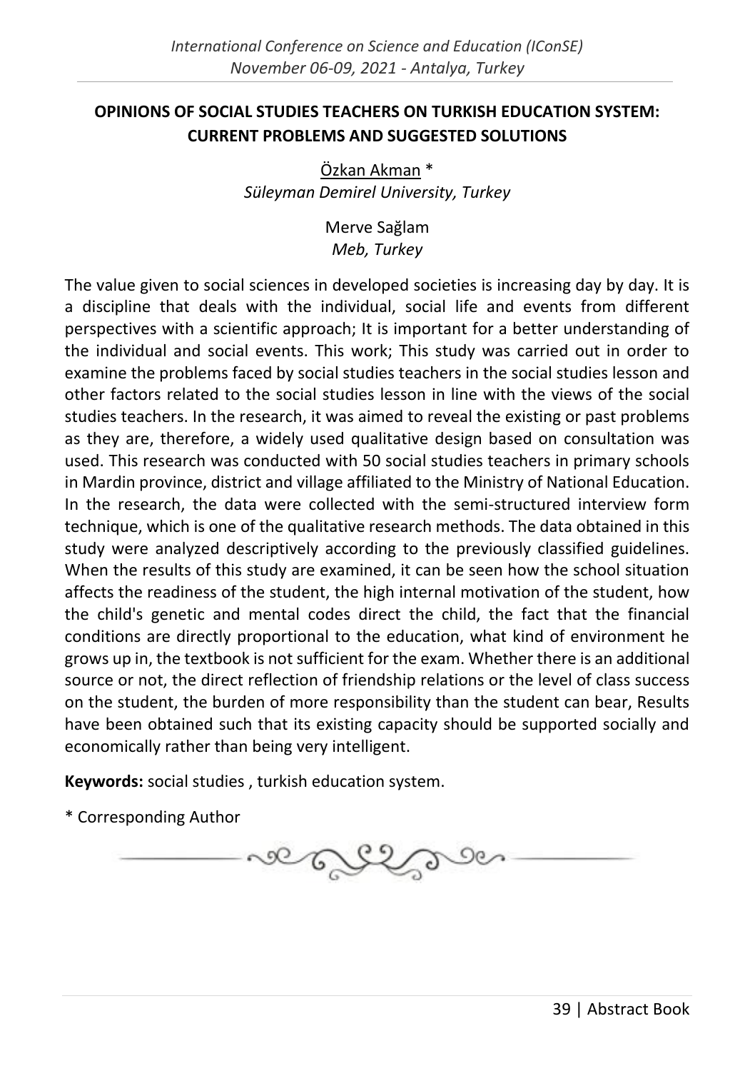# OPINIONS OF SOCIAL STUDIES TEACHERS ON TURKISH EDUCATION SYSTEM: CURRENT PROBLEMS AND SUGGESTED SOLUTIONS

Özkan Akman *
*Süleyman Demirel University, Turkey*

Merve Sağlam
*Meb, Turkey*

The value given to social sciences in developed societies is increasing day by day. It is a discipline that deals with the individual, social life and events from different perspectives with a scientific approach; It is important for a better understanding of the individual and social events. This work; This study was carried out in order to examine the problems faced by social studies teachers in the social studies lesson and other factors related to the social studies lesson in line with the views of the social studies teachers. In the research, it was aimed to reveal the existing or past problems as they are, therefore, a widely used qualitative design based on consultation was used. This research was conducted with 50 social studies teachers in primary schools in Mardin province, district and village affiliated to the Ministry of National Education. In the research, the data were collected with the semi-structured interview form technique, which is one of the qualitative research methods. The data obtained in this study were analyzed descriptively according to the previously classified guidelines. When the results of this study are examined, it can be seen how the school situation affects the readiness of the student, the high internal motivation of the student, how the child's genetic and mental codes direct the child, the fact that the financial conditions are directly proportional to the education, what kind of environment he grows up in, the textbook is not sufficient for the exam. Whether there is an additional source or not, the direct reflection of friendship relations or the level of class success on the student, the burden of more responsibility than the student can bear, Results have been obtained such that its existing capacity should be supported socially and economically rather than being very intelligent.

**Keywords:** social studies , turkish education system.

\* Corresponding Author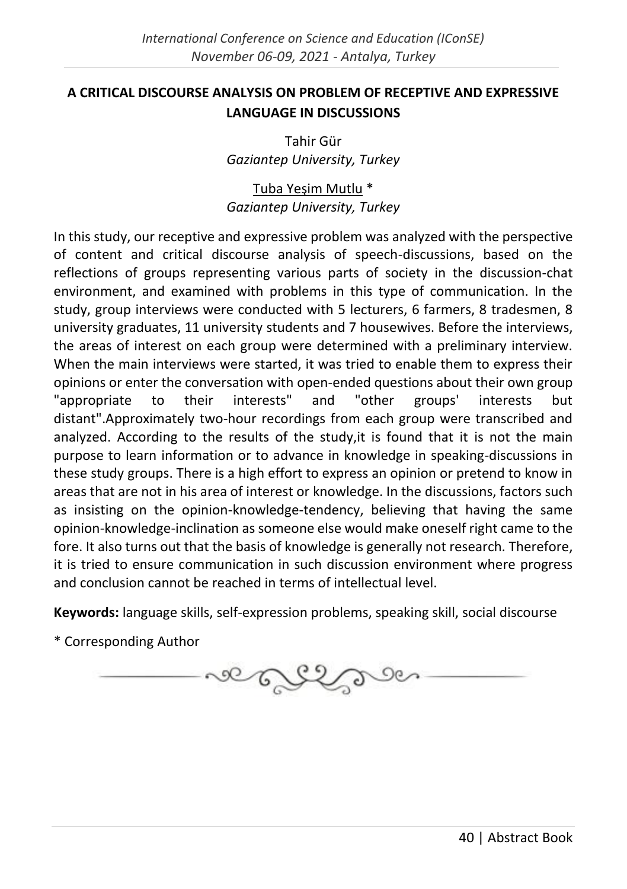## A CRITICAL DISCOURSE ANALYSIS ON PROBLEM OF RECEPTIVE AND EXPRESSIVE LANGUAGE IN DISCUSSIONS

Tahir Gür
*Gaziantep University, Turkey*

Tuba Yeşim Mutlu *
*Gaziantep University, Turkey*

In this study, our receptive and expressive problem was analyzed with the perspective of content and critical discourse analysis of speech-discussions, based on the reflections of groups representing various parts of society in the discussion-chat environment, and examined with problems in this type of communication. In the study, group interviews were conducted with 5 lecturers, 6 farmers, 8 tradesmen, 8 university graduates, 11 university students and 7 housewives. Before the interviews, the areas of interest on each group were determined with a preliminary interview. When the main interviews were started, it was tried to enable them to express their opinions or enter the conversation with open-ended questions about their own group "appropriate to their interests" and "other groups' interests but distant".Approximately two-hour recordings from each group were transcribed and analyzed. According to the results of the study,it is found that it is not the main purpose to learn information or to advance in knowledge in speaking-discussions in these study groups. There is a high effort to express an opinion or pretend to know in areas that are not in his area of interest or knowledge. In the discussions, factors such as insisting on the opinion-knowledge-tendency, believing that having the same opinion-knowledge-inclination as someone else would make oneself right came to the fore. It also turns out that the basis of knowledge is generally not research. Therefore, it is tried to ensure communication in such discussion environment where progress and conclusion cannot be reached in terms of intellectual level.

**Keywords:** language skills, self-expression problems, speaking skill, social discourse

\* Corresponding Author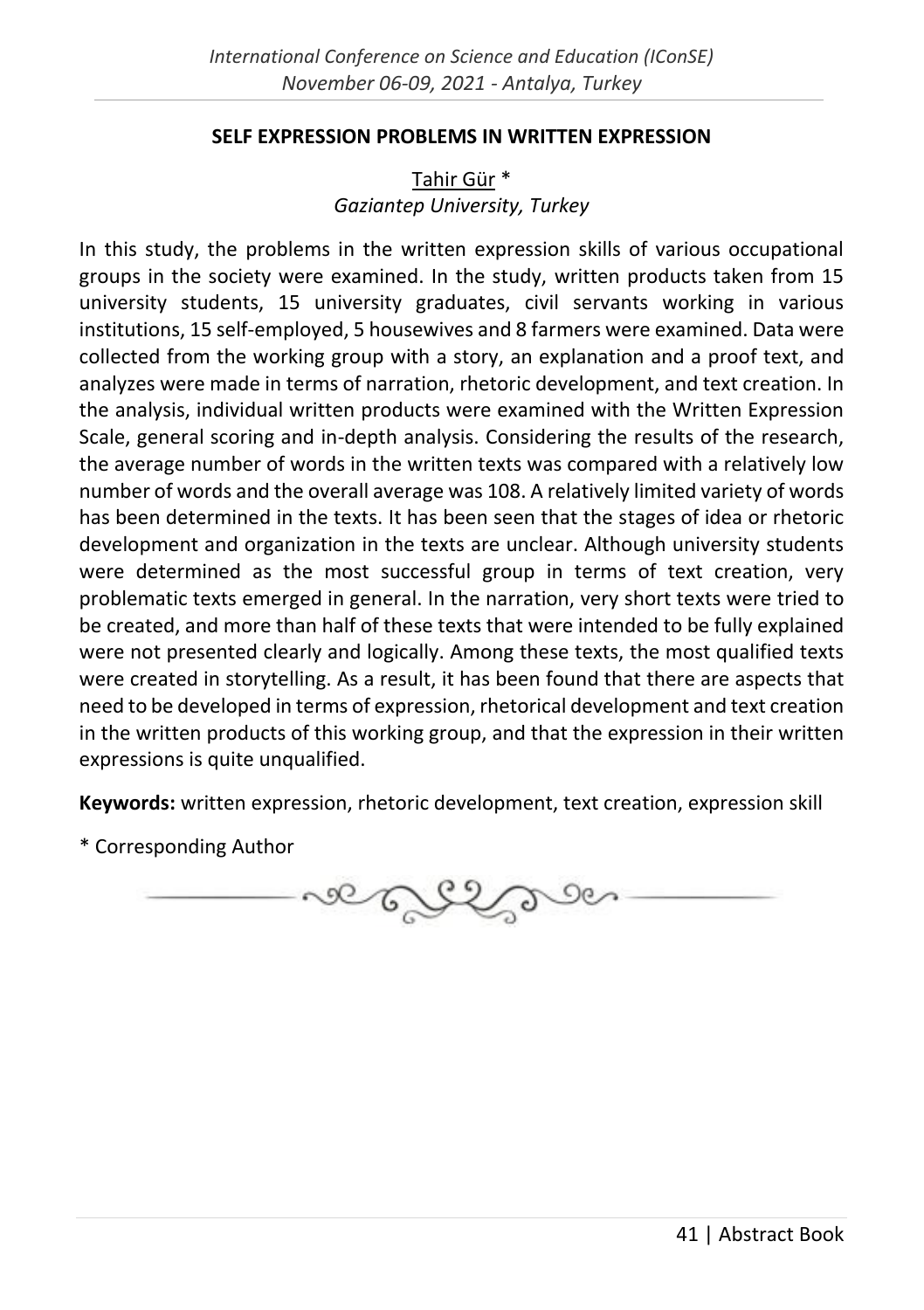## SELF EXPRESSION PROBLEMS IN WRITTEN EXPRESSION

Tahir Gür *
*Gaziantep University, Turkey*

In this study, the problems in the written expression skills of various occupational groups in the society were examined. In the study, written products taken from 15 university students, 15 university graduates, civil servants working in various institutions, 15 self-employed, 5 housewives and 8 farmers were examined. Data were collected from the working group with a story, an explanation and a proof text, and analyzes were made in terms of narration, rhetoric development, and text creation. In the analysis, individual written products were examined with the Written Expression Scale, general scoring and in-depth analysis. Considering the results of the research, the average number of words in the written texts was compared with a relatively low number of words and the overall average was 108. A relatively limited variety of words has been determined in the texts. It has been seen that the stages of idea or rhetoric development and organization in the texts are unclear. Although university students were determined as the most successful group in terms of text creation, very problematic texts emerged in general. In the narration, very short texts were tried to be created, and more than half of these texts that were intended to be fully explained were not presented clearly and logically. Among these texts, the most qualified texts were created in storytelling. As a result, it has been found that there are aspects that need to be developed in terms of expression, rhetorical development and text creation in the written products of this working group, and that the expression in their written expressions is quite unqualified.

**Keywords:** written expression, rhetoric development, text creation, expression skill

\* Corresponding Author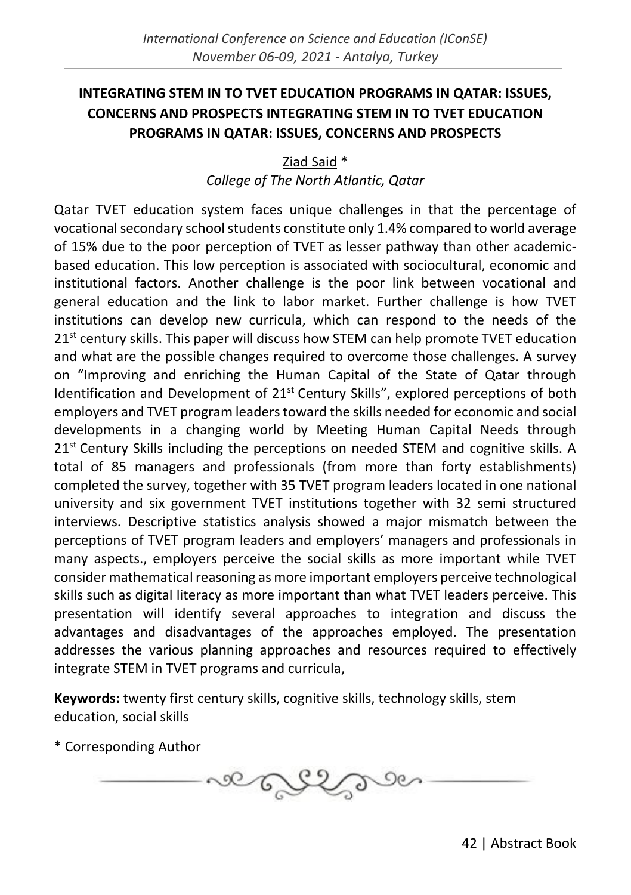# INTEGRATING STEM IN TO TVET EDUCATION PROGRAMS IN QATAR: ISSUES, CONCERNS AND PROSPECTS INTEGRATING STEM IN TO TVET EDUCATION PROGRAMS IN QATAR: ISSUES, CONCERNS AND PROSPECTS

Ziad Said *

*College of The North Atlantic, Qatar*

Qatar TVET education system faces unique challenges in that the percentage of vocational secondary school students constitute only 1.4% compared to world average of 15% due to the poor perception of TVET as lesser pathway than other academic-based education. This low perception is associated with sociocultural, economic and institutional factors. Another challenge is the poor link between vocational and general education and the link to labor market. Further challenge is how TVET institutions can develop new curricula, which can respond to the needs of the 21st century skills. This paper will discuss how STEM can help promote TVET education and what are the possible changes required to overcome those challenges. A survey on "Improving and enriching the Human Capital of the State of Qatar through Identification and Development of 21st Century Skills", explored perceptions of both employers and TVET program leaders toward the skills needed for economic and social developments in a changing world by Meeting Human Capital Needs through 21st Century Skills including the perceptions on needed STEM and cognitive skills. A total of 85 managers and professionals (from more than forty establishments) completed the survey, together with 35 TVET program leaders located in one national university and six government TVET institutions together with 32 semi structured interviews. Descriptive statistics analysis showed a major mismatch between the perceptions of TVET program leaders and employers' managers and professionals in many aspects., employers perceive the social skills as more important while TVET consider mathematical reasoning as more important employers perceive technological skills such as digital literacy as more important than what TVET leaders perceive. This presentation will identify several approaches to integration and discuss the advantages and disadvantages of the approaches employed. The presentation addresses the various planning approaches and resources required to effectively integrate STEM in TVET programs and curricula,

**Keywords:** twenty first century skills, cognitive skills, technology skills, stem education, social skills

* Corresponding Author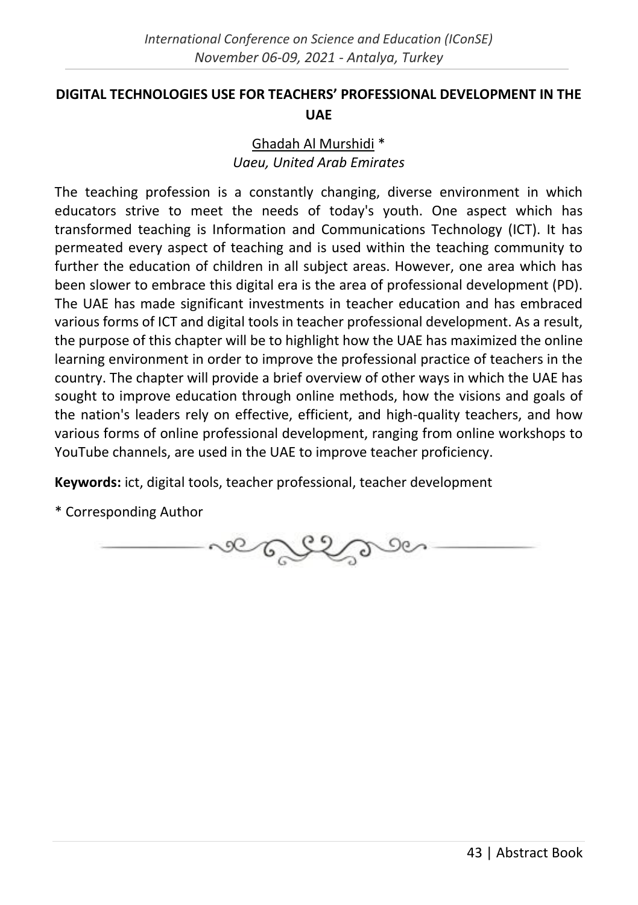## DIGITAL TECHNOLOGIES USE FOR TEACHERS' PROFESSIONAL DEVELOPMENT IN THE UAE

Ghadah Al Murshidi *
*Uaeu, United Arab Emirates*

The teaching profession is a constantly changing, diverse environment in which educators strive to meet the needs of today's youth. One aspect which has transformed teaching is Information and Communications Technology (ICT). It has permeated every aspect of teaching and is used within the teaching community to further the education of children in all subject areas. However, one area which has been slower to embrace this digital era is the area of professional development (PD). The UAE has made significant investments in teacher education and has embraced various forms of ICT and digital tools in teacher professional development. As a result, the purpose of this chapter will be to highlight how the UAE has maximized the online learning environment in order to improve the professional practice of teachers in the country. The chapter will provide a brief overview of other ways in which the UAE has sought to improve education through online methods, how the visions and goals of the nation's leaders rely on effective, efficient, and high-quality teachers, and how various forms of online professional development, ranging from online workshops to YouTube channels, are used in the UAE to improve teacher proficiency.

**Keywords:** ict, digital tools, teacher professional, teacher development

\* Corresponding Author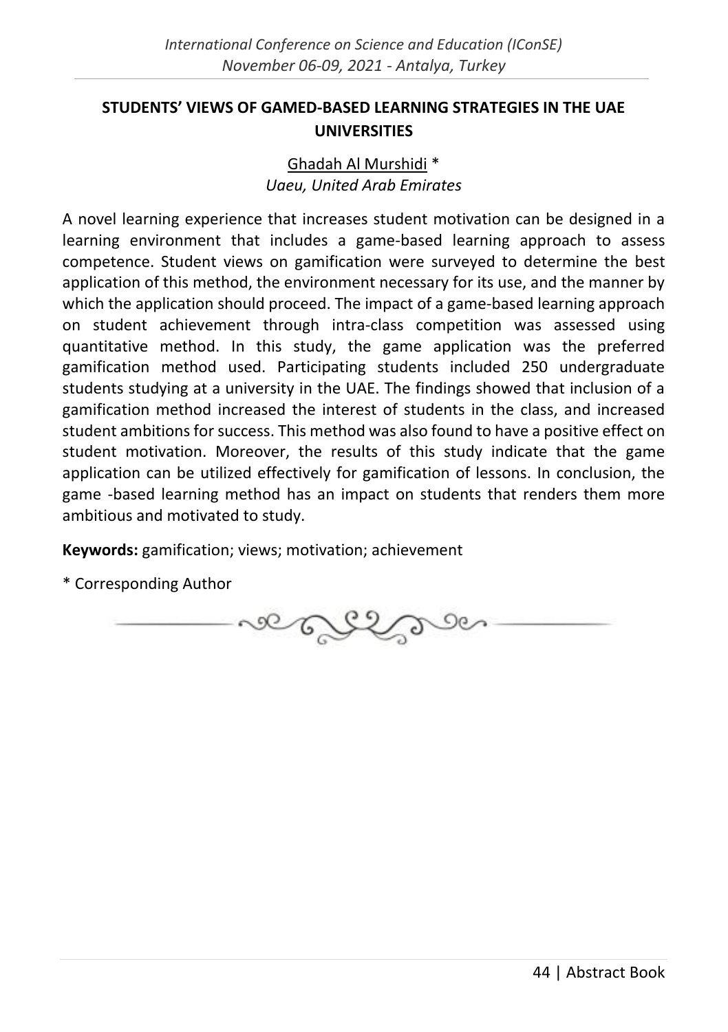# STUDENTS' VIEWS OF GAMED-BASED LEARNING STRATEGIES IN THE UAE UNIVERSITIES

Ghadah Al Murshidi *

*Uaeu, United Arab Emirates*

A novel learning experience that increases student motivation can be designed in a learning environment that includes a game-based learning approach to assess competence. Student views on gamification were surveyed to determine the best application of this method, the environment necessary for its use, and the manner by which the application should proceed. The impact of a game-based learning approach on student achievement through intra-class competition was assessed using quantitative method. In this study, the game application was the preferred gamification method used. Participating students included 250 undergraduate students studying at a university in the UAE. The findings showed that inclusion of a gamification method increased the interest of students in the class, and increased student ambitions for success. This method was also found to have a positive effect on student motivation. Moreover, the results of this study indicate that the game application can be utilized effectively for gamification of lessons. In conclusion, the game -based learning method has an impact on students that renders them more ambitious and motivated to study.

**Keywords:** gamification; views; motivation; achievement

\* Corresponding Author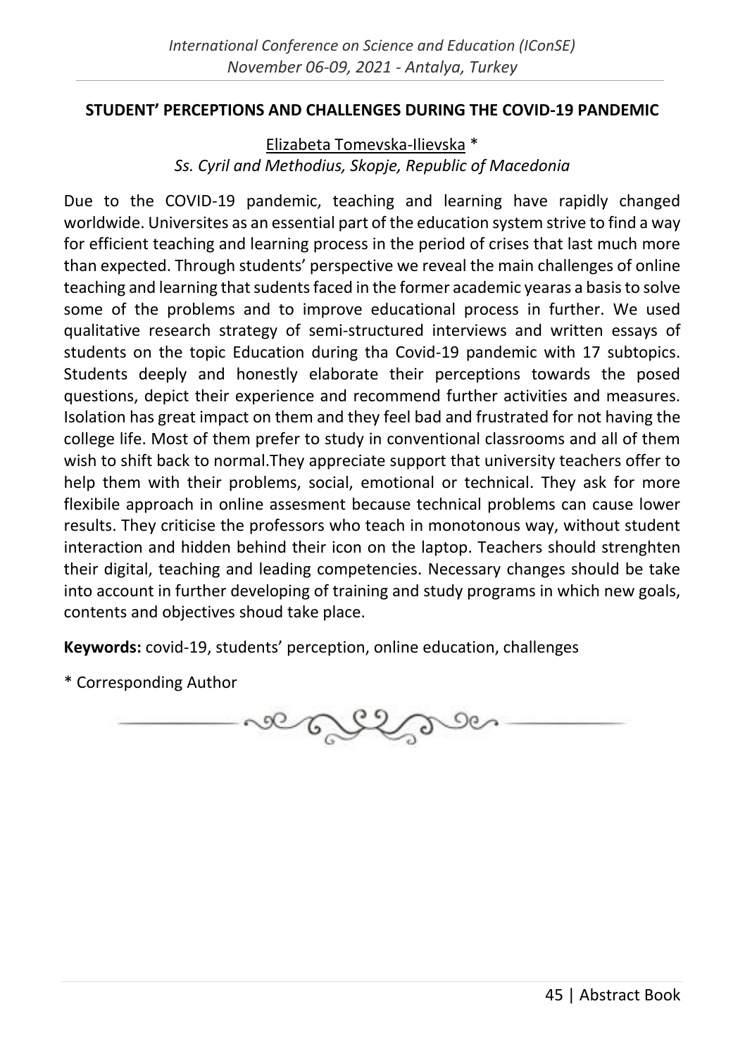## STUDENT' PERCEPTIONS AND CHALLENGES DURING THE COVID-19 PANDEMIC

Elizabeta Tomevska-Ilievska *
*Ss. Cyril and Methodius, Skopje, Republic of Macedonia*

Due to the COVID-19 pandemic, teaching and learning have rapidly changed worldwide. Universites as an essential part of the education system strive to find a way for efficient teaching and learning process in the period of crises that last much more than expected. Through students' perspective we reveal the main challenges of online teaching and learning that sudents faced in the former academic yearas a basis to solve some of the problems and to improve educational process in further. We used qualitative research strategy of semi-structured interviews and written essays of students on the topic Education during tha Covid-19 pandemic with 17 subtopics. Students deeply and honestly elaborate their perceptions towards the posed questions, depict their experience and recommend further activities and measures. Isolation has great impact on them and they feel bad and frustrated for not having the college life. Most of them prefer to study in conventional classrooms and all of them wish to shift back to normal.They appreciate support that university teachers offer to help them with their problems, social, emotional or technical. They ask for more flexibile approach in online assesment because technical problems can cause lower results. They criticise the professors who teach in monotonous way, without student interaction and hidden behind their icon on the laptop. Teachers should strenghten their digital, teaching and leading competencies. Necessary changes should be take into account in further developing of training and study programs in which new goals, contents and objectives shoud take place.

**Keywords:** covid-19, students' perception, online education, challenges

\* Corresponding Author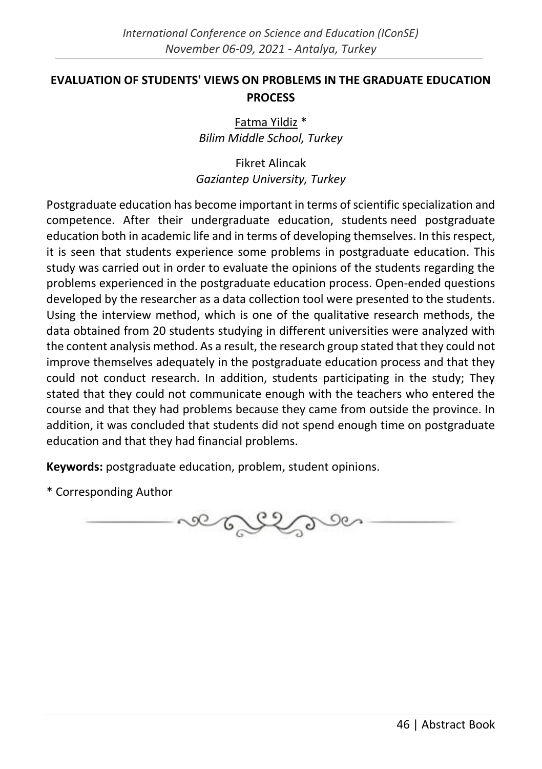## EVALUATION OF STUDENTS' VIEWS ON PROBLEMS IN THE GRADUATE EDUCATION PROCESS

Fatma Yildiz *
*Bilim Middle School, Turkey*

Fikret Alincak
*Gaziantep University, Turkey*

Postgraduate education has become important in terms of scientific specialization and competence. After their undergraduate education, students need postgraduate education both in academic life and in terms of developing themselves. In this respect, it is seen that students experience some problems in postgraduate education. This study was carried out in order to evaluate the opinions of the students regarding the problems experienced in the postgraduate education process. Open-ended questions developed by the researcher as a data collection tool were presented to the students. Using the interview method, which is one of the qualitative research methods, the data obtained from 20 students studying in different universities were analyzed with the content analysis method. As a result, the research group stated that they could not improve themselves adequately in the postgraduate education process and that they could not conduct research. In addition, students participating in the study; They stated that they could not communicate enough with the teachers who entered the course and that they had problems because they came from outside the province. In addition, it was concluded that students did not spend enough time on postgraduate education and that they had financial problems.

**Keywords:** postgraduate education, problem, student opinions.

* Corresponding Author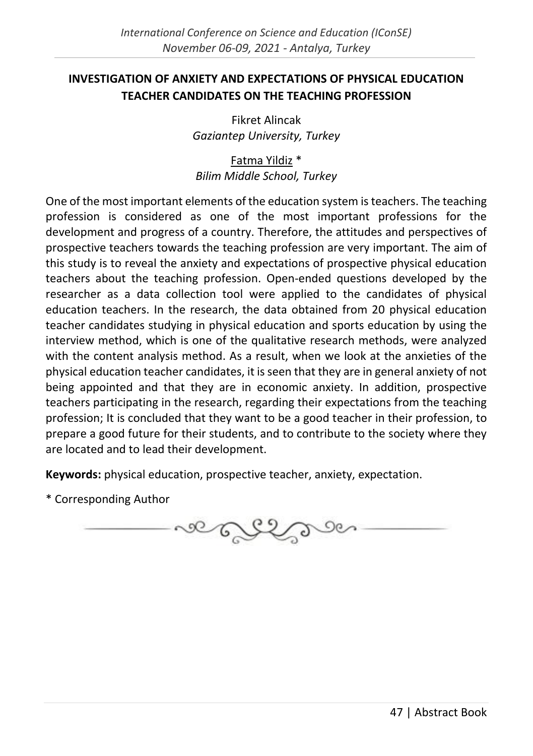## INVESTIGATION OF ANXIETY AND EXPECTATIONS OF PHYSICAL EDUCATION TEACHER CANDIDATES ON THE TEACHING PROFESSION

Fikret Alincak
*Gaziantep University, Turkey*

Fatma Yildiz *
*Bilim Middle School, Turkey*

One of the most important elements of the education system is teachers. The teaching profession is considered as one of the most important professions for the development and progress of a country. Therefore, the attitudes and perspectives of prospective teachers towards the teaching profession are very important. The aim of this study is to reveal the anxiety and expectations of prospective physical education teachers about the teaching profession. Open-ended questions developed by the researcher as a data collection tool were applied to the candidates of physical education teachers. In the research, the data obtained from 20 physical education teacher candidates studying in physical education and sports education by using the interview method, which is one of the qualitative research methods, were analyzed with the content analysis method. As a result, when we look at the anxieties of the physical education teacher candidates, it is seen that they are in general anxiety of not being appointed and that they are in economic anxiety. In addition, prospective teachers participating in the research, regarding their expectations from the teaching profession; It is concluded that they want to be a good teacher in their profession, to prepare a good future for their students, and to contribute to the society where they are located and to lead their development.

**Keywords:** physical education, prospective teacher, anxiety, expectation.

* Corresponding Author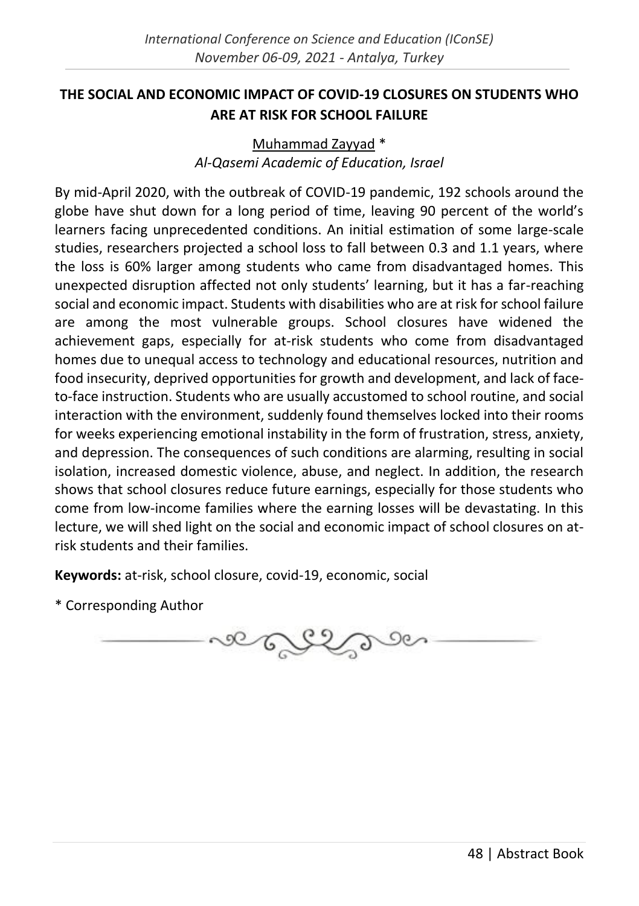## THE SOCIAL AND ECONOMIC IMPACT OF COVID-19 CLOSURES ON STUDENTS WHO ARE AT RISK FOR SCHOOL FAILURE

Muhammad Zayyad *

*Al-Qasemi Academic of Education, Israel*

By mid-April 2020, with the outbreak of COVID-19 pandemic, 192 schools around the globe have shut down for a long period of time, leaving 90 percent of the world's learners facing unprecedented conditions. An initial estimation of some large-scale studies, researchers projected a school loss to fall between 0.3 and 1.1 years, where the loss is 60% larger among students who came from disadvantaged homes. This unexpected disruption affected not only students' learning, but it has a far-reaching social and economic impact. Students with disabilities who are at risk for school failure are among the most vulnerable groups. School closures have widened the achievement gaps, especially for at-risk students who come from disadvantaged homes due to unequal access to technology and educational resources, nutrition and food insecurity, deprived opportunities for growth and development, and lack of face-to-face instruction. Students who are usually accustomed to school routine, and social interaction with the environment, suddenly found themselves locked into their rooms for weeks experiencing emotional instability in the form of frustration, stress, anxiety, and depression. The consequences of such conditions are alarming, resulting in social isolation, increased domestic violence, abuse, and neglect. In addition, the research shows that school closures reduce future earnings, especially for those students who come from low-income families where the earning losses will be devastating. In this lecture, we will shed light on the social and economic impact of school closures on at-risk students and their families.

**Keywords:** at-risk, school closure, covid-19, economic, social

* Corresponding Author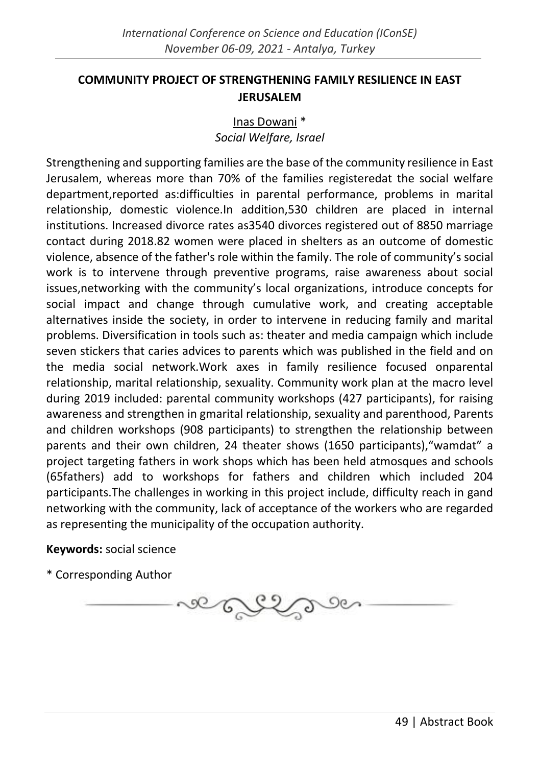## COMMUNITY PROJECT OF STRENGTHENING FAMILY RESILIENCE IN EAST JERUSALEM

Inas Dowani *

*Social Welfare, Israel*

Strengthening and supporting families are the base of the community resilience in East Jerusalem, whereas more than 70% of the families registeredat the social welfare department,reported as:difficulties in parental performance, problems in marital relationship, domestic violence.In addition,530 children are placed in internal institutions. Increased divorce rates as3540 divorces registered out of 8850 marriage contact during 2018.82 women were placed in shelters as an outcome of domestic violence, absence of the father's role within the family. The role of community's social work is to intervene through preventive programs, raise awareness about social issues,networking with the community's local organizations, introduce concepts for social impact and change through cumulative work, and creating acceptable alternatives inside the society, in order to intervene in reducing family and marital problems. Diversification in tools such as: theater and media campaign which include seven stickers that caries advices to parents which was published in the field and on the media social network.Work axes in family resilience focused onparental relationship, marital relationship, sexuality. Community work plan at the macro level during 2019 included: parental community workshops (427 participants), for raising awareness and strengthen in gmarital relationship, sexuality and parenthood, Parents and children workshops (908 participants) to strengthen the relationship between parents and their own children, 24 theater shows (1650 participants),"wamdat" a project targeting fathers in work shops which has been held atmosques and schools (65fathers) add to workshops for fathers and children which included 204 participants.The challenges in working in this project include, difficulty reach in gand networking with the community, lack of acceptance of the workers who are regarded as representing the municipality of the occupation authority.

**Keywords:** social science

* Corresponding Author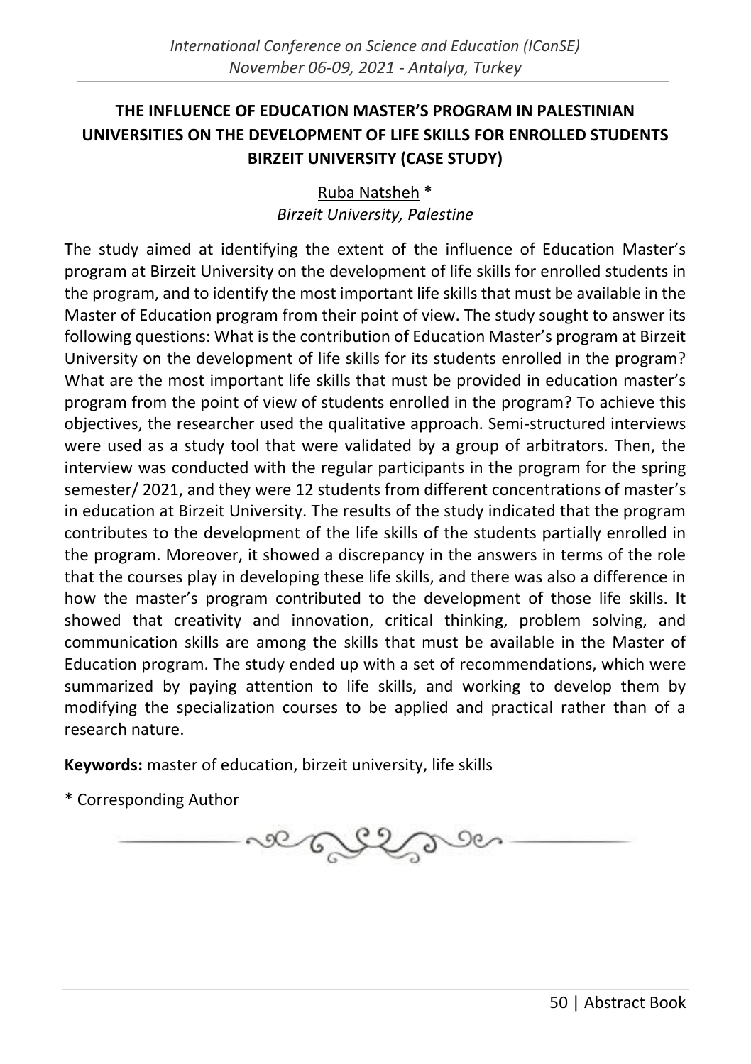## THE INFLUENCE OF EDUCATION MASTER'S PROGRAM IN PALESTINIAN UNIVERSITIES ON THE DEVELOPMENT OF LIFE SKILLS FOR ENROLLED STUDENTS BIRZEIT UNIVERSITY (CASE STUDY)

Ruba Natsheh *
*Birzeit University, Palestine*

The study aimed at identifying the extent of the influence of Education Master's program at Birzeit University on the development of life skills for enrolled students in the program, and to identify the most important life skills that must be available in the Master of Education program from their point of view. The study sought to answer its following questions: What is the contribution of Education Master's program at Birzeit University on the development of life skills for its students enrolled in the program? What are the most important life skills that must be provided in education master's program from the point of view of students enrolled in the program? To achieve this objectives, the researcher used the qualitative approach. Semi-structured interviews were used as a study tool that were validated by a group of arbitrators. Then, the interview was conducted with the regular participants in the program for the spring semester/ 2021, and they were 12 students from different concentrations of master's in education at Birzeit University. The results of the study indicated that the program contributes to the development of the life skills of the students partially enrolled in the program. Moreover, it showed a discrepancy in the answers in terms of the role that the courses play in developing these life skills, and there was also a difference in how the master's program contributed to the development of those life skills. It showed that creativity and innovation, critical thinking, problem solving, and communication skills are among the skills that must be available in the Master of Education program. The study ended up with a set of recommendations, which were summarized by paying attention to life skills, and working to develop them by modifying the specialization courses to be applied and practical rather than of a research nature.

**Keywords:** master of education, birzeit university, life skills

* Corresponding Author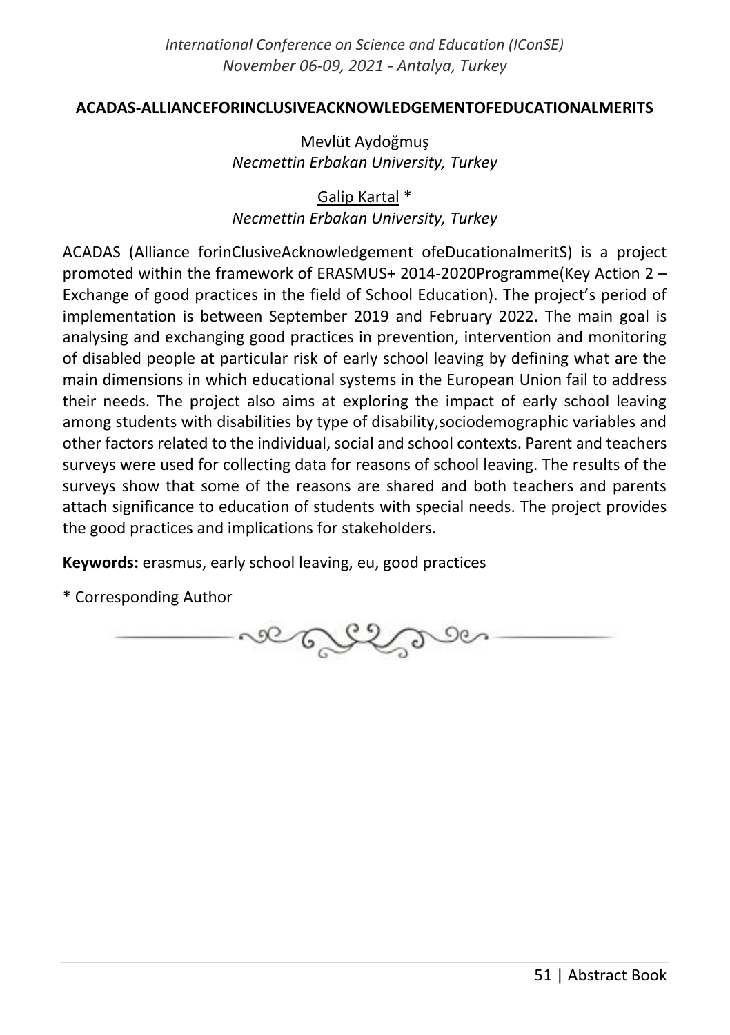## ACADAS-ALLIANCEFORINCLUSIVEACKNOWLEDGEMENTOFEDUCATIONALMERITS

Mevlüt Aydoğmuş
*Necmettin Erbakan University, Turkey*

Galip Kartal *
*Necmettin Erbakan University, Turkey*

ACADAS (Alliance forinClusiveAcknowledgement ofeDucationalmeritS) is a project promoted within the framework of ERASMUS+ 2014-2020Programme(Key Action 2 – Exchange of good practices in the field of School Education). The project's period of implementation is between September 2019 and February 2022. The main goal is analysing and exchanging good practices in prevention, intervention and monitoring of disabled people at particular risk of early school leaving by defining what are the main dimensions in which educational systems in the European Union fail to address their needs. The project also aims at exploring the impact of early school leaving among students with disabilities by type of disability,sociodemographic variables and other factors related to the individual, social and school contexts. Parent and teachers surveys were used for collecting data for reasons of school leaving. The results of the surveys show that some of the reasons are shared and both teachers and parents attach significance to education of students with special needs. The project provides the good practices and implications for stakeholders.

**Keywords:** erasmus, early school leaving, eu, good practices

\* Corresponding Author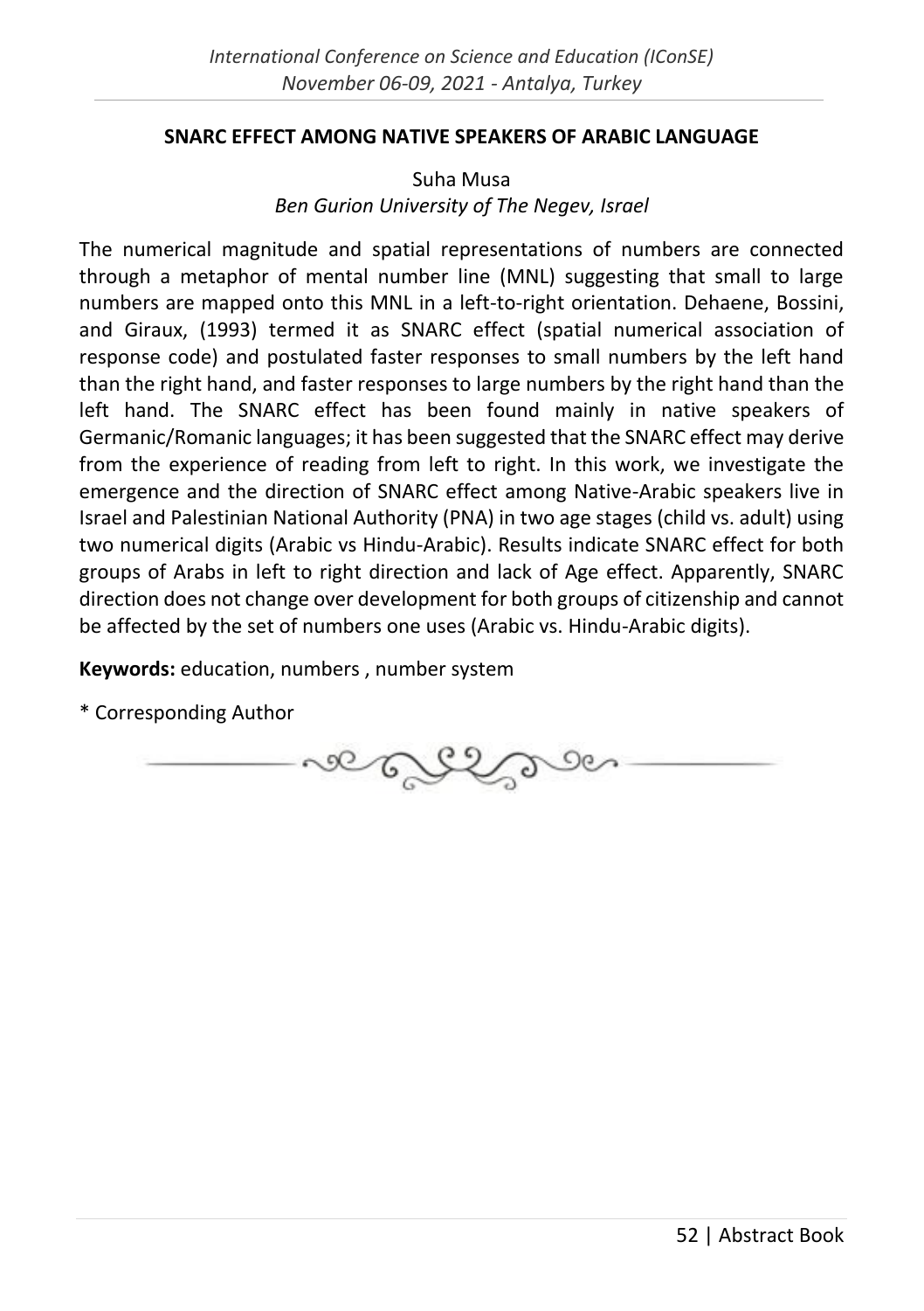## SNARC EFFECT AMONG NATIVE SPEAKERS OF ARABIC LANGUAGE

Suha Musa

*Ben Gurion University of The Negev, Israel*

The numerical magnitude and spatial representations of numbers are connected through a metaphor of mental number line (MNL) suggesting that small to large numbers are mapped onto this MNL in a left-to-right orientation. Dehaene, Bossini, and Giraux, (1993) termed it as SNARC effect (spatial numerical association of response code) and postulated faster responses to small numbers by the left hand than the right hand, and faster responses to large numbers by the right hand than the left hand. The SNARC effect has been found mainly in native speakers of Germanic/Romanic languages; it has been suggested that the SNARC effect may derive from the experience of reading from left to right. In this work, we investigate the emergence and the direction of SNARC effect among Native-Arabic speakers live in Israel and Palestinian National Authority (PNA) in two age stages (child vs. adult) using two numerical digits (Arabic vs Hindu-Arabic). Results indicate SNARC effect for both groups of Arabs in left to right direction and lack of Age effect. Apparently, SNARC direction does not change over development for both groups of citizenship and cannot be affected by the set of numbers one uses (Arabic vs. Hindu-Arabic digits).

**Keywords:** education, numbers , number system

\* Corresponding Author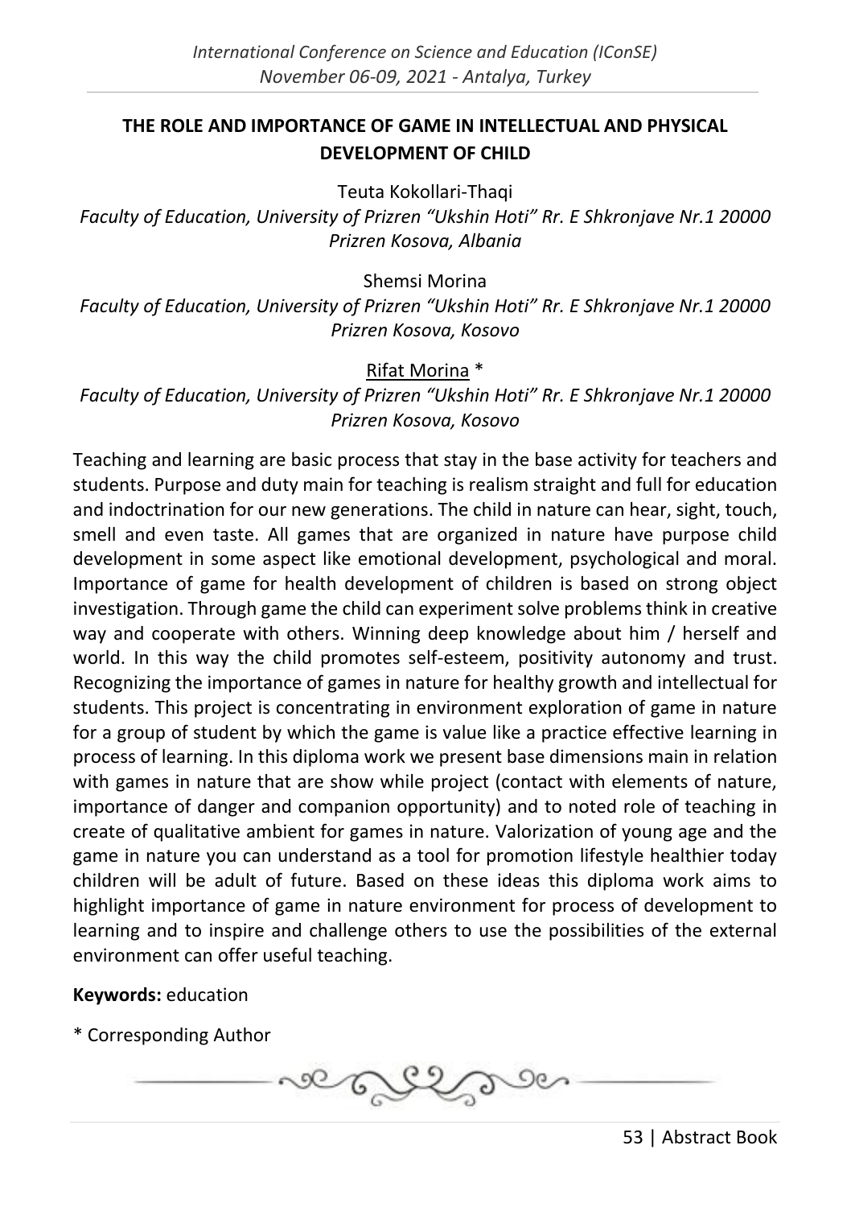# THE ROLE AND IMPORTANCE OF GAME IN INTELLECTUAL AND PHYSICAL DEVELOPMENT OF CHILD

Teuta Kokollari-Thaqi

*Faculty of Education, University of Prizren "Ukshin Hoti" Rr. E Shkronjave Nr.1 20000 Prizren Kosova, Albania*

Shemsi Morina

*Faculty of Education, University of Prizren "Ukshin Hoti" Rr. E Shkronjave Nr.1 20000 Prizren Kosova, Kosovo*

Rifat Morina *

*Faculty of Education, University of Prizren "Ukshin Hoti" Rr. E Shkronjave Nr.1 20000 Prizren Kosova, Kosovo*

Teaching and learning are basic process that stay in the base activity for teachers and students. Purpose and duty main for teaching is realism straight and full for education and indoctrination for our new generations. The child in nature can hear, sight, touch, smell and even taste. All games that are organized in nature have purpose child development in some aspect like emotional development, psychological and moral. Importance of game for health development of children is based on strong object investigation. Through game the child can experiment solve problems think in creative way and cooperate with others. Winning deep knowledge about him / herself and world. In this way the child promotes self-esteem, positivity autonomy and trust. Recognizing the importance of games in nature for healthy growth and intellectual for students. This project is concentrating in environment exploration of game in nature for a group of student by which the game is value like a practice effective learning in process of learning. In this diploma work we present base dimensions main in relation with games in nature that are show while project (contact with elements of nature, importance of danger and companion opportunity) and to noted role of teaching in create of qualitative ambient for games in nature. Valorization of young age and the game in nature you can understand as a tool for promotion lifestyle healthier today children will be adult of future. Based on these ideas this diploma work aims to highlight importance of game in nature environment for process of development to learning and to inspire and challenge others to use the possibilities of the external environment can offer useful teaching.

**Keywords:** education

\* Corresponding Author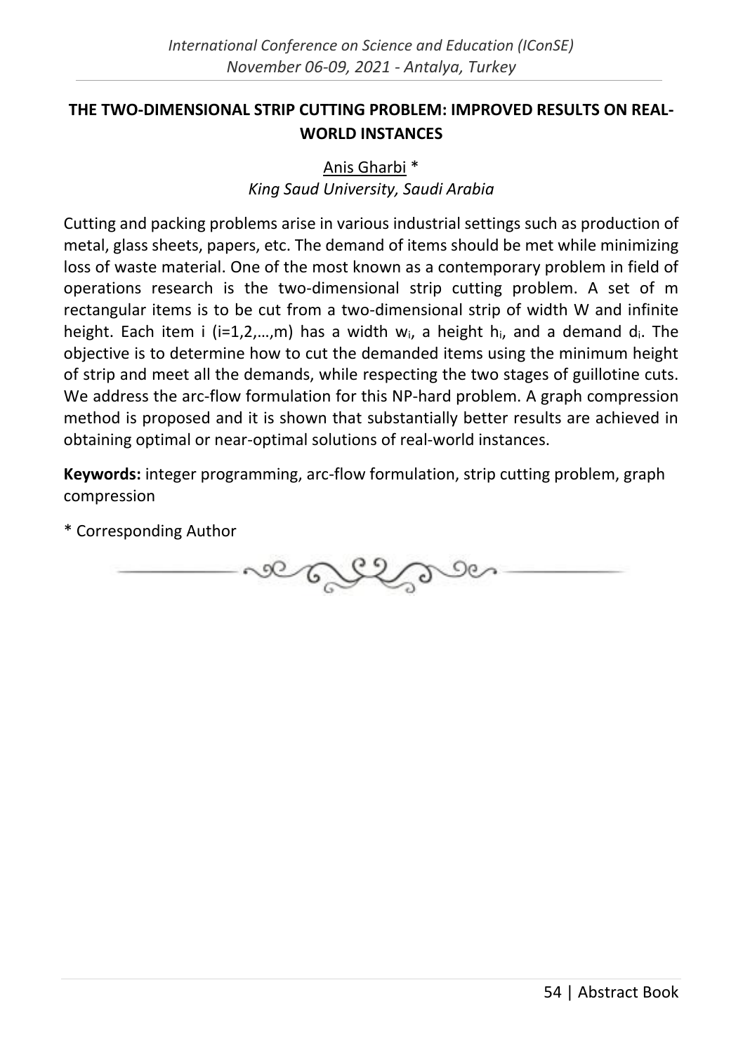## THE TWO-DIMENSIONAL STRIP CUTTING PROBLEM: IMPROVED RESULTS ON REAL-WORLD INSTANCES

Anis Gharbi *

*King Saud University, Saudi Arabia*

Cutting and packing problems arise in various industrial settings such as production of metal, glass sheets, papers, etc. The demand of items should be met while minimizing loss of waste material. One of the most known as a contemporary problem in field of operations research is the two-dimensional strip cutting problem. A set of m rectangular items is to be cut from a two-dimensional strip of width W and infinite height. Each item i (i=1,2,…,m) has a width $w_i$, a height $h_i$, and a demand $d_i$. The objective is to determine how to cut the demanded items using the minimum height of strip and meet all the demands, while respecting the two stages of guillotine cuts. We address the arc-flow formulation for this NP-hard problem. A graph compression method is proposed and it is shown that substantially better results are achieved in obtaining optimal or near-optimal solutions of real-world instances.

**Keywords:** integer programming, arc-flow formulation, strip cutting problem, graph compression

* Corresponding Author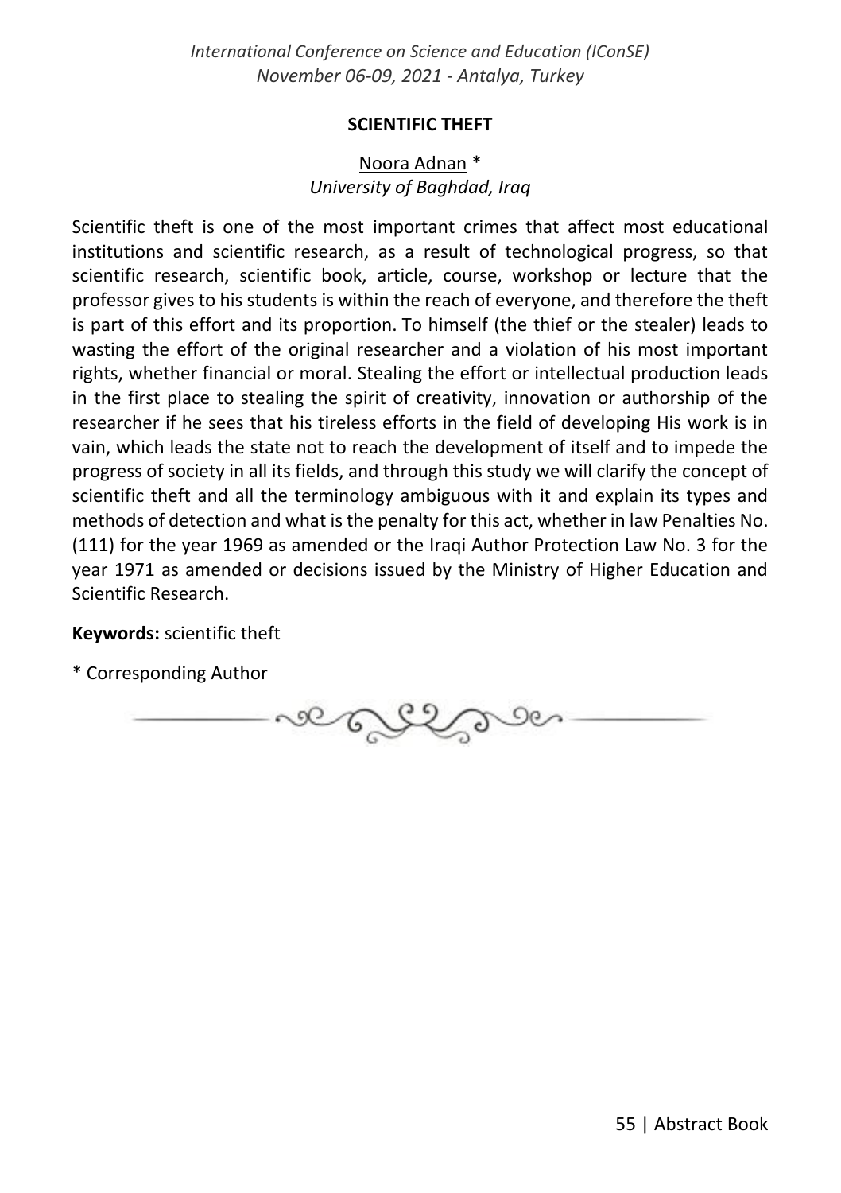## SCIENTIFIC THEFT

Noora Adnan *
*University of Baghdad, Iraq*

Scientific theft is one of the most important crimes that affect most educational institutions and scientific research, as a result of technological progress, so that scientific research, scientific book, article, course, workshop or lecture that the professor gives to his students is within the reach of everyone, and therefore the theft is part of this effort and its proportion. To himself (the thief or the stealer) leads to wasting the effort of the original researcher and a violation of his most important rights, whether financial or moral. Stealing the effort or intellectual production leads in the first place to stealing the spirit of creativity, innovation or authorship of the researcher if he sees that his tireless efforts in the field of developing His work is in vain, which leads the state not to reach the development of itself and to impede the progress of society in all its fields, and through this study we will clarify the concept of scientific theft and all the terminology ambiguous with it and explain its types and methods of detection and what is the penalty for this act, whether in law Penalties No. (111) for the year 1969 as amended or the Iraqi Author Protection Law No. 3 for the year 1971 as amended or decisions issued by the Ministry of Higher Education and Scientific Research.

**Keywords:** scientific theft

\* Corresponding Author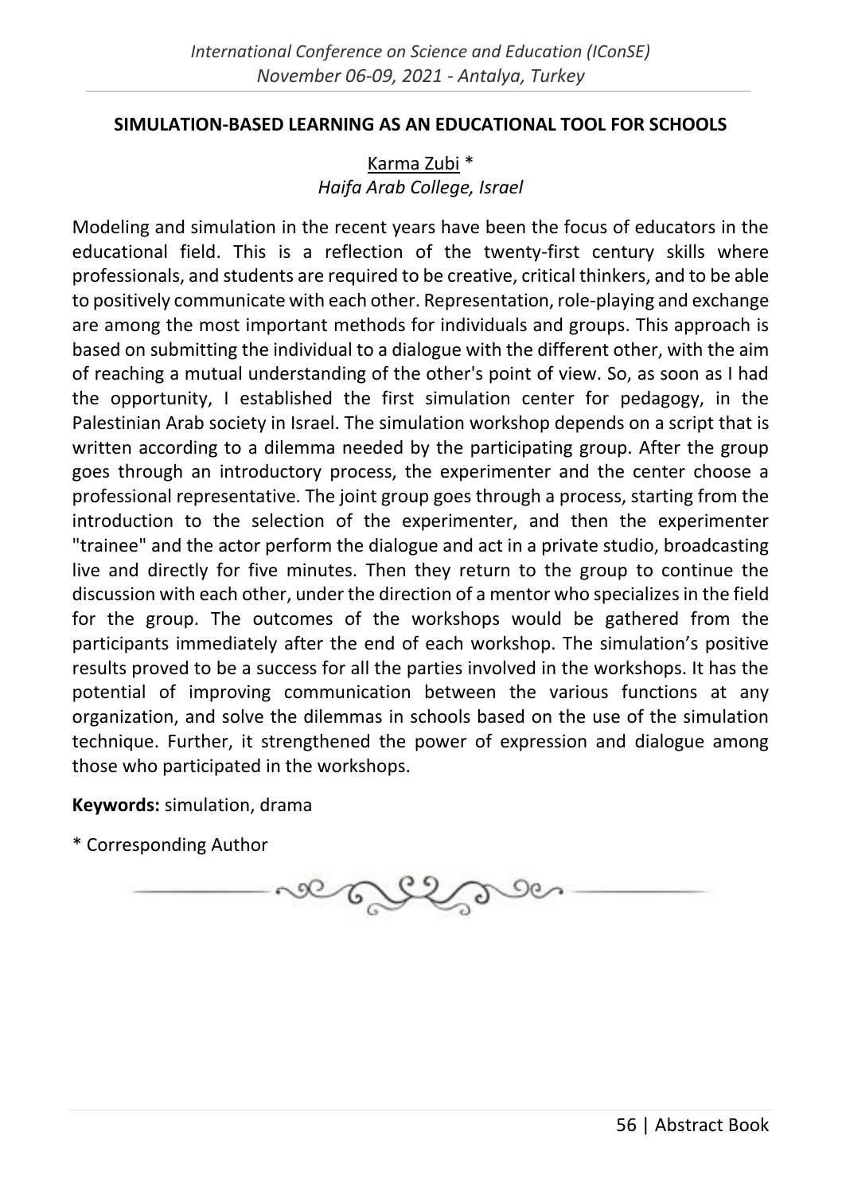## SIMULATION-BASED LEARNING AS AN EDUCATIONAL TOOL FOR SCHOOLS

Karma Zubi *
*Haifa Arab College, Israel*

Modeling and simulation in the recent years have been the focus of educators in the educational field. This is a reflection of the twenty-first century skills where professionals, and students are required to be creative, critical thinkers, and to be able to positively communicate with each other. Representation, role-playing and exchange are among the most important methods for individuals and groups. This approach is based on submitting the individual to a dialogue with the different other, with the aim of reaching a mutual understanding of the other's point of view. So, as soon as I had the opportunity, I established the first simulation center for pedagogy, in the Palestinian Arab society in Israel. The simulation workshop depends on a script that is written according to a dilemma needed by the participating group. After the group goes through an introductory process, the experimenter and the center choose a professional representative. The joint group goes through a process, starting from the introduction to the selection of the experimenter, and then the experimenter "trainee" and the actor perform the dialogue and act in a private studio, broadcasting live and directly for five minutes. Then they return to the group to continue the discussion with each other, under the direction of a mentor who specializes in the field for the group. The outcomes of the workshops would be gathered from the participants immediately after the end of each workshop. The simulation's positive results proved to be a success for all the parties involved in the workshops. It has the potential of improving communication between the various functions at any organization, and solve the dilemmas in schools based on the use of the simulation technique. Further, it strengthened the power of expression and dialogue among those who participated in the workshops.

**Keywords:** simulation, drama

* Corresponding Author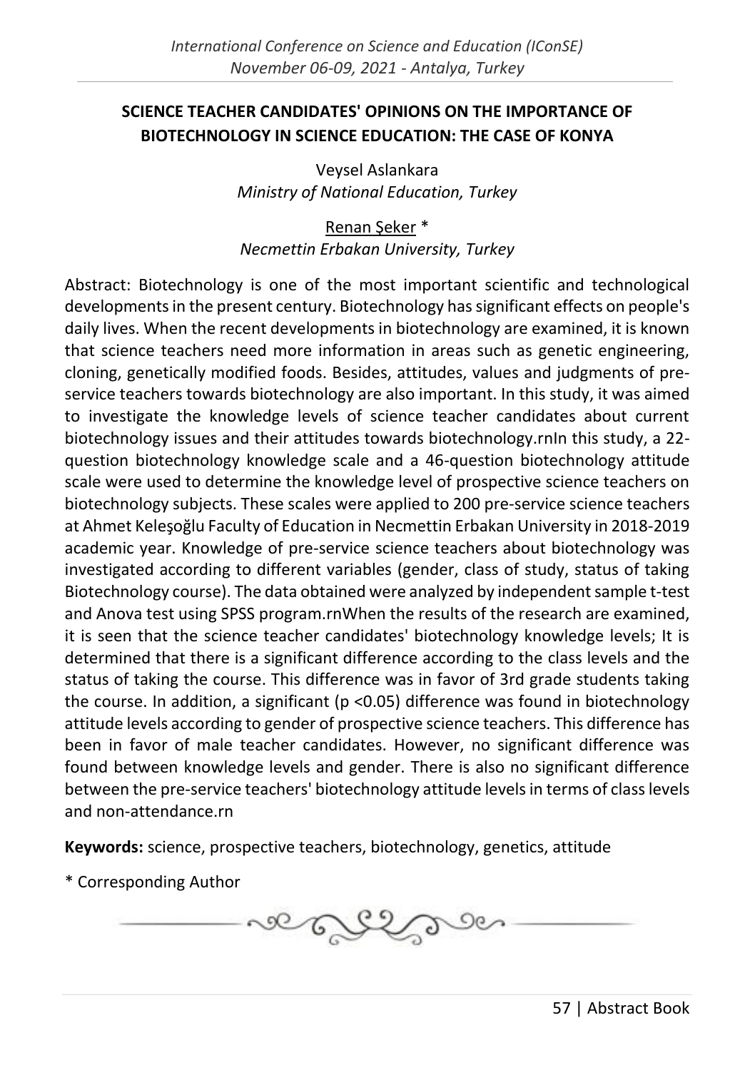## SCIENCE TEACHER CANDIDATES' OPINIONS ON THE IMPORTANCE OF BIOTECHNOLOGY IN SCIENCE EDUCATION: THE CASE OF KONYA

Veysel Aslankara
*Ministry of National Education, Turkey*

Renan Şeker *
*Necmettin Erbakan University, Turkey*

Abstract: Biotechnology is one of the most important scientific and technological developments in the present century. Biotechnology has significant effects on people's daily lives. When the recent developments in biotechnology are examined, it is known that science teachers need more information in areas such as genetic engineering, cloning, genetically modified foods. Besides, attitudes, values and judgments of pre-service teachers towards biotechnology are also important. In this study, it was aimed to investigate the knowledge levels of science teacher candidates about current biotechnology issues and their attitudes towards biotechnology.rnIn this study, a 22-question biotechnology knowledge scale and a 46-question biotechnology attitude scale were used to determine the knowledge level of prospective science teachers on biotechnology subjects. These scales were applied to 200 pre-service science teachers at Ahmet Keleşoğlu Faculty of Education in Necmettin Erbakan University in 2018-2019 academic year. Knowledge of pre-service science teachers about biotechnology was investigated according to different variables (gender, class of study, status of taking Biotechnology course). The data obtained were analyzed by independent sample t-test and Anova test using SPSS program.rnWhen the results of the research are examined, it is seen that the science teacher candidates' biotechnology knowledge levels; It is determined that there is a significant difference according to the class levels and the status of taking the course. This difference was in favor of 3rd grade students taking the course. In addition, a significant ($p < 0.05$) difference was found in biotechnology attitude levels according to gender of prospective science teachers. This difference has been in favor of male teacher candidates. However, no significant difference was found between knowledge levels and gender. There is also no significant difference between the pre-service teachers' biotechnology attitude levels in terms of class levels and non-attendance.rn

**Keywords:** science, prospective teachers, biotechnology, genetics, attitude

\* Corresponding Author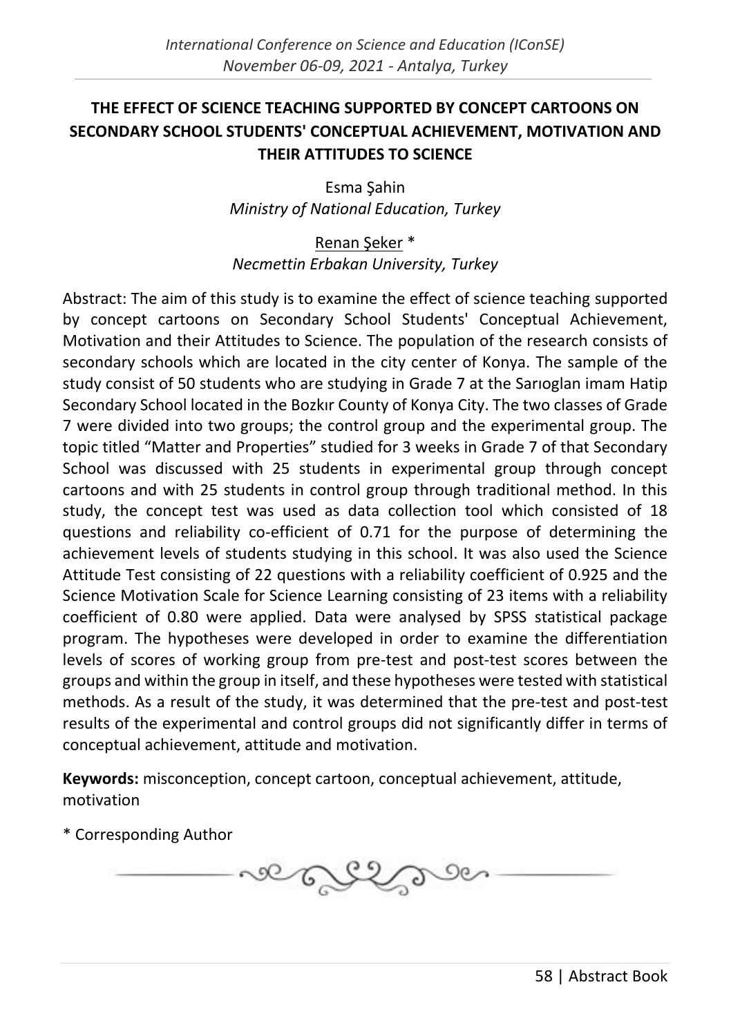# THE EFFECT OF SCIENCE TEACHING SUPPORTED BY CONCEPT CARTOONS ON SECONDARY SCHOOL STUDENTS' CONCEPTUAL ACHIEVEMENT, MOTIVATION AND THEIR ATTITUDES TO SCIENCE

Esma Şahin
*Ministry of National Education, Turkey*

Renan Şeker *
*Necmettin Erbakan University, Turkey*

Abstract: The aim of this study is to examine the effect of science teaching supported by concept cartoons on Secondary School Students' Conceptual Achievement, Motivation and their Attitudes to Science. The population of the research consists of secondary schools which are located in the city center of Konya. The sample of the study consist of 50 students who are studying in Grade 7 at the Sarıoglan imam Hatip Secondary School located in the Bozkır County of Konya City. The two classes of Grade 7 were divided into two groups; the control group and the experimental group. The topic titled "Matter and Properties" studied for 3 weeks in Grade 7 of that Secondary School was discussed with 25 students in experimental group through concept cartoons and with 25 students in control group through traditional method. In this study, the concept test was used as data collection tool which consisted of 18 questions and reliability co-efficient of 0.71 for the purpose of determining the achievement levels of students studying in this school. It was also used the Science Attitude Test consisting of 22 questions with a reliability coefficient of 0.925 and the Science Motivation Scale for Science Learning consisting of 23 items with a reliability coefficient of 0.80 were applied. Data were analysed by SPSS statistical package program. The hypotheses were developed in order to examine the differentiation levels of scores of working group from pre-test and post-test scores between the groups and within the group in itself, and these hypotheses were tested with statistical methods. As a result of the study, it was determined that the pre-test and post-test results of the experimental and control groups did not significantly differ in terms of conceptual achievement, attitude and motivation.

**Keywords:** misconception, concept cartoon, conceptual achievement, attitude, motivation

* Corresponding Author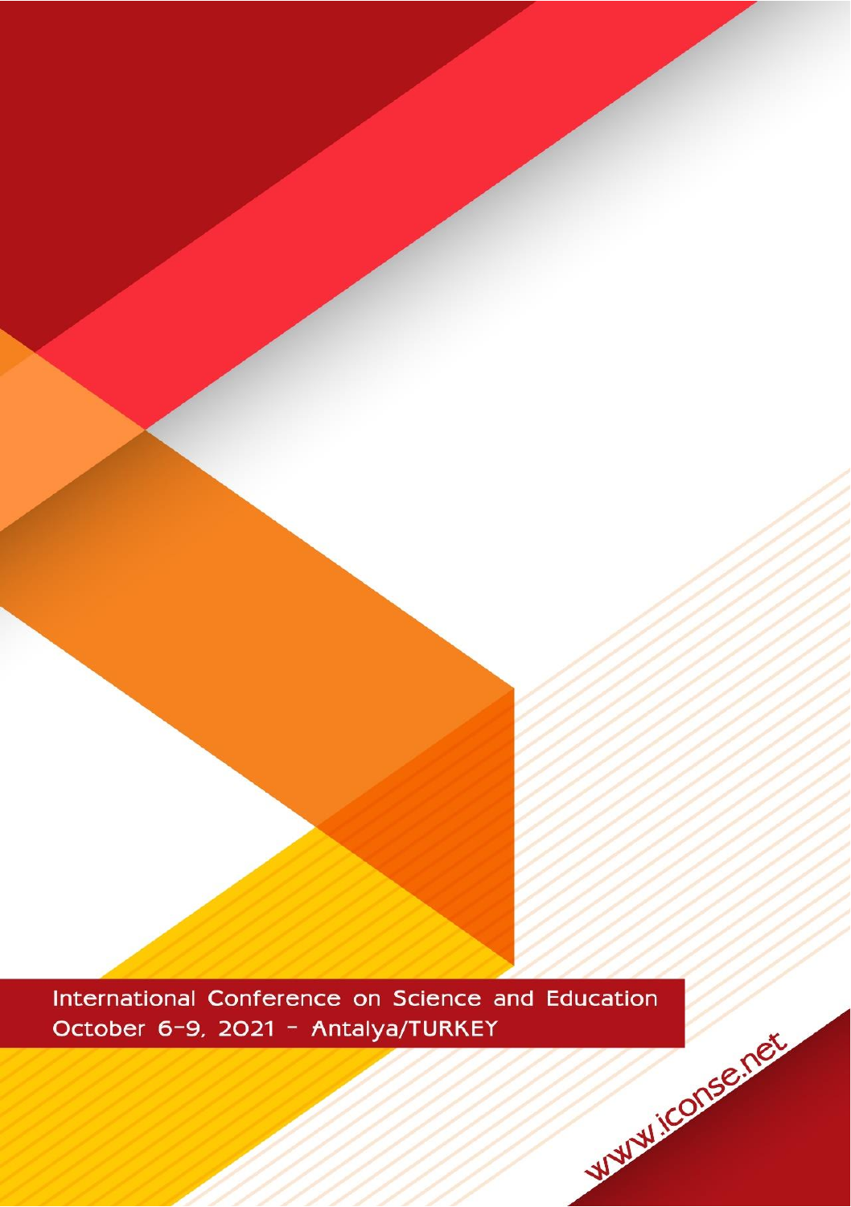International Conference on Science and Education
October 6-9, 2021 - Antalya/TURKEY

www.iconse.net